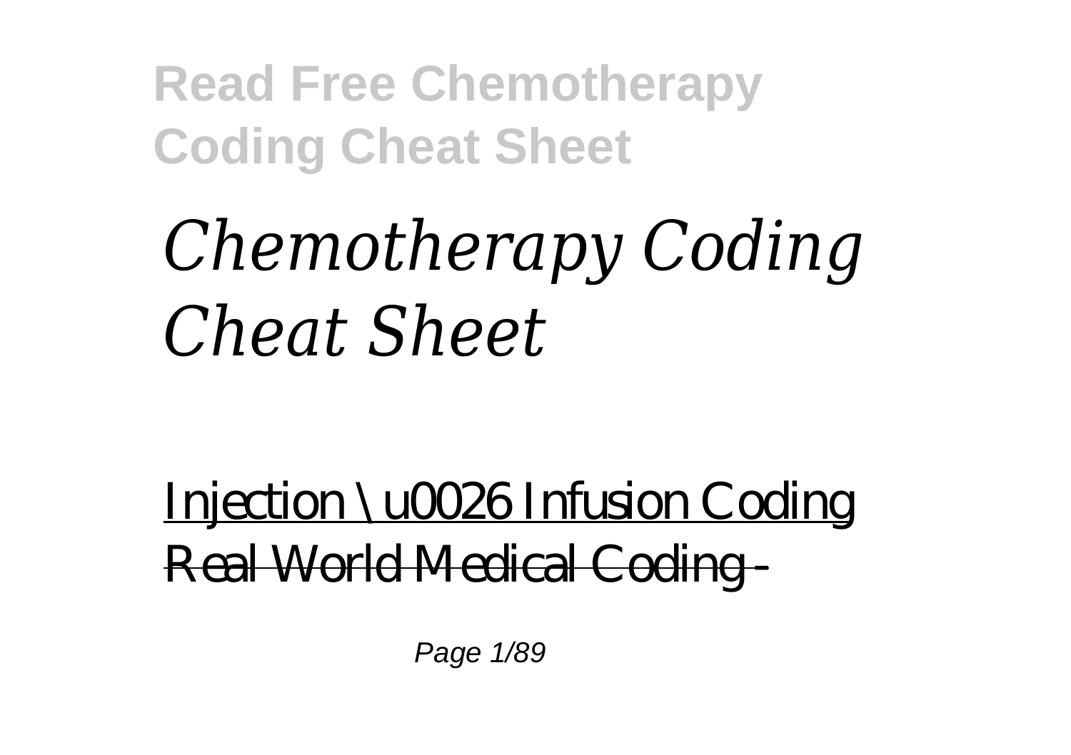# *Chemotherapy Coding Cheat Sheet*

Injection \u0026 Infusion Coding

~~Real World Medical Coding -~~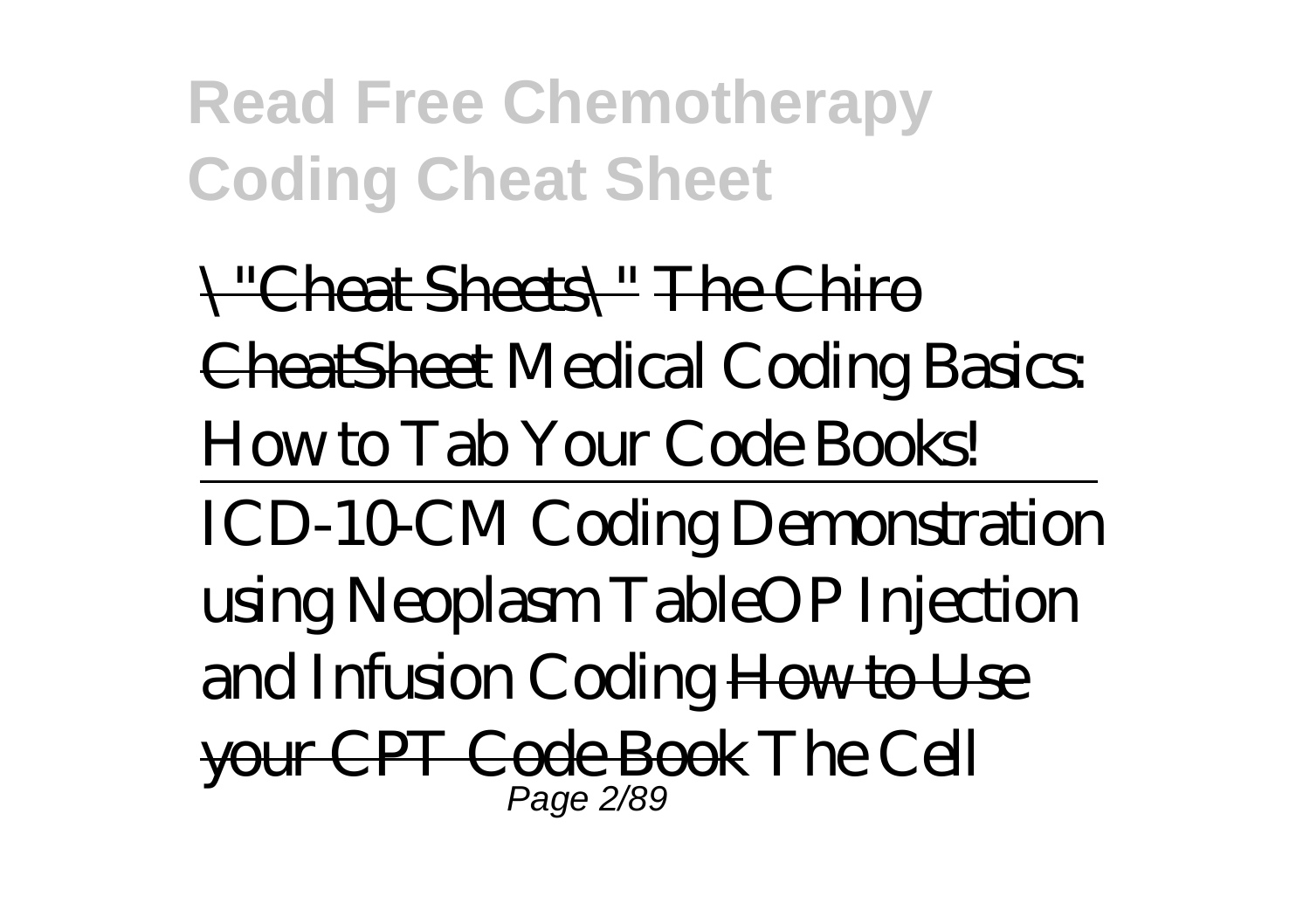\"Cheat Sheets\" The Chiro CheatSheet *Medical Coding Basics: How to Tab Your Code Books!*

*ICD-10-CM Coding Demonstration using Neoplasm TableOP Injection and Infusion Coding* How to Use your CPT Code Book *The Cell*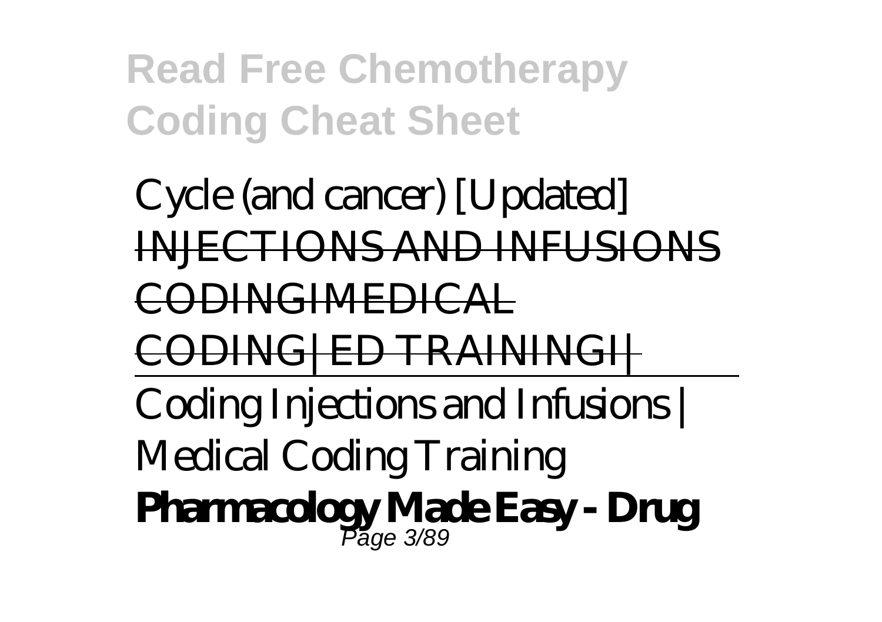Cycle (and cancer) [Updated]
~~INJECTIONS AND INFUSIONS CODINGIMEDICAL CODING|ED TRAININGI|~~
Coding Injections and Infusions | Medical Coding Training
**Pharmacology Made Easy - Drug**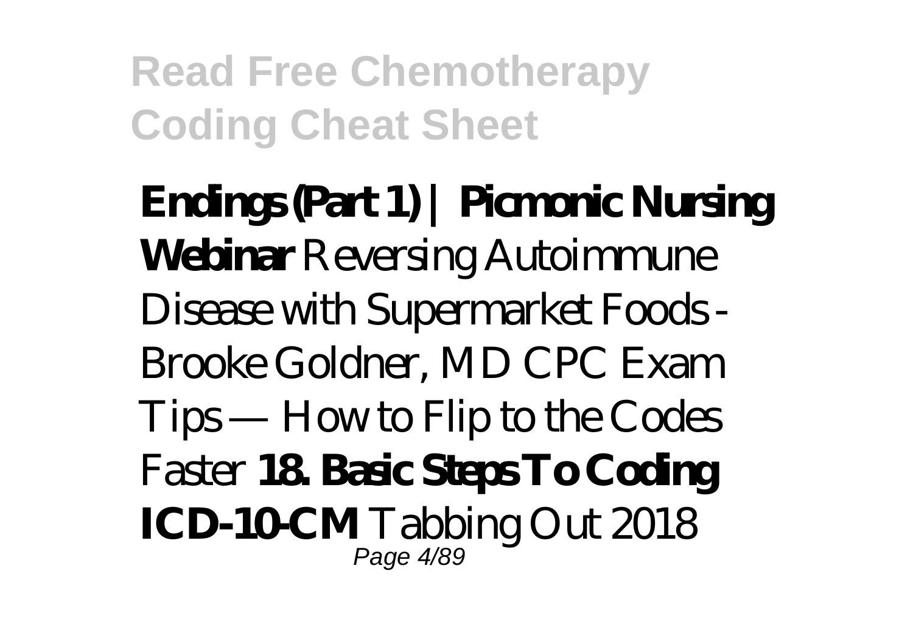**Endings (Part 1) | Picmonic Nursing Webinar** Reversing Autoimmune Disease with Supermarket Foods - Brooke Goldner, MD CPC Exam Tips — How to Flip to the Codes Faster **18. Basic Steps To Coding ICD-10-CM** Tabbing Out 2018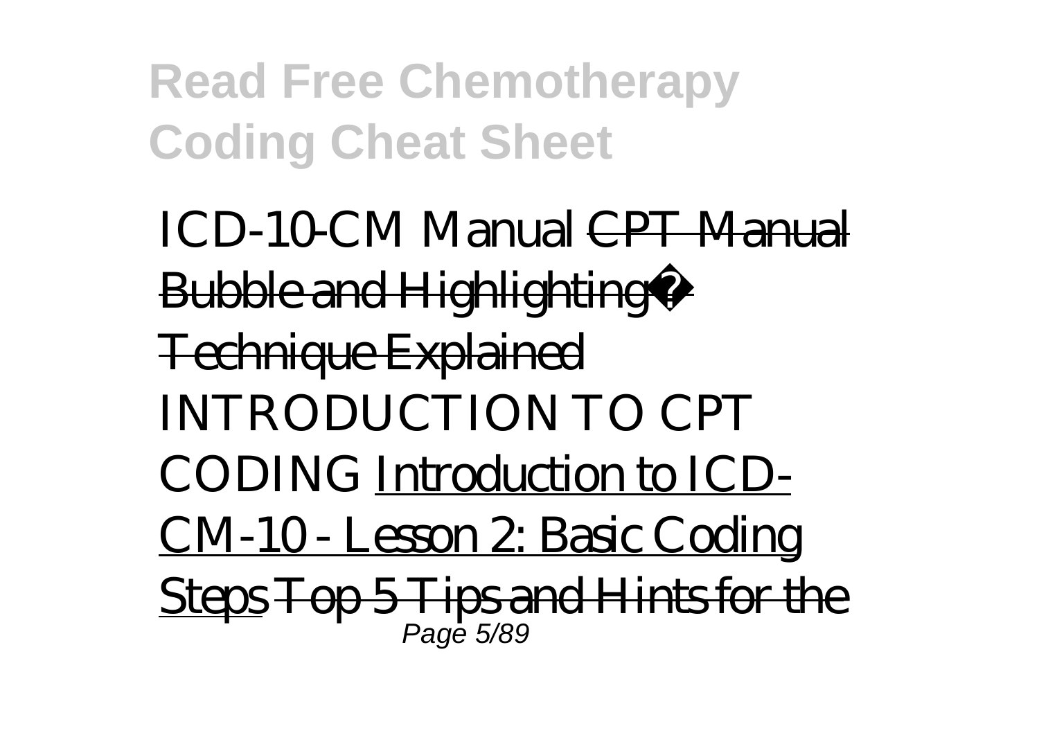ICD-10-CM Manual CPT Manual Bubble and Highlighting� Technique Explained INTRODUCTION TO CPT CODING Introduction to ICD-CM-10 - Lesson 2: Basic Coding Steps Top 5 Tips and Hints for the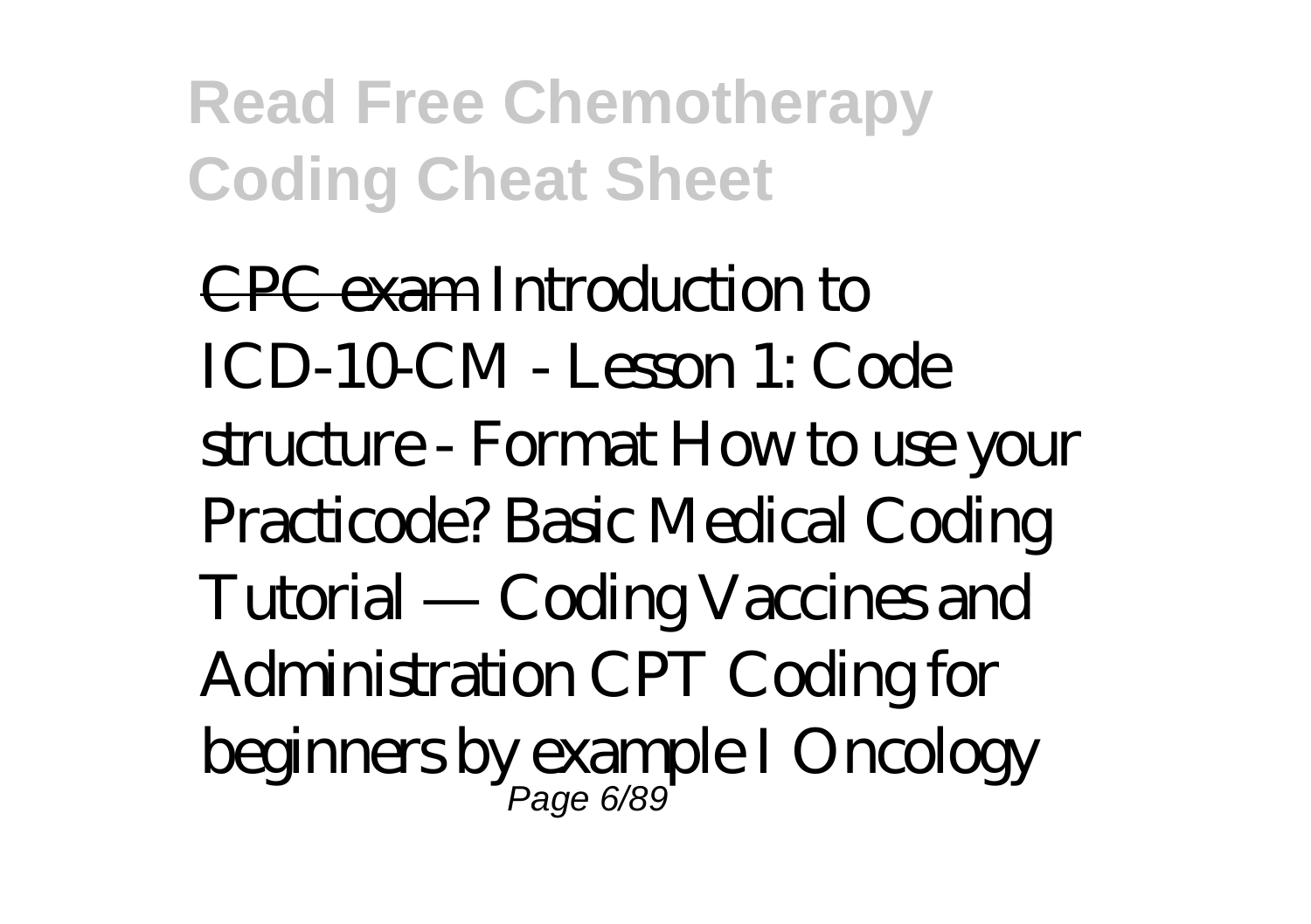CPC exam Introduction to ICD-10-CM - Lesson 1: Code structure - Format How to use your Practicode? Basic Medical Coding Tutorial — Coding Vaccines and Administration CPT Coding for beginners by example I Oncology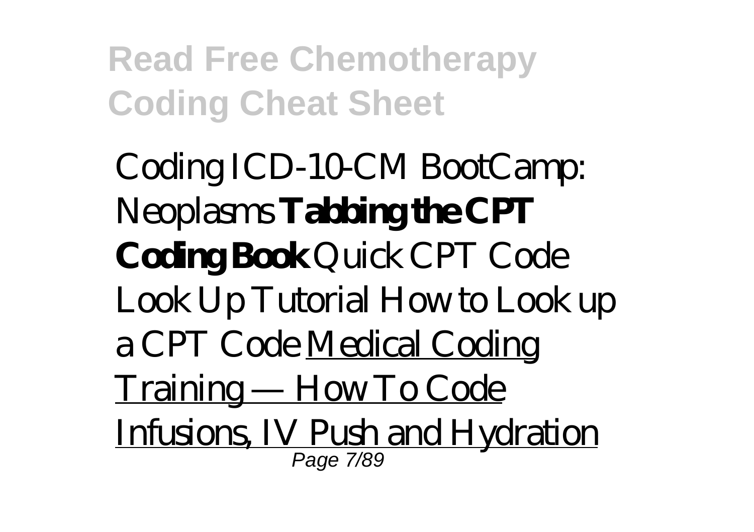Coding ICD-10-CM BootCamp: Neoplasms **Tabbing the CPT Coding Book** Quick CPT Code Look Up Tutorial How to Look up a CPT Code Medical Coding Training — How To Code Infusions, IV Push and Hydration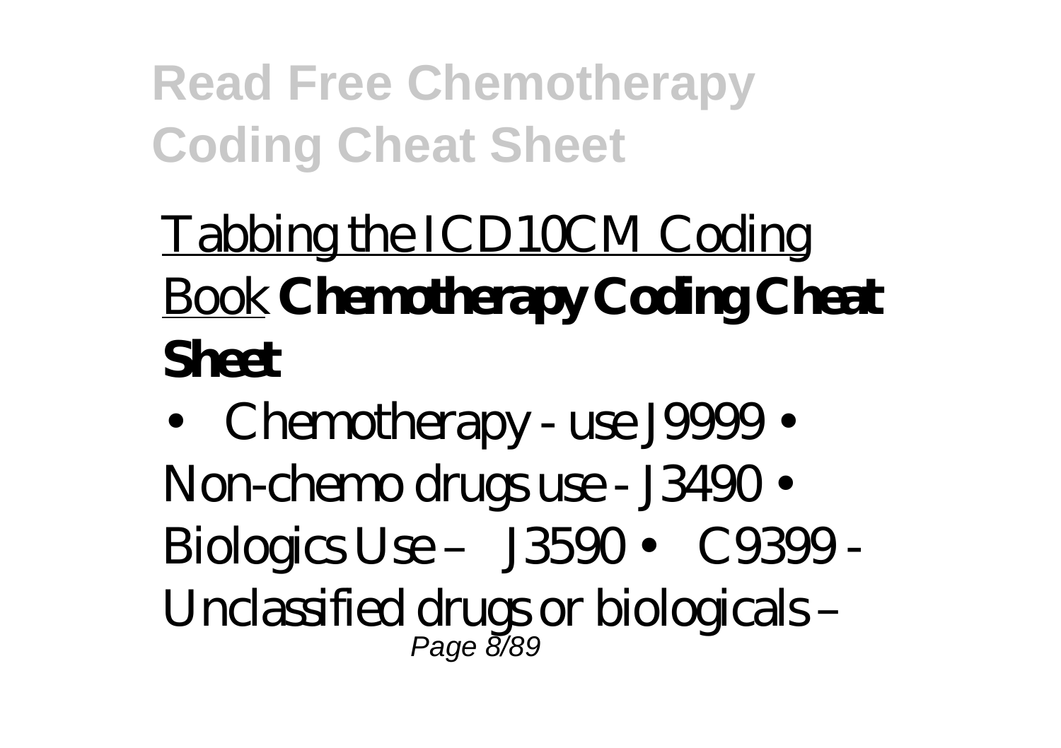Tabbing the ICD10CM Coding Book **Chemotherapy Coding Cheat Sheet**

• Chemotherapy - use J9999 • Non-chemo drugs use - J3490 • Biologics Use – J3590 • C9399 - Unclassified drugs or biologicals –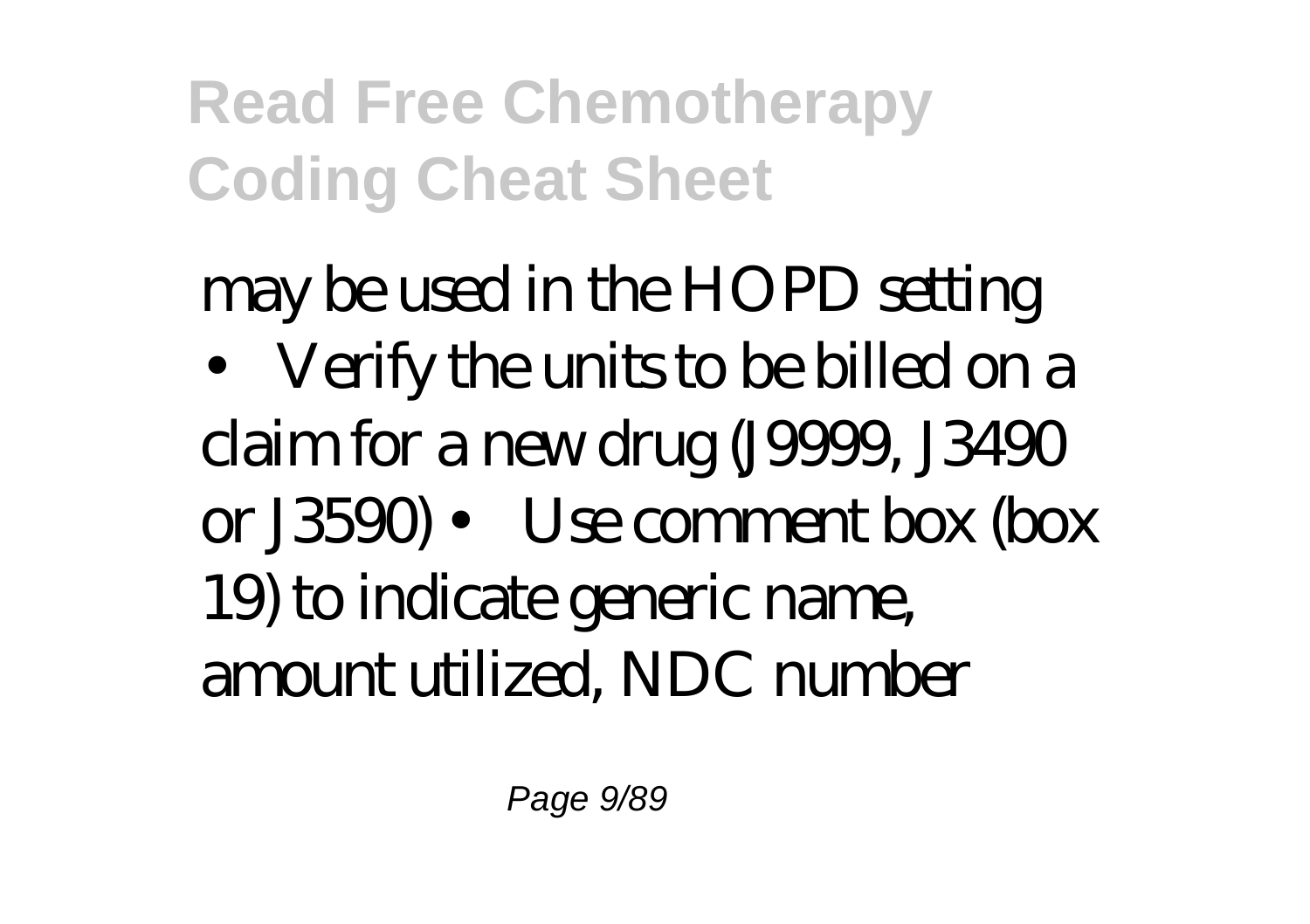may be used in the HOPD setting

• Verify the units to be billed on a claim for a new drug (J9999, J3490 or J3590) • Use comment box (box 19) to indicate generic name, amount utilized, NDC number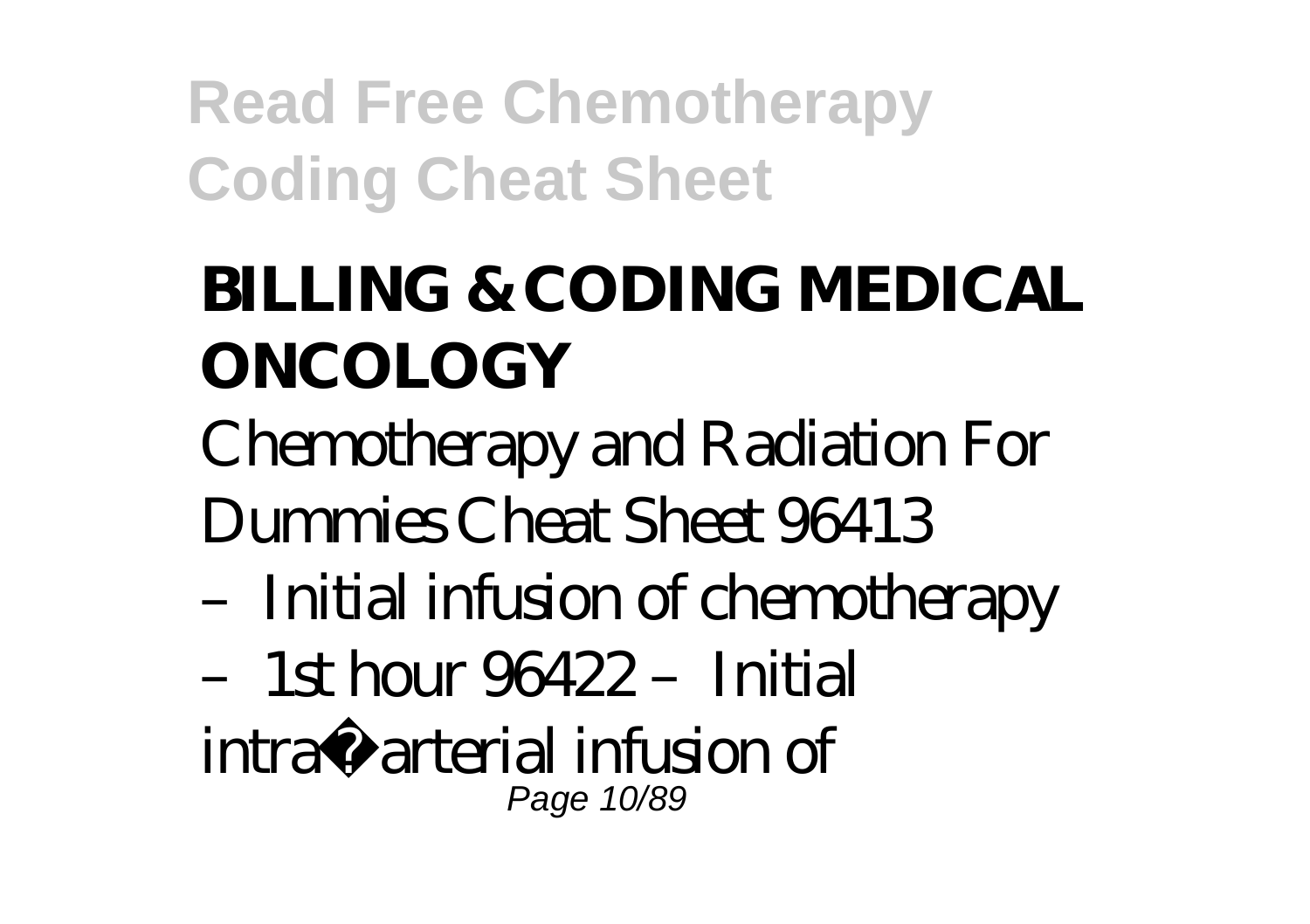## BILLING & CODING MEDICAL ONCOLOGY

Chemotherapy and Radiation For Dummies Cheat Sheet 96413 – Initial infusion of chemotherapy – 1st hour 96422 – Initial intra�arterial infusion of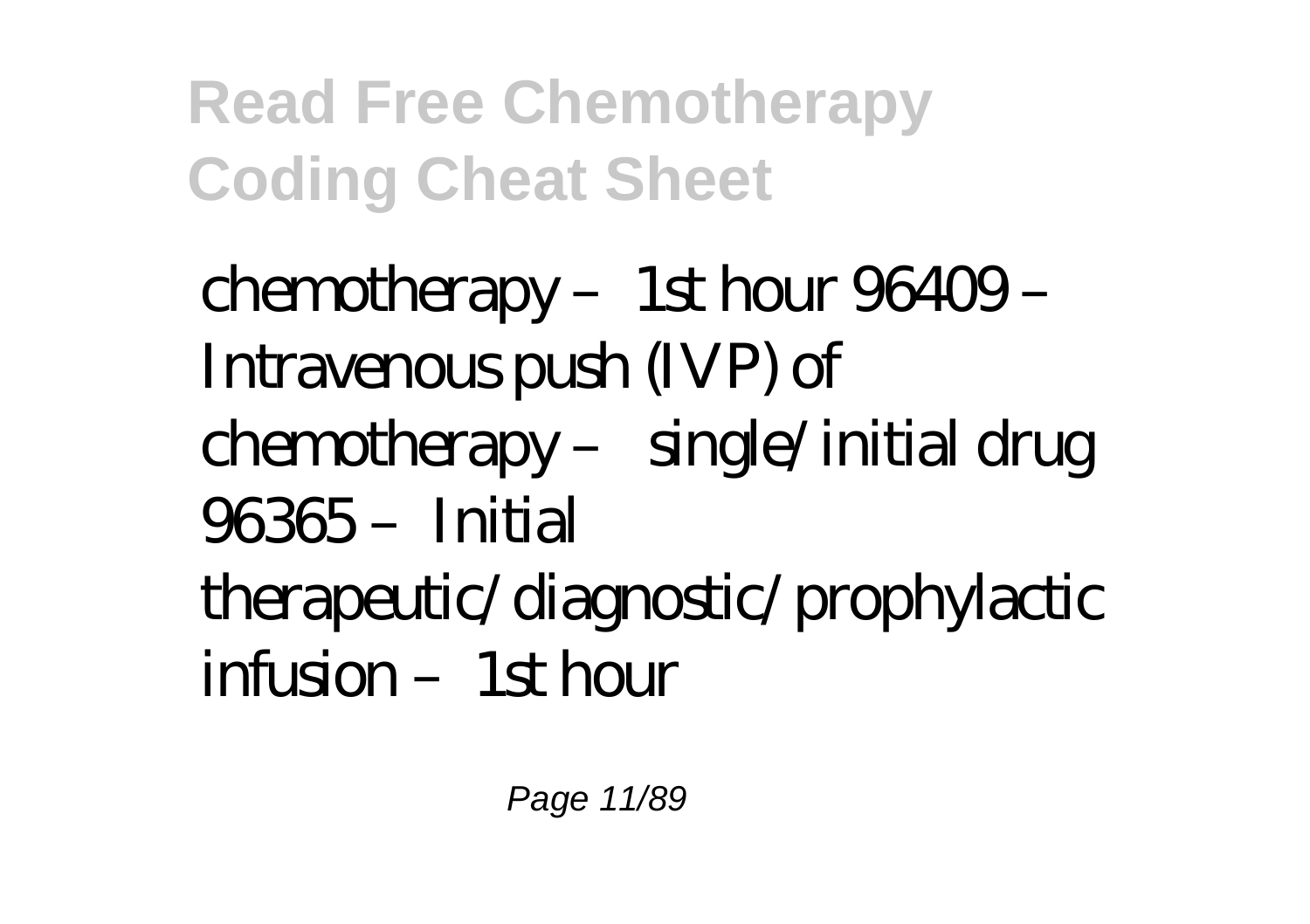chemotherapy – 1st hour 96409 – Intravenous push (IVP) of chemotherapy – single/initial drug 96365 – Initial therapeutic/diagnostic/prophylactic infusion – 1st hour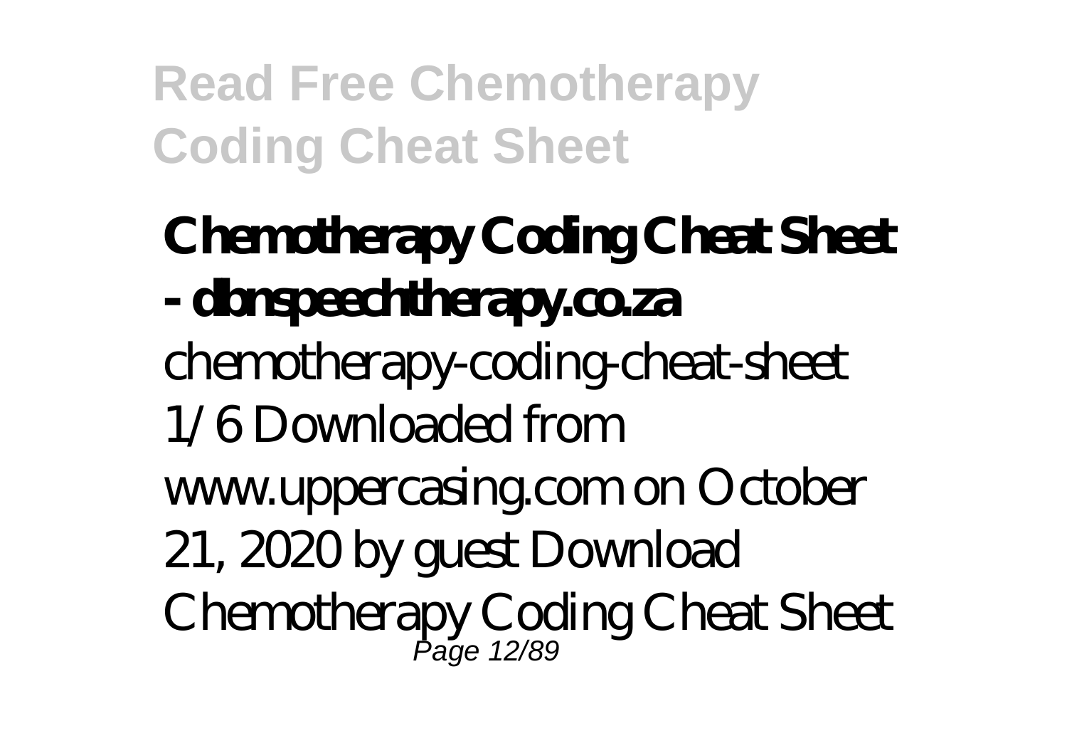**Chemotherapy Coding Cheat Sheet - dbnspeechtherapy.co.za**

chemotherapy-coding-cheat-sheet 1/6 Downloaded from www.uppercasing.com on October 21, 2020 by guest Download Chemotherapy Coding Cheat Sheet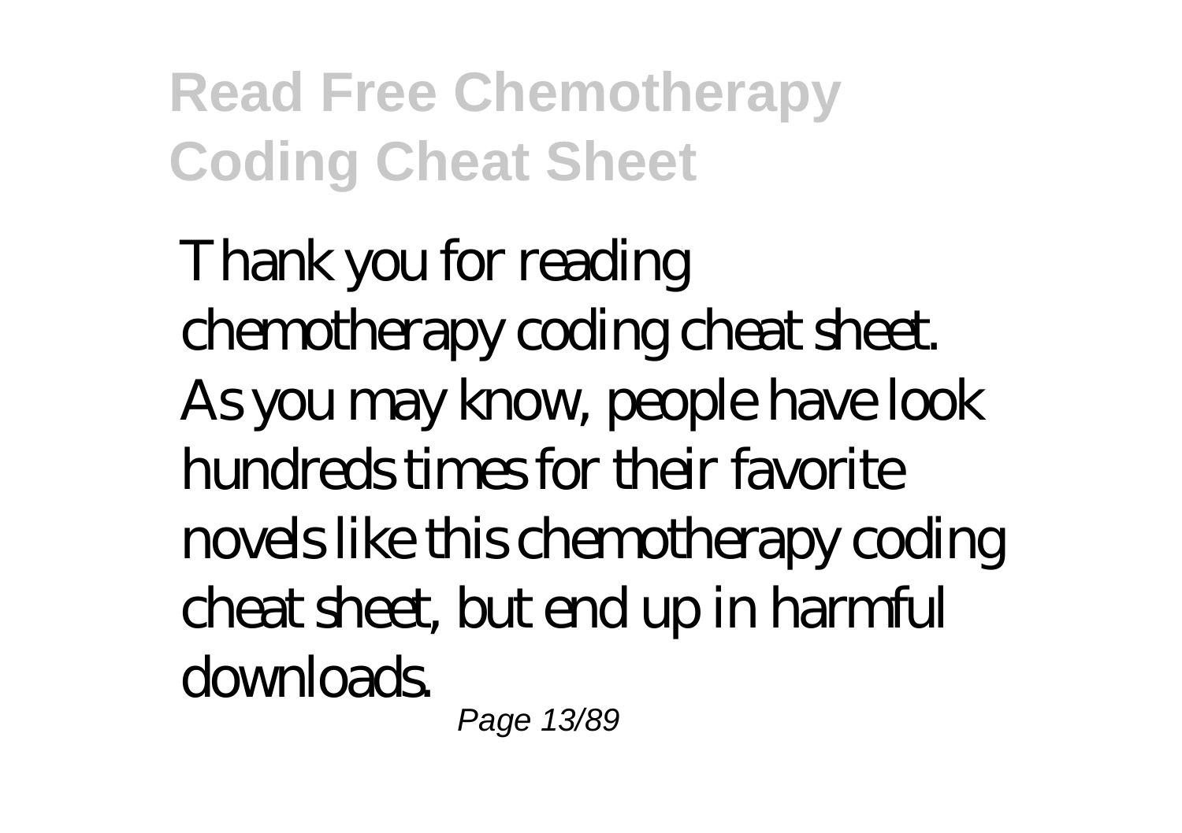Thank you for reading chemotherapy coding cheat sheet. As you may know, people have look hundreds times for their favorite novels like this chemotherapy coding cheat sheet, but end up in harmful downloads.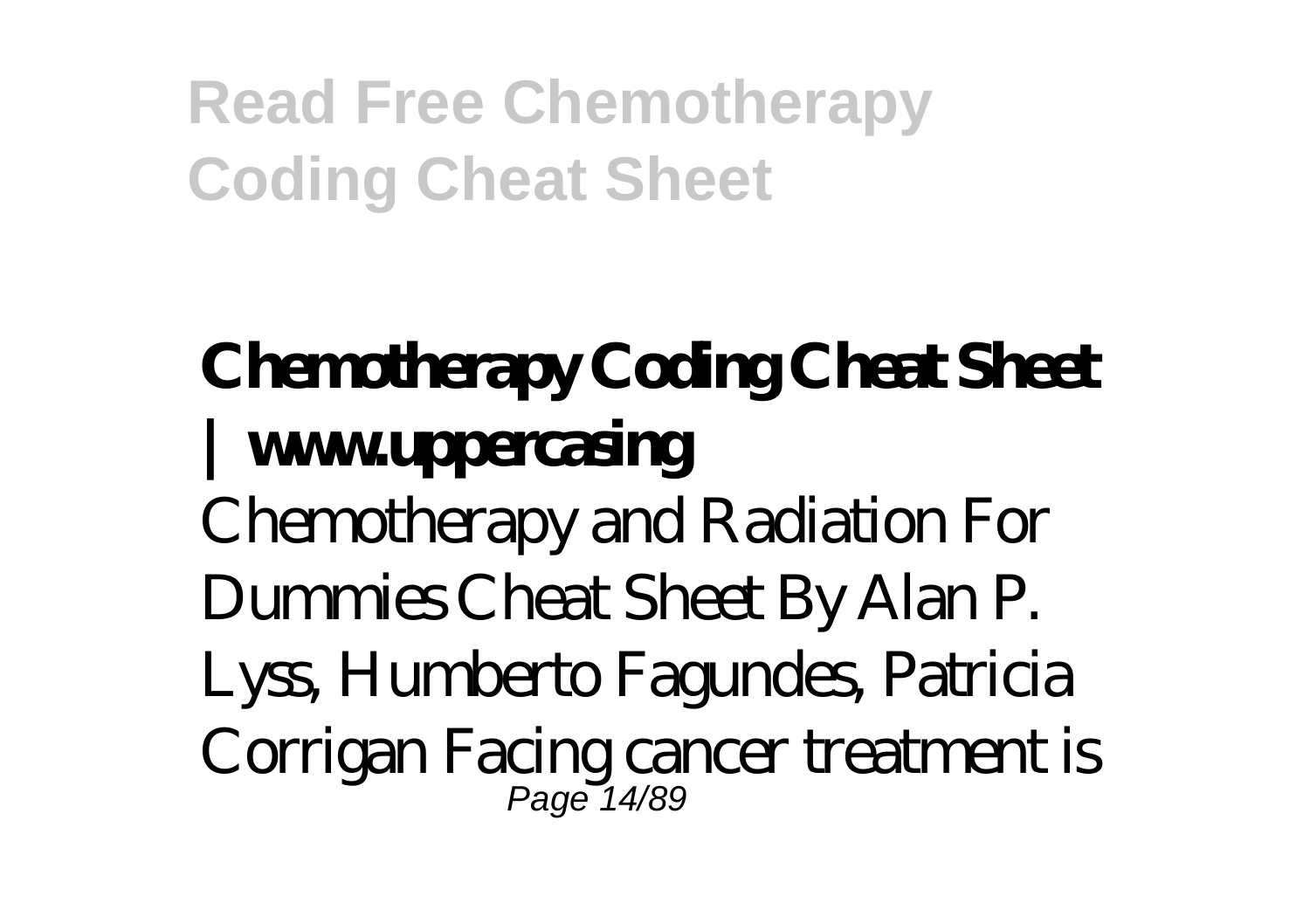## Chemotherapy Coding Cheat Sheet | www.uppercasing

Chemotherapy and Radiation For Dummies Cheat Sheet By Alan P. Lyss, Humberto Fagundes, Patricia Corrigan Facing cancer treatment is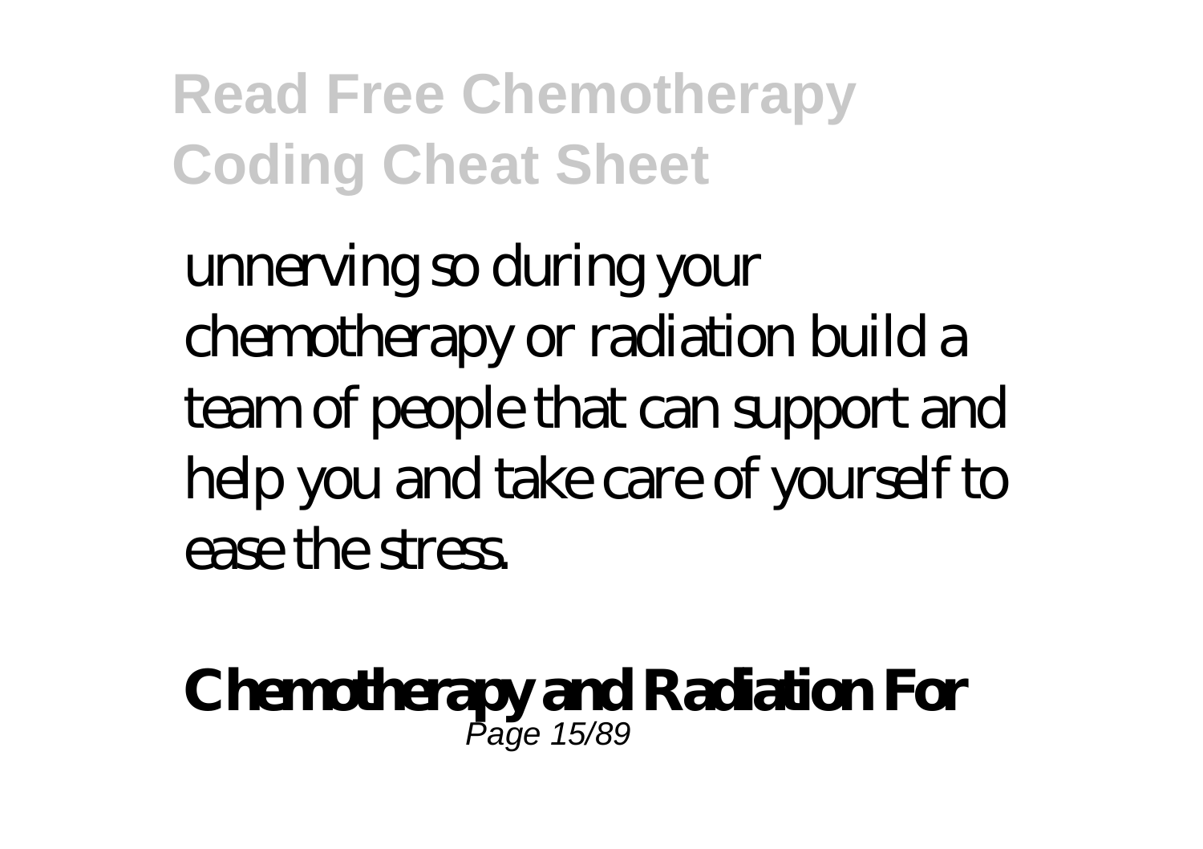unnerving so during your chemotherapy or radiation build a team of people that can support and help you and take care of yourself to ease the stress.

**Chemotherapy and Radiation For**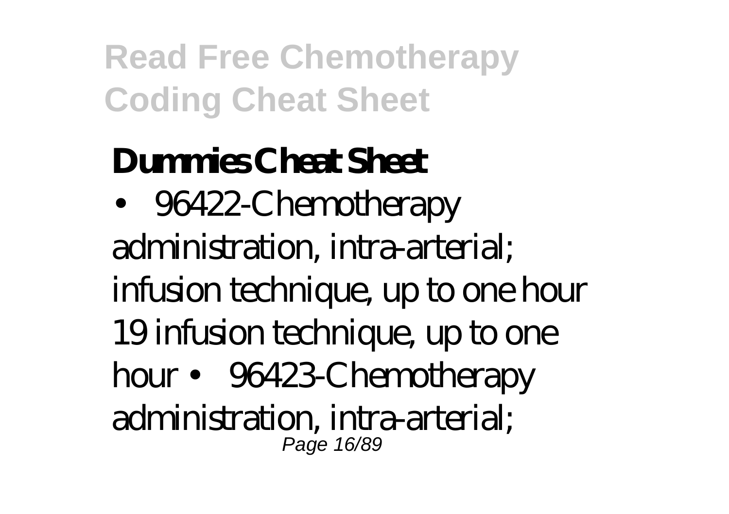**Dummies Cheat Sheet**

• 96422-Chemotherapy administration, intra-arterial; infusion technique, up to one hour 19 infusion technique, up to one hour • 96423-Chemotherapy administration, intra-arterial;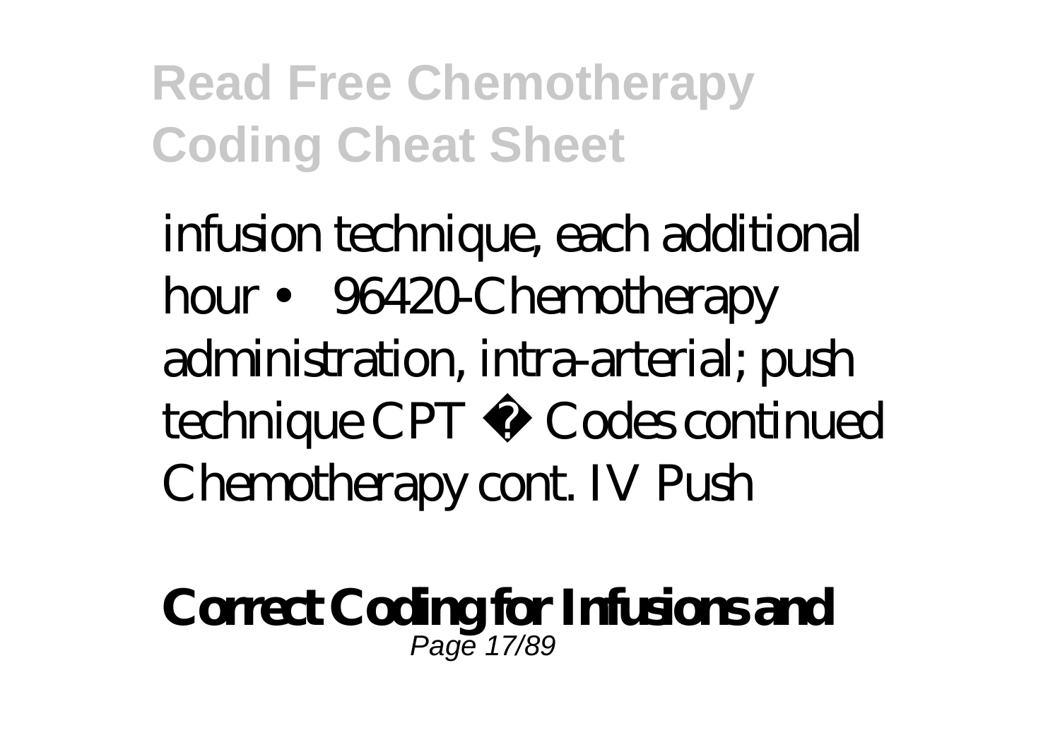infusion technique, each additional hour • 96420-Chemotherapy administration, intra-arterial; push technique CPT � Codes continued Chemotherapy cont. IV Push

**Correct Coding for Infusions and**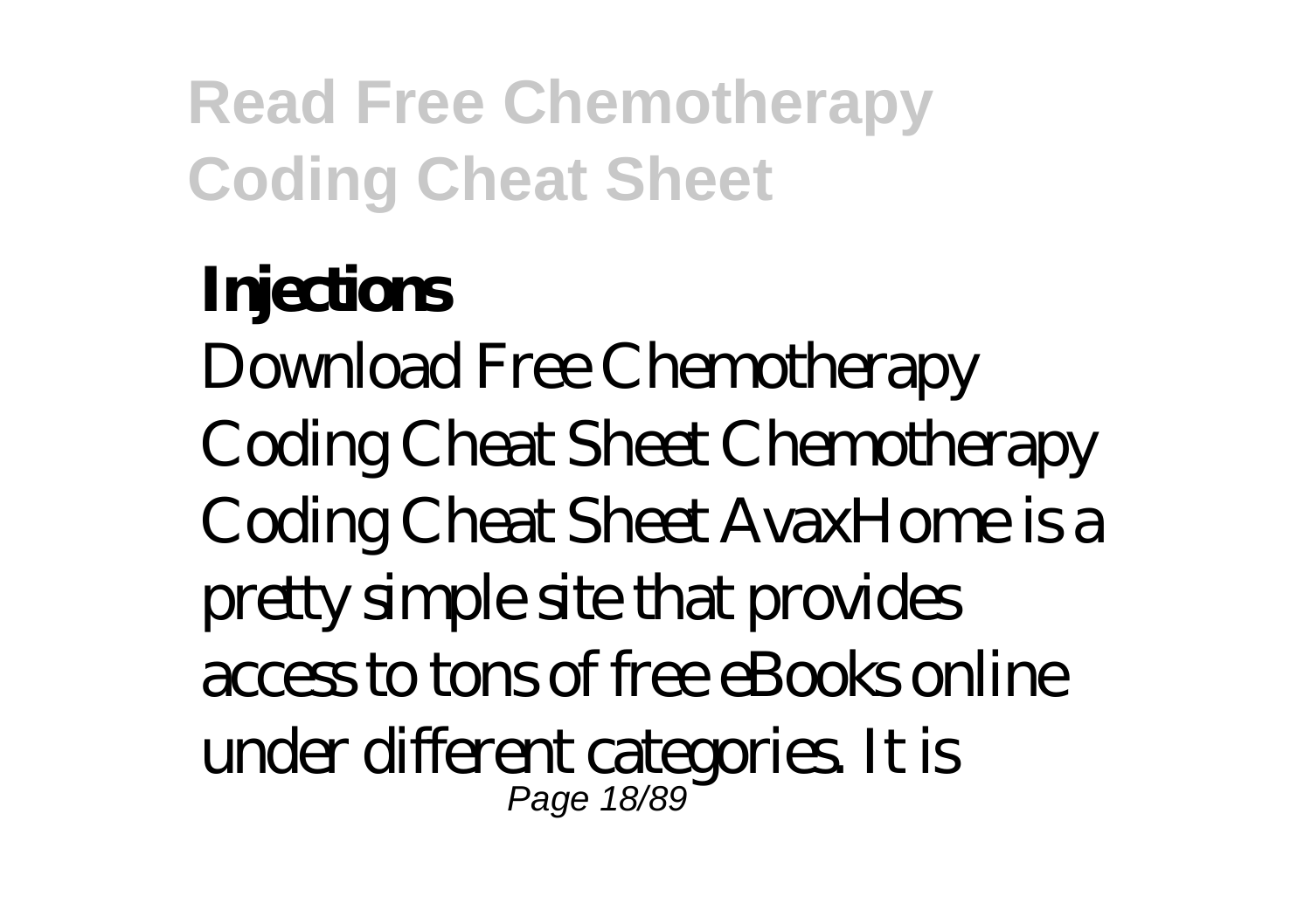**Injections**

Download Free Chemotherapy Coding Cheat Sheet Chemotherapy Coding Cheat Sheet AvaxHome is a pretty simple site that provides access to tons of free eBooks online under different categories. It is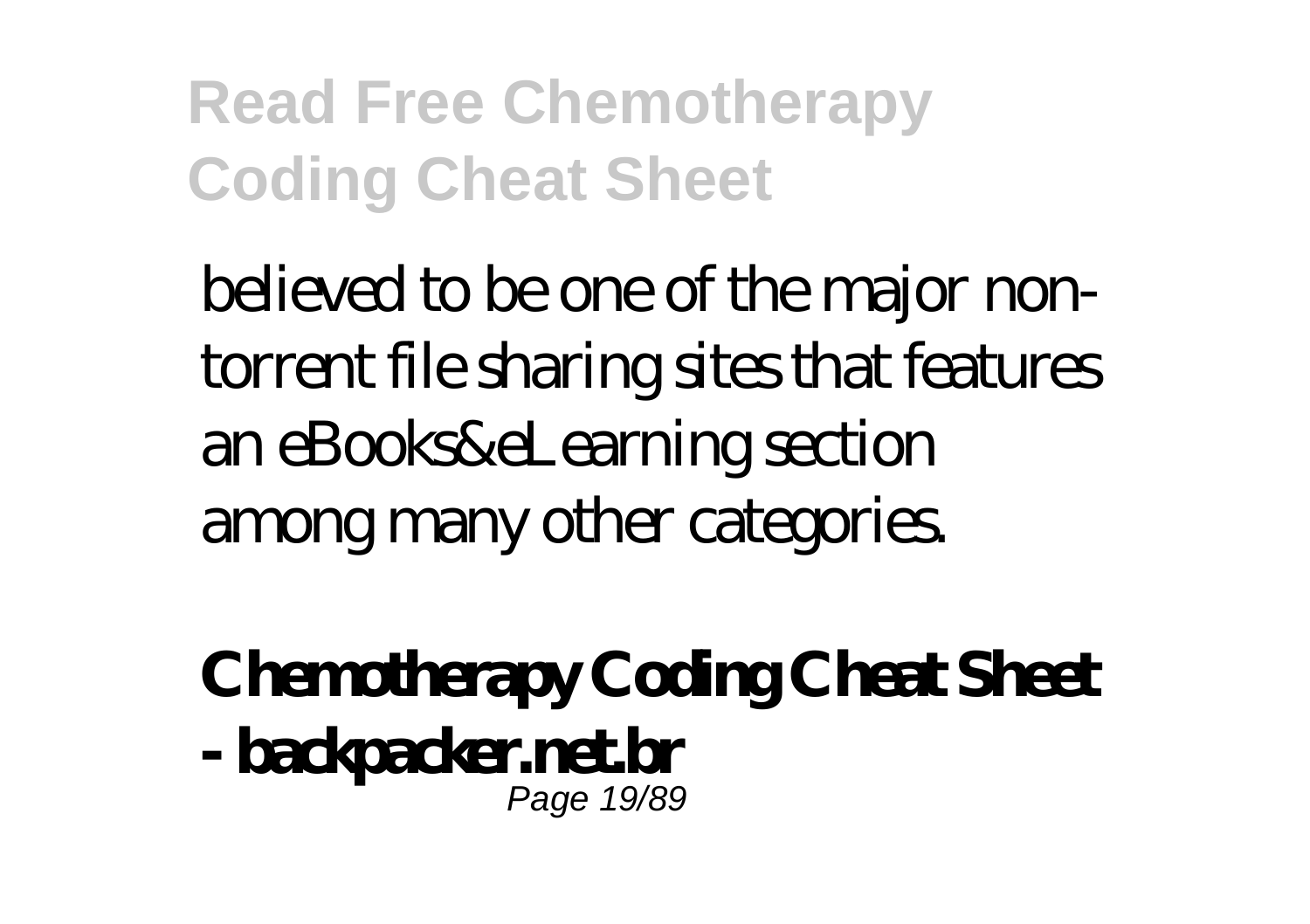believed to be one of the major non-torrent file sharing sites that features an eBooks&eLearning section among many other categories.

**Chemotherapy Coding Cheat Sheet - backpacker.net.br**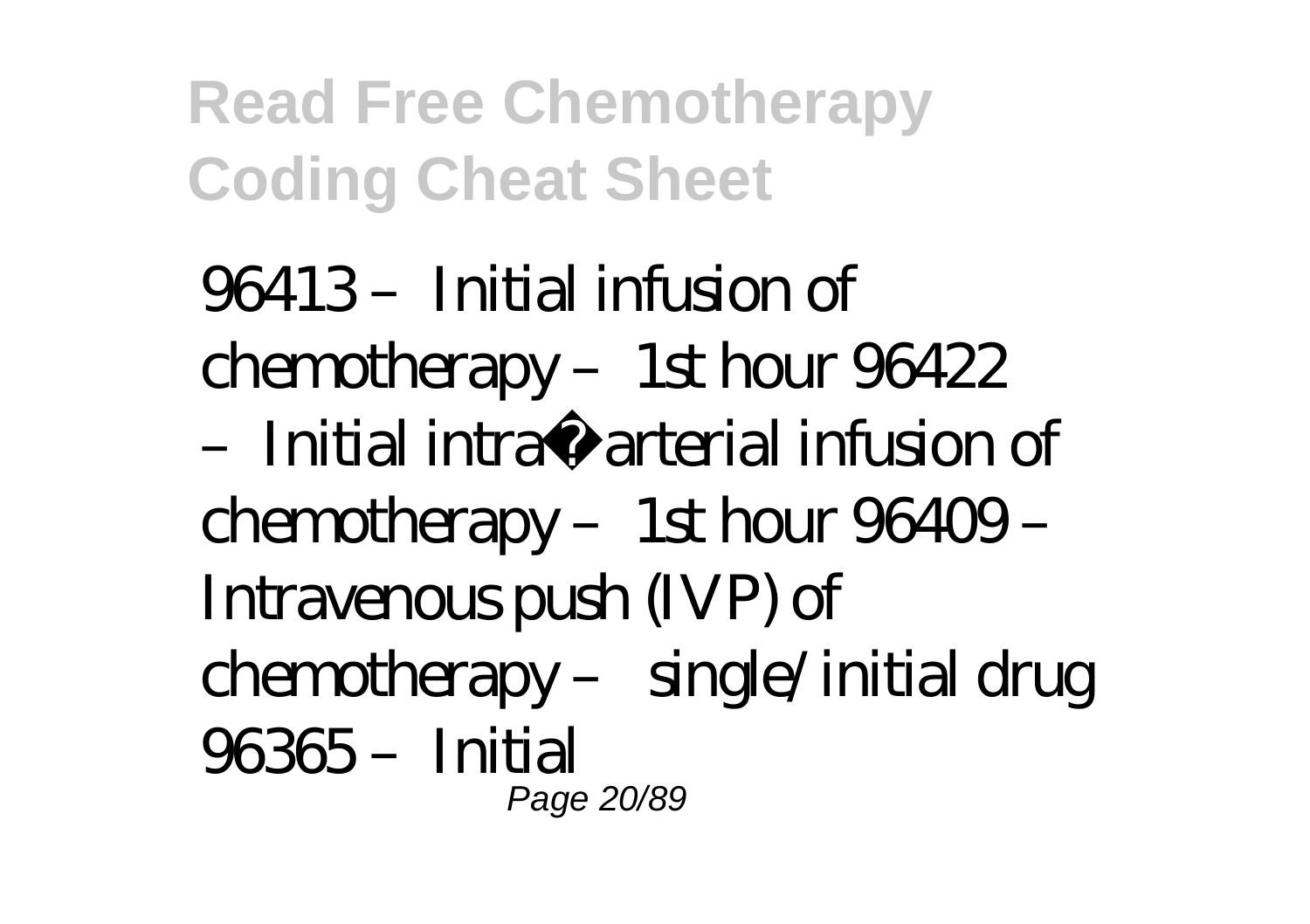96413 – Initial infusion of chemotherapy – 1st hour 96422 – Initial intra�arterial infusion of chemotherapy – 1st hour 96409 – Intravenous push (IVP) of chemotherapy – single/initial drug 96365 – Initial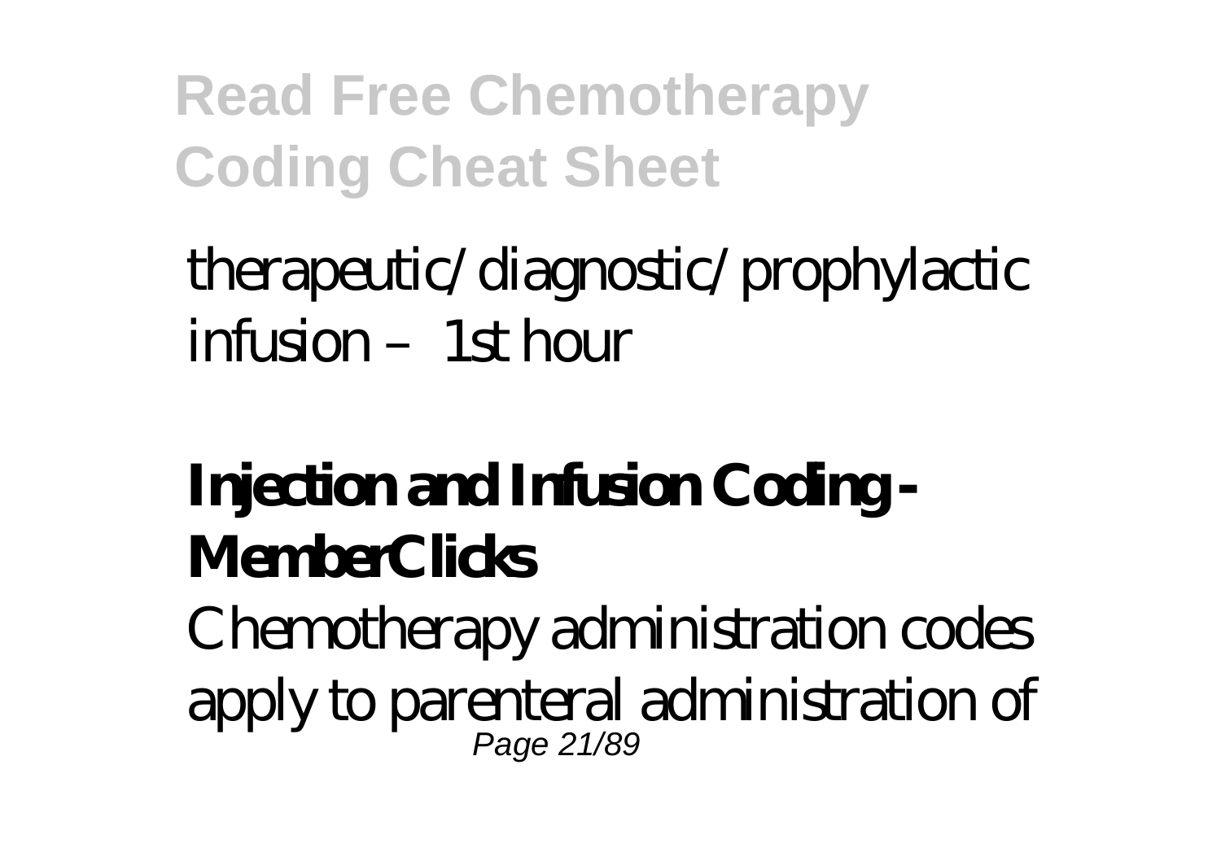therapeutic/diagnostic/prophylactic infusion – 1st hour

## Injection and Infusion Coding - MemberClicks

Chemotherapy administration codes apply to parenteral administration of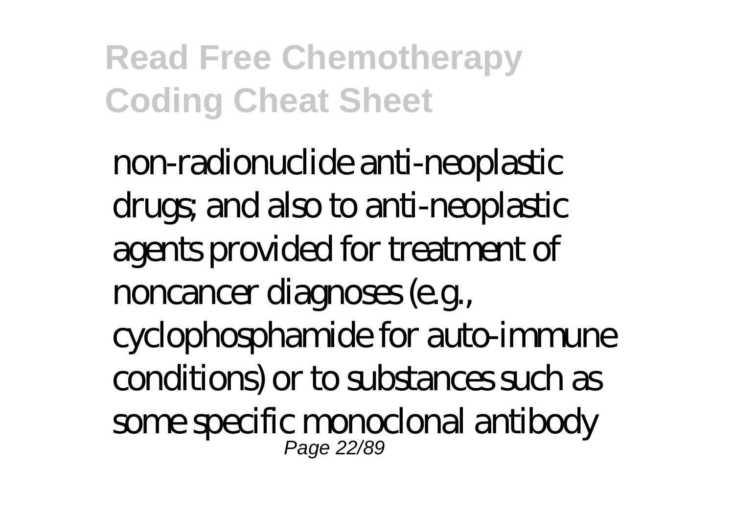non-radionuclide anti-neoplastic drugs; and also to anti-neoplastic agents provided for treatment of noncancer diagnoses (e.g., cyclophosphamide for auto-immune conditions) or to substances such as some specific monoclonal antibody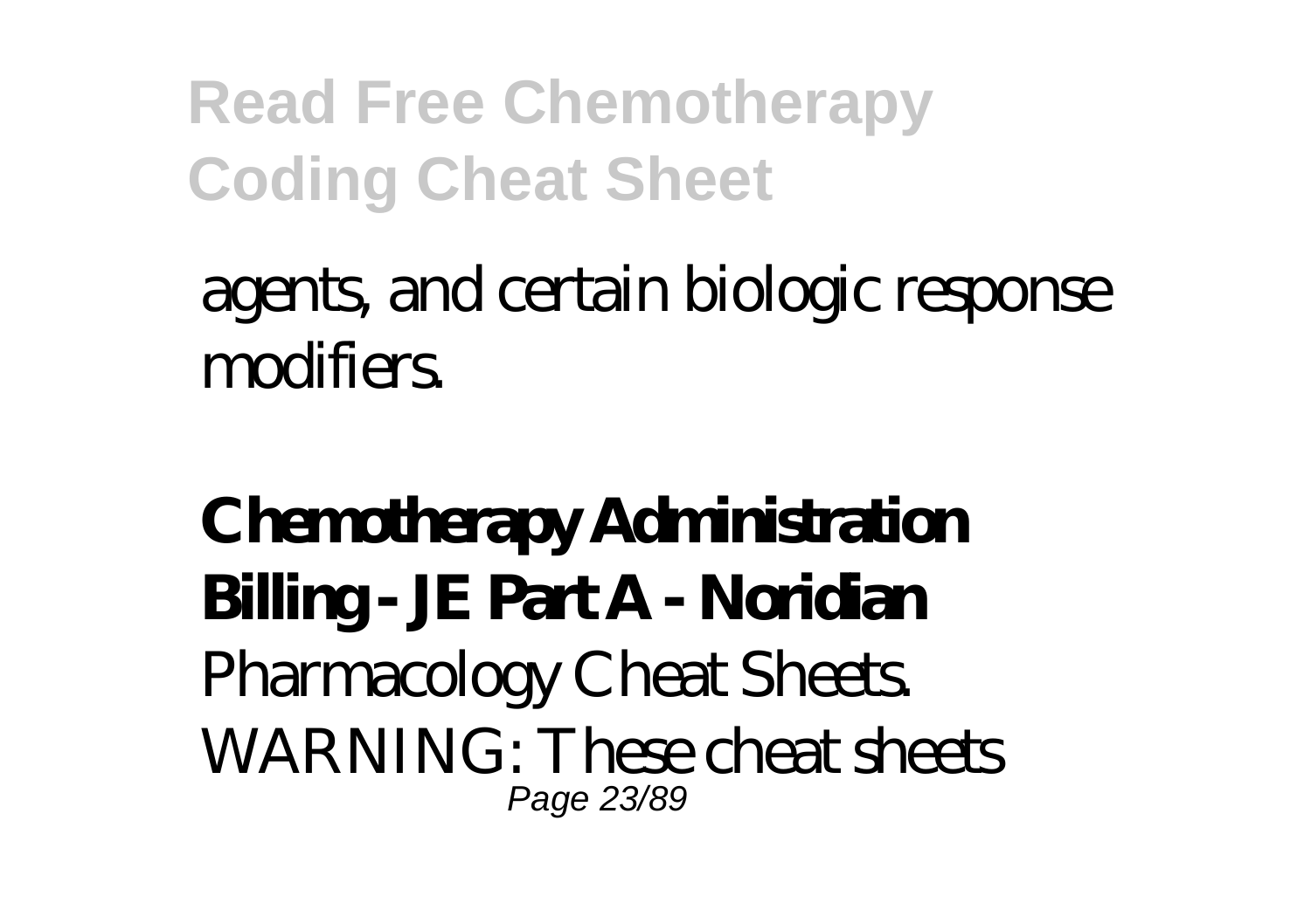agents, and certain biologic response modifiers.

**Chemotherapy Administration Billing - JE Part A - Noridian**
Pharmacology Cheat Sheets. WARNING: These cheat sheets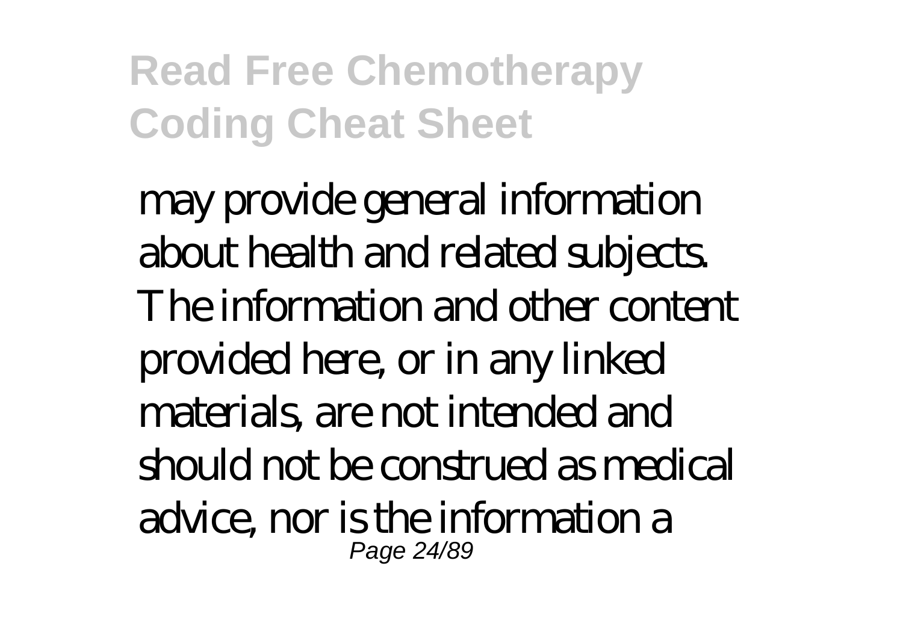may provide general information about health and related subjects. The information and other content provided here, or in any linked materials, are not intended and should not be construed as medical advice, nor is the information a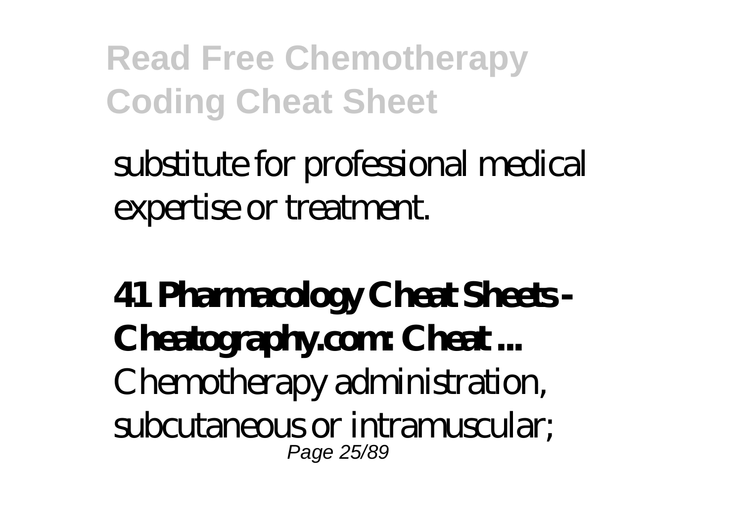substitute for professional medical expertise or treatment.

**41 Pharmacology Cheat Sheets - Cheatography.com: Cheat ...**

Chemotherapy administration, subcutaneous or intramuscular;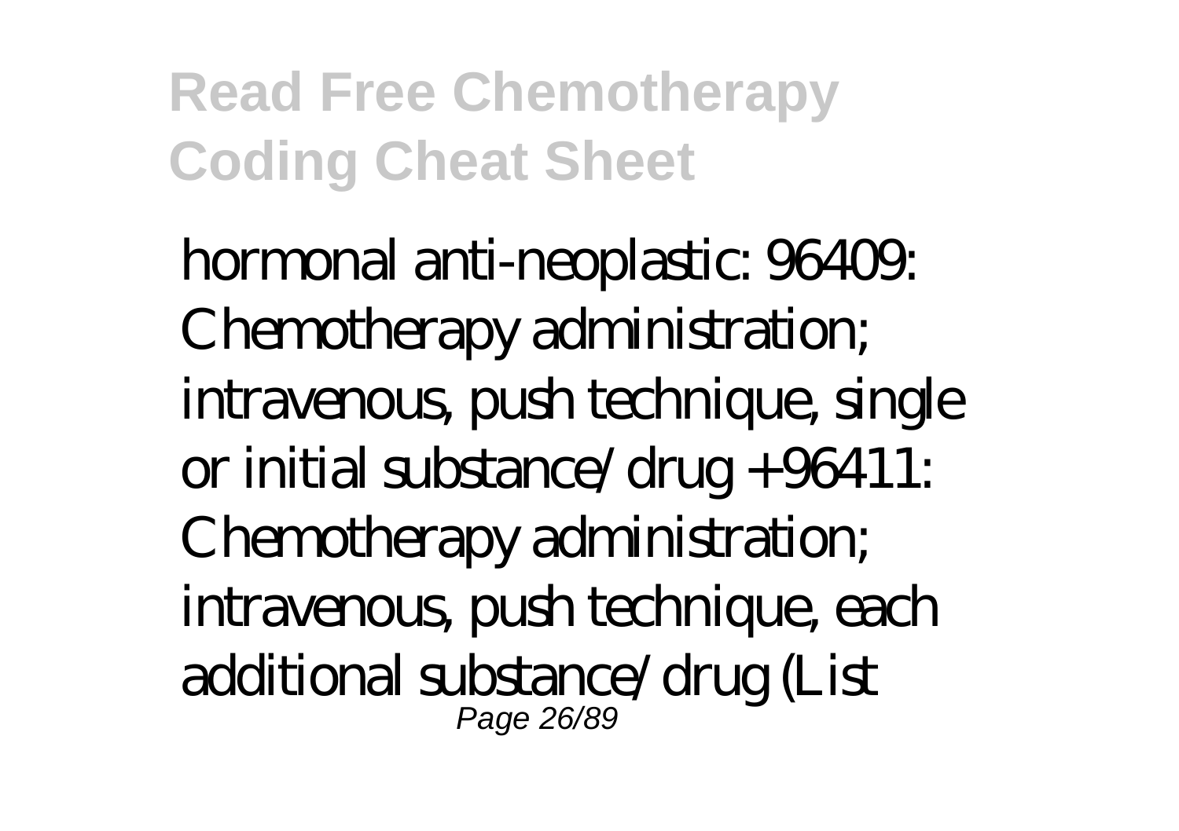hormonal anti-neoplastic: 96409: Chemotherapy administration; intravenous, push technique, single or initial substance/drug +96411: Chemotherapy administration; intravenous, push technique, each additional substance/drug (List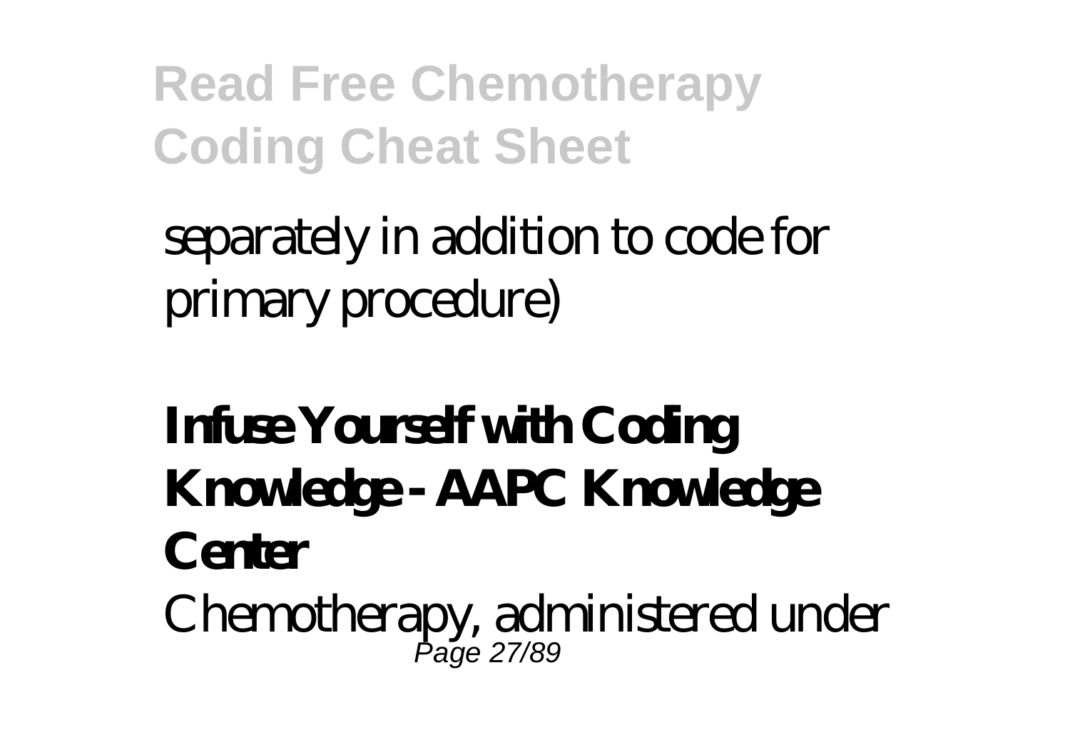separately in addition to code for primary procedure)

**Infuse Yourself with Coding Knowledge - AAPC Knowledge Center**

Chemotherapy, administered under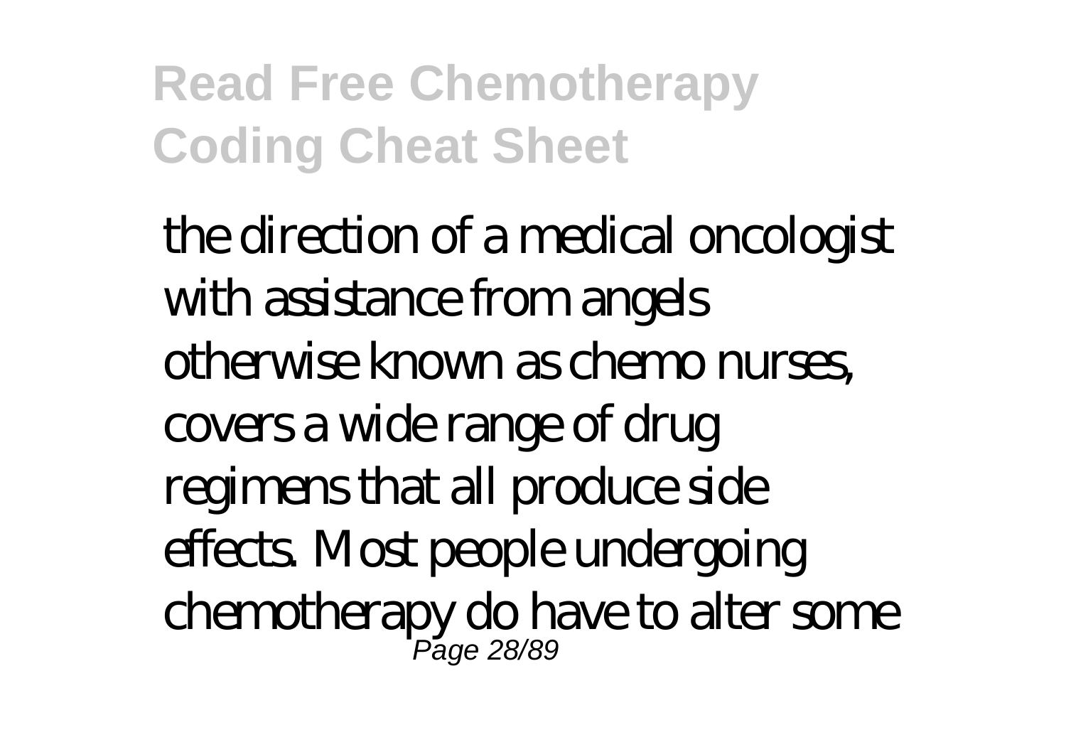the direction of a medical oncologist with assistance from angels otherwise known as chemo nurses, covers a wide range of drug regimens that all produce side effects. Most people undergoing chemotherapy do have to alter some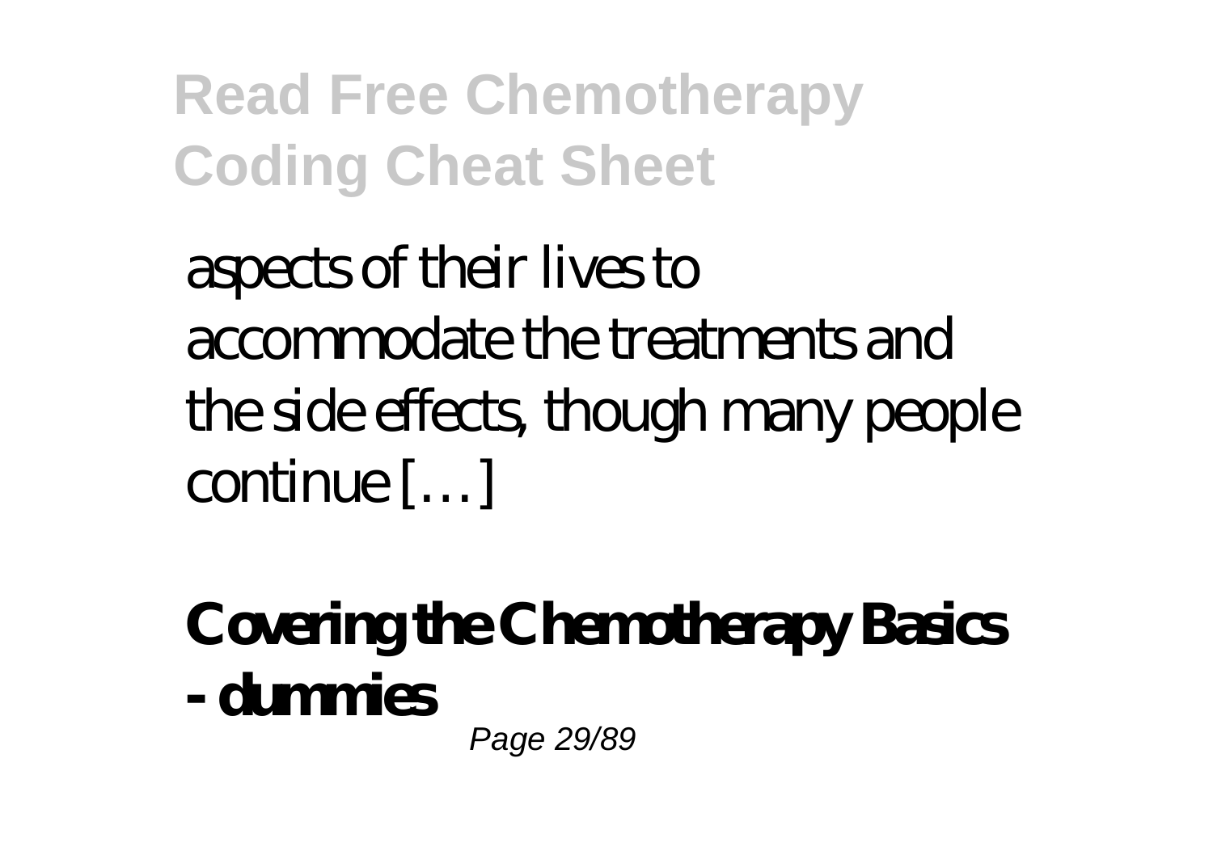aspects of their lives to accommodate the treatments and the side effects, though many people continue […]

**Covering the Chemotherapy Basics - dummies**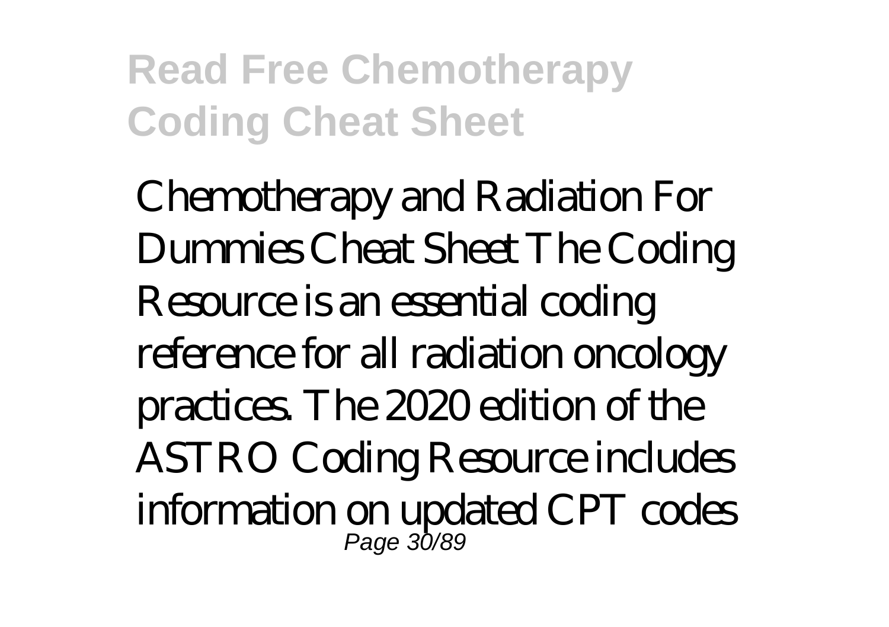Chemotherapy and Radiation For Dummies Cheat Sheet The Coding Resource is an essential coding reference for all radiation oncology practices. The 2020 edition of the ASTRO Coding Resource includes information on updated CPT codes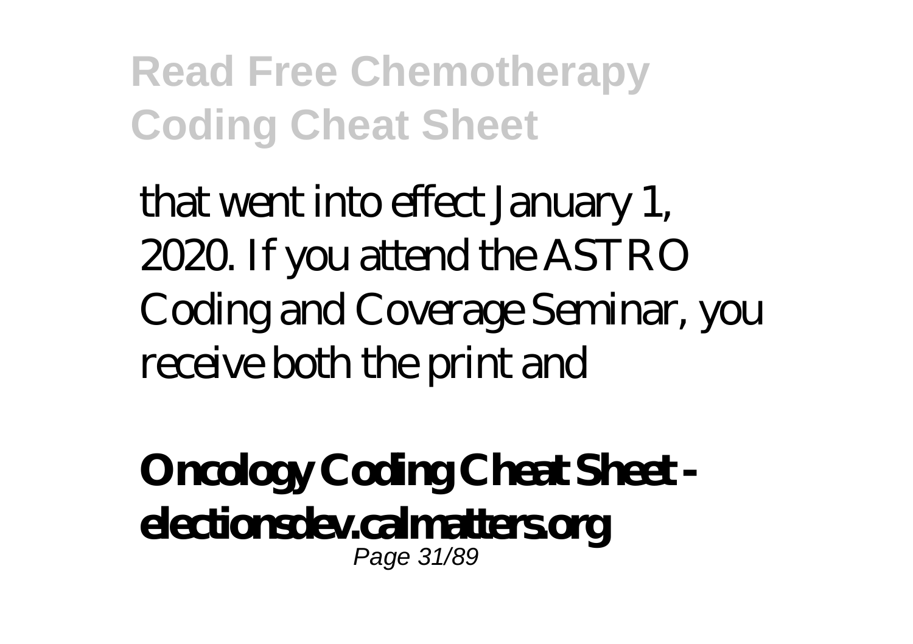that went into effect January 1, 2020. If you attend the ASTRO Coding and Coverage Seminar, you receive both the print and

**Oncology Coding Cheat Sheet - electionsdev.calmatters.org**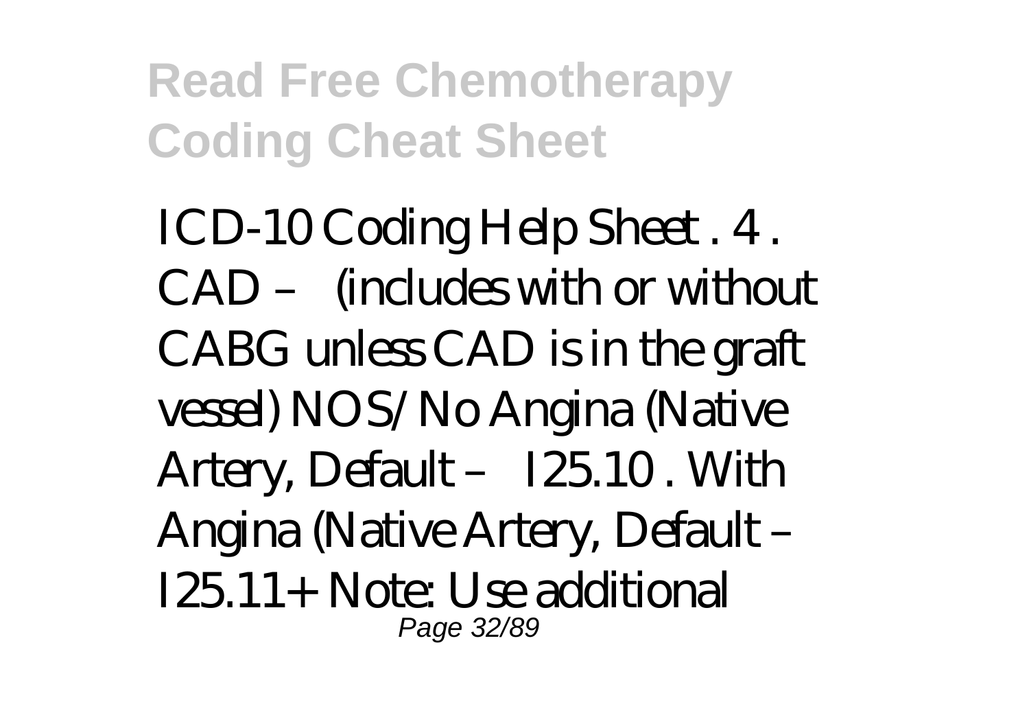ICD-10 Coding Help Sheet . 4 . CAD – (includes with or without CABG unless CAD is in the graft vessel) NOS/ No Angina (Native Artery, Default – I25.10 . With Angina (Native Artery, Default – I25.11+ Note: Use additional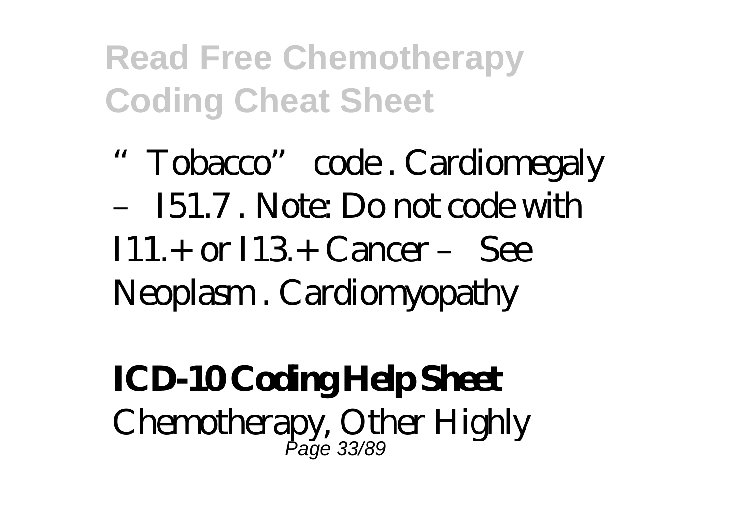"Tobacco" code . Cardiomegaly – I51.7 . Note: Do not code with I11.+ or I13.+ Cancer – See Neoplasm . Cardiomyopathy

**ICD-10 Coding Help Sheet**

Chemotherapy, Other Highly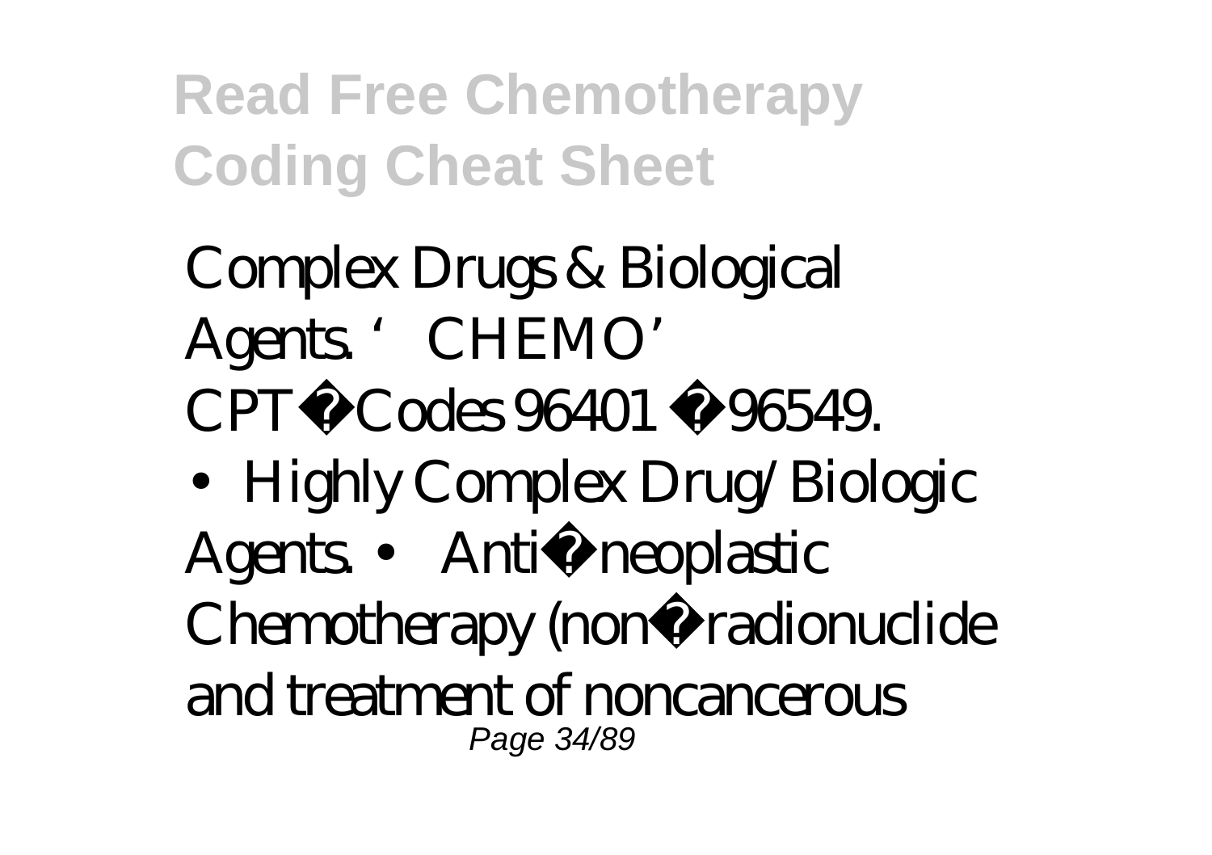Complex Drugs & Biological Agents. 'CHEMO' CPT� Codes 96401 � 96549.

- Highly Complex Drug/Biologic Agents. • Anti� neoplastic Chemotherapy (non� radionuclide and treatment of noncancerous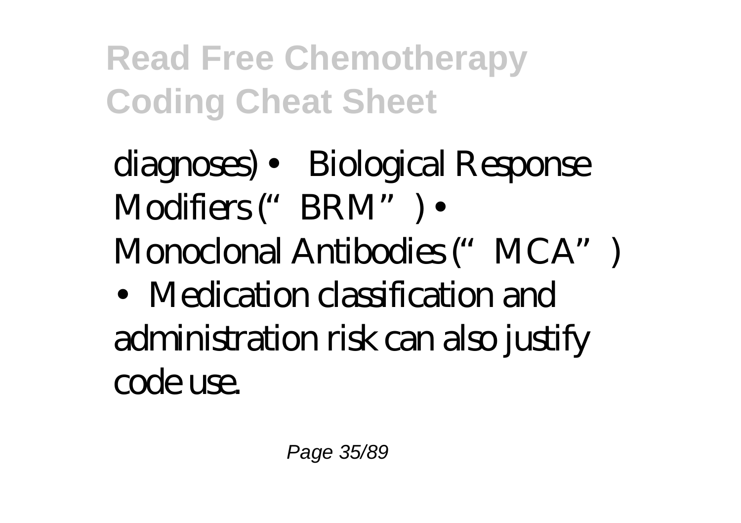diagnoses) • Biological Response Modifiers ("BRM") • Monoclonal Antibodies ("MCA")

• Medication classification and administration risk can also justify code use.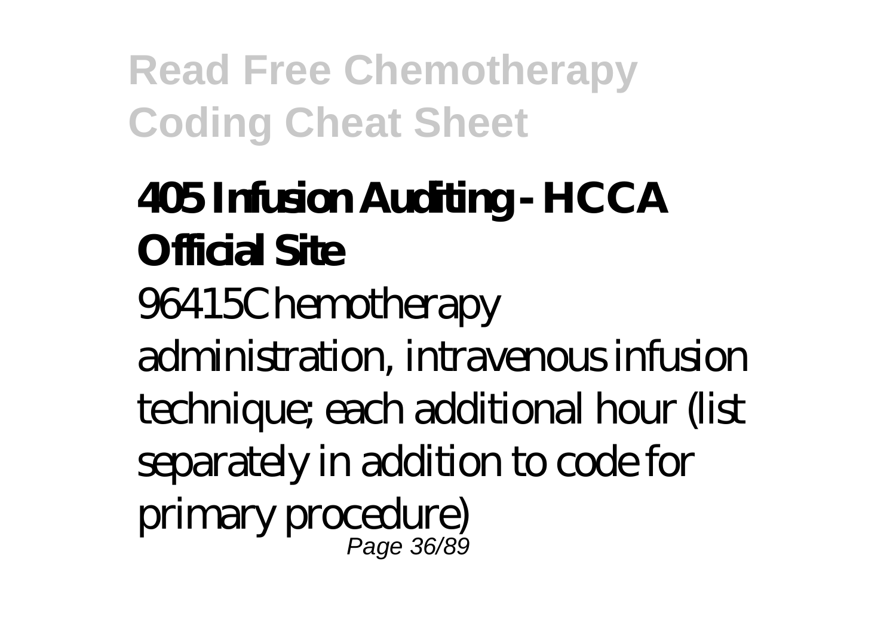## 405 Infusion Auditing - HCCA Official Site

96415Chemotherapy administration, intravenous infusion technique; each additional hour (list separately in addition to code for primary procedure)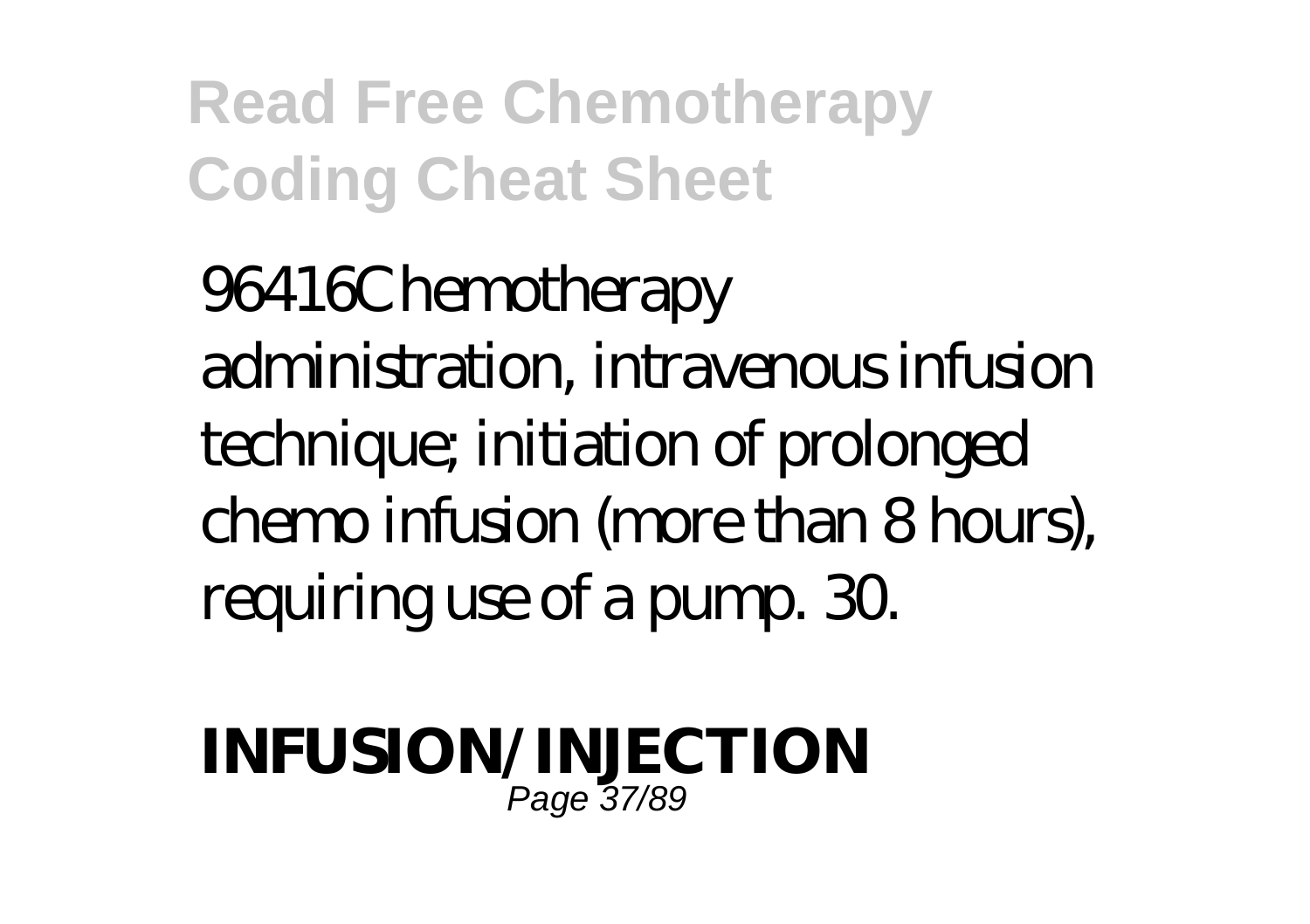96416Chemotherapy administration, intravenous infusion technique; initiation of prolonged chemo infusion (more than 8 hours), requiring use of a pump. 30.

**INFUSION/INJECTION**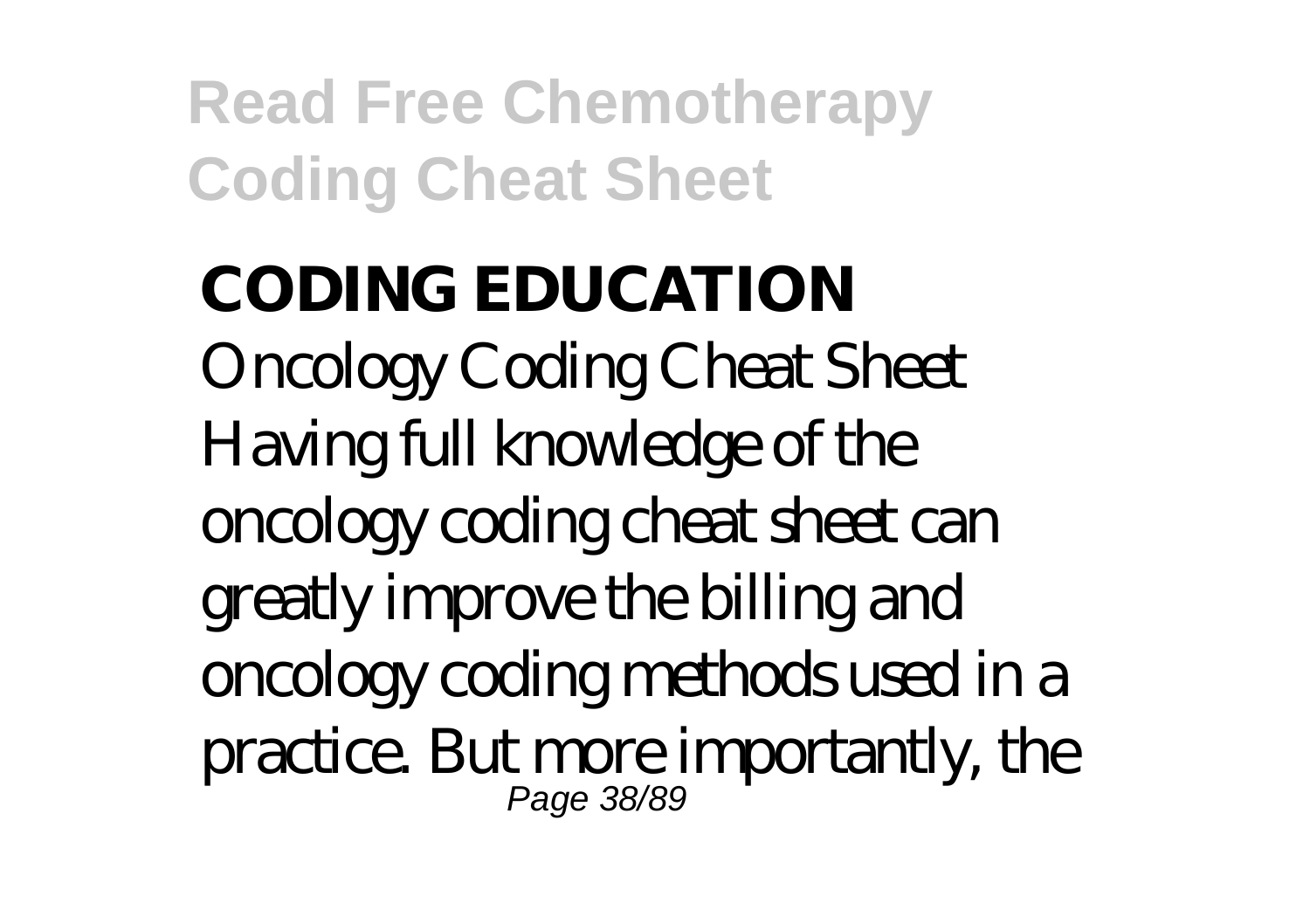## CODING EDUCATION

Oncology Coding Cheat Sheet Having full knowledge of the oncology coding cheat sheet can greatly improve the billing and oncology coding methods used in a practice. But more importantly, the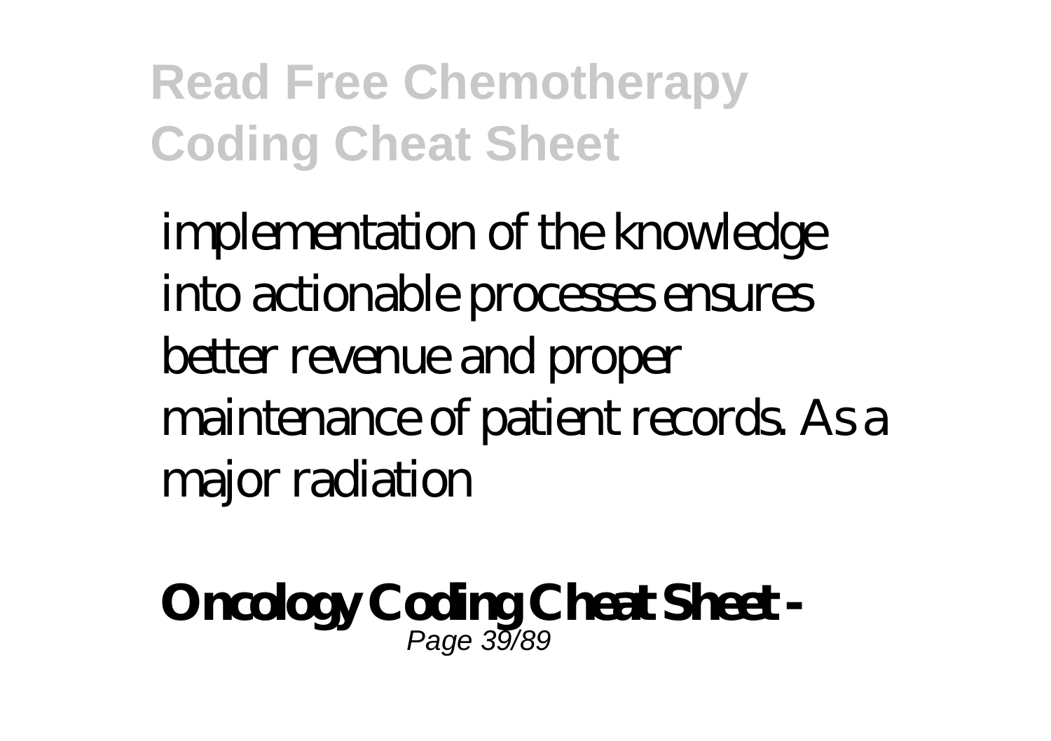implementation of the knowledge into actionable processes ensures better revenue and proper maintenance of patient records. As a major radiation

**Oncology Coding Cheat Sheet -**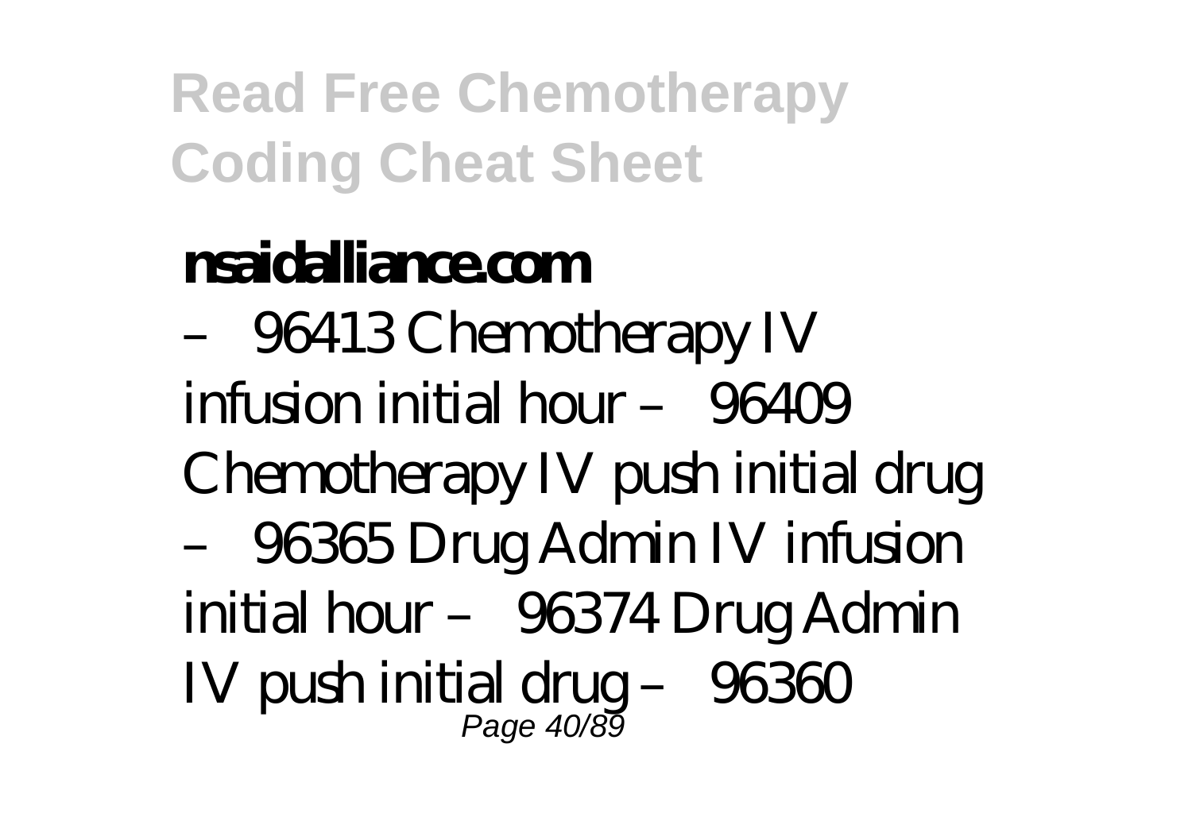**nsaidalliance.com**

– 96413 Chemotherapy IV infusion initial hour – 96409 Chemotherapy IV push initial drug – 96365 Drug Admin IV infusion initial hour – 96374 Drug Admin IV push initial drug – 96360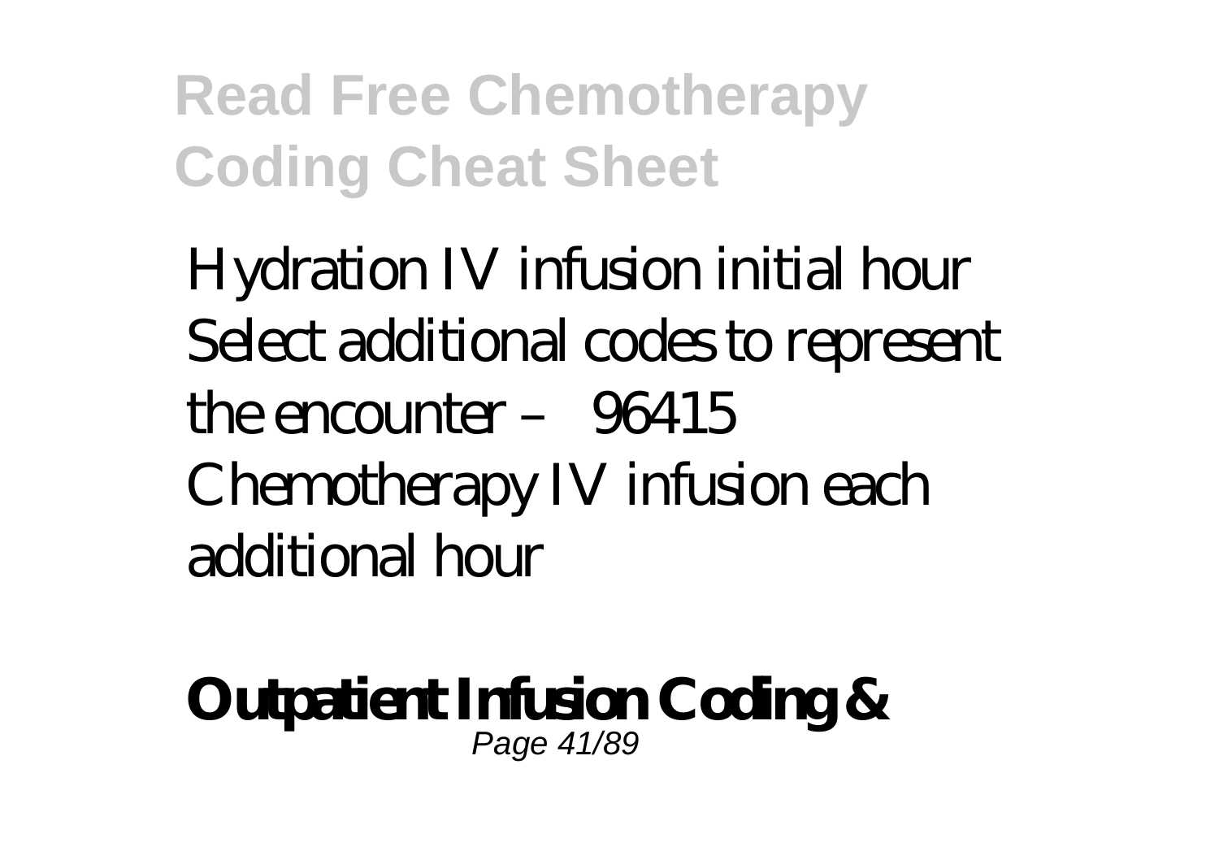Hydration IV infusion initial hour Select additional codes to represent the encounter – 96415 Chemotherapy IV infusion each additional hour

**Outpatient Infusion Coding &**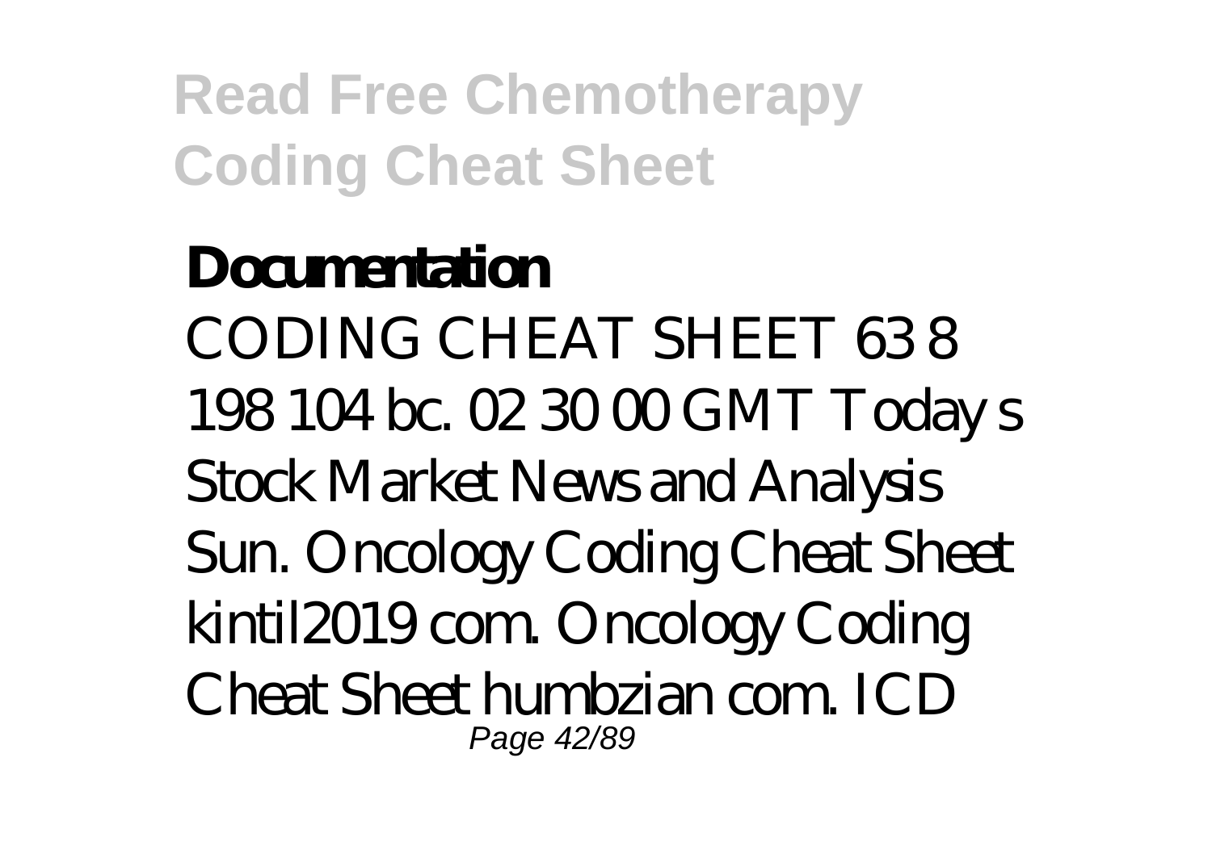**Documentation**

CODING CHEAT SHEET 63 8 198 104 bc. 02 30 00 GMT Today s Stock Market News and Analysis Sun. Oncology Coding Cheat Sheet kintil2019 com. Oncology Coding Cheat Sheet humbzian com. ICD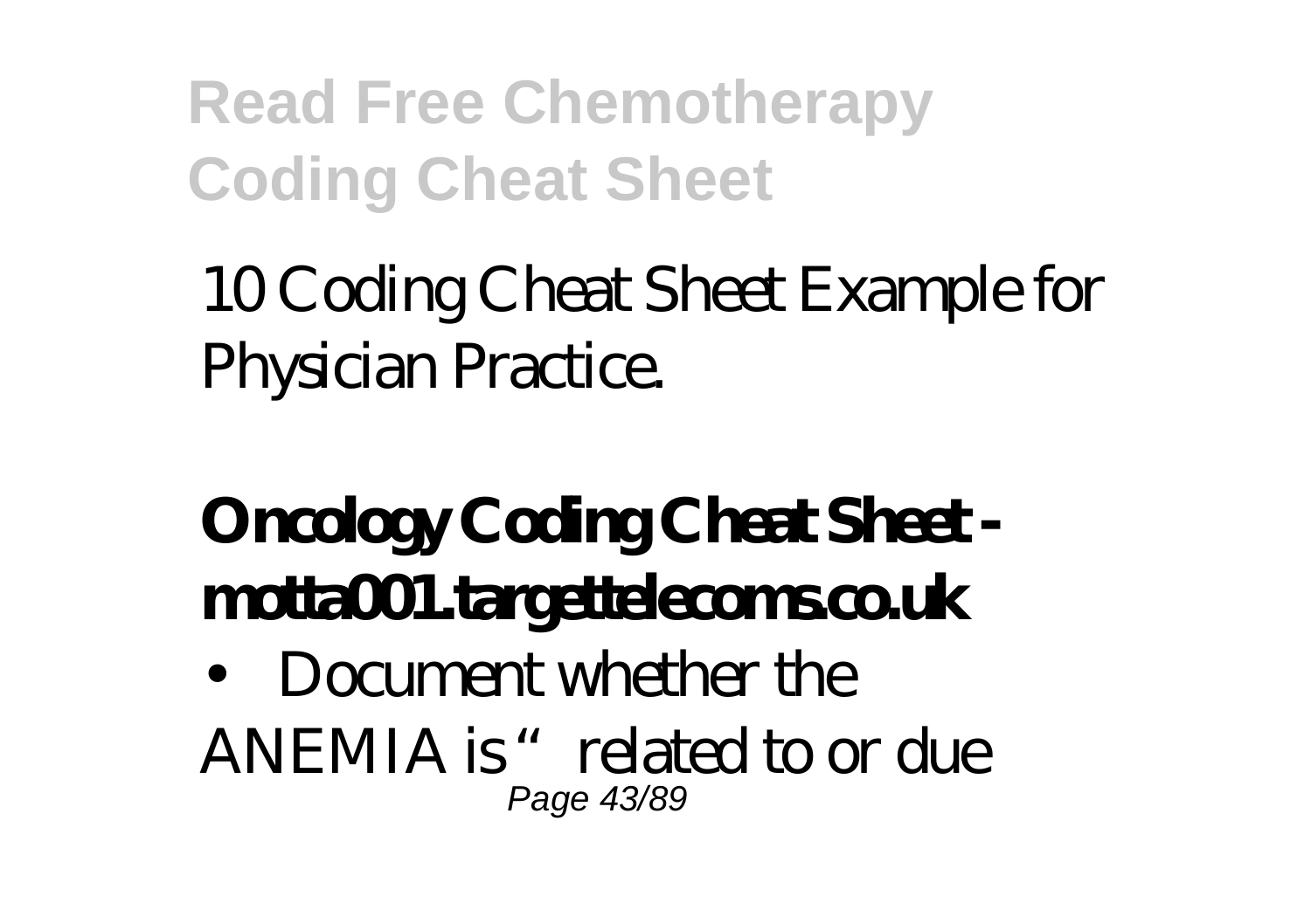10 Coding Cheat Sheet Example for Physician Practice.

**Oncology Coding Cheat Sheet - motta001.targettelecoms.co.uk**

- Document whether the ANEMIA is "related to or due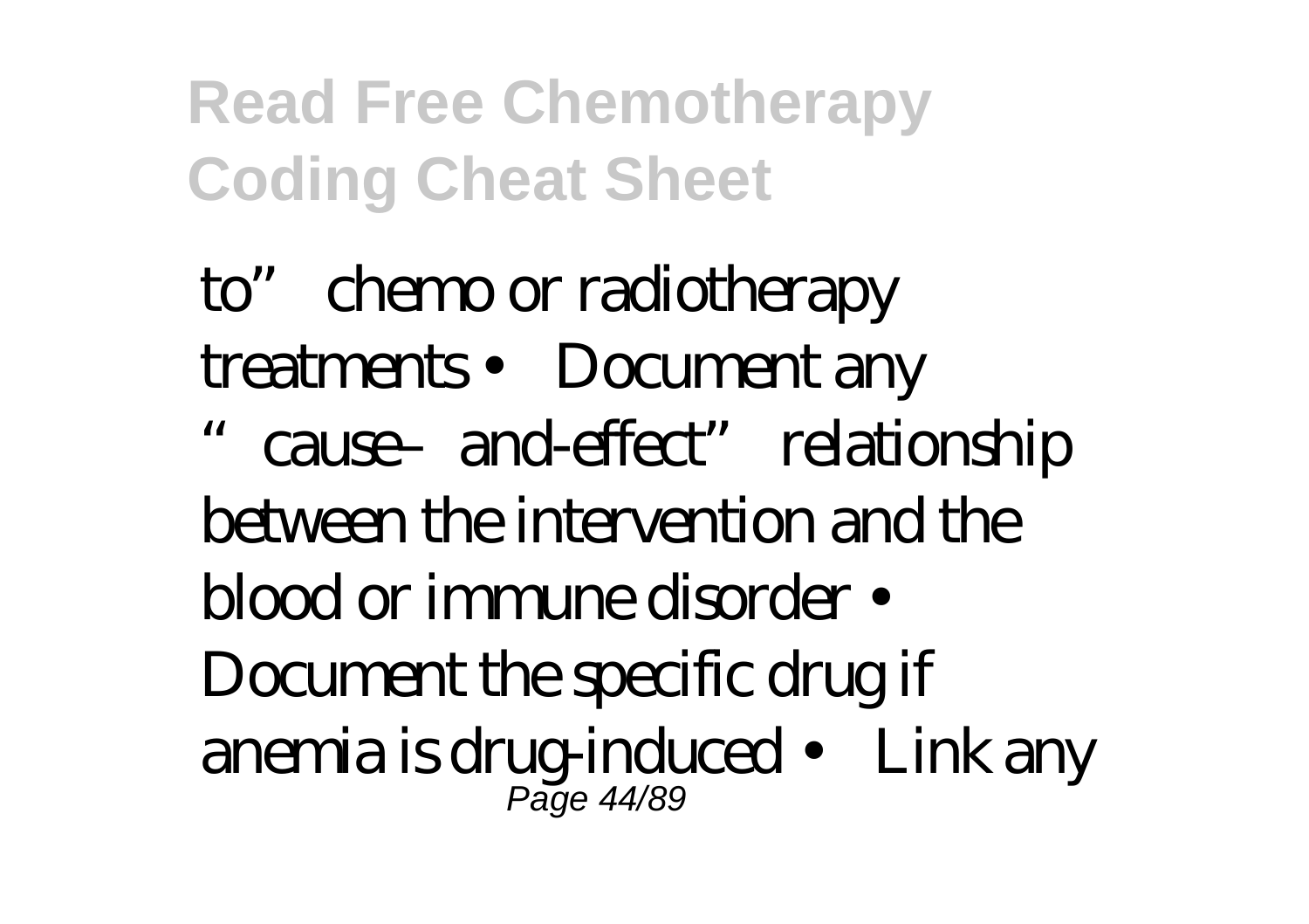to" chemo or radiotherapy treatments • Document any "cause–and-effect" relationship between the intervention and the blood or immune disorder • Document the specific drug if anemia is drug-induced • Link any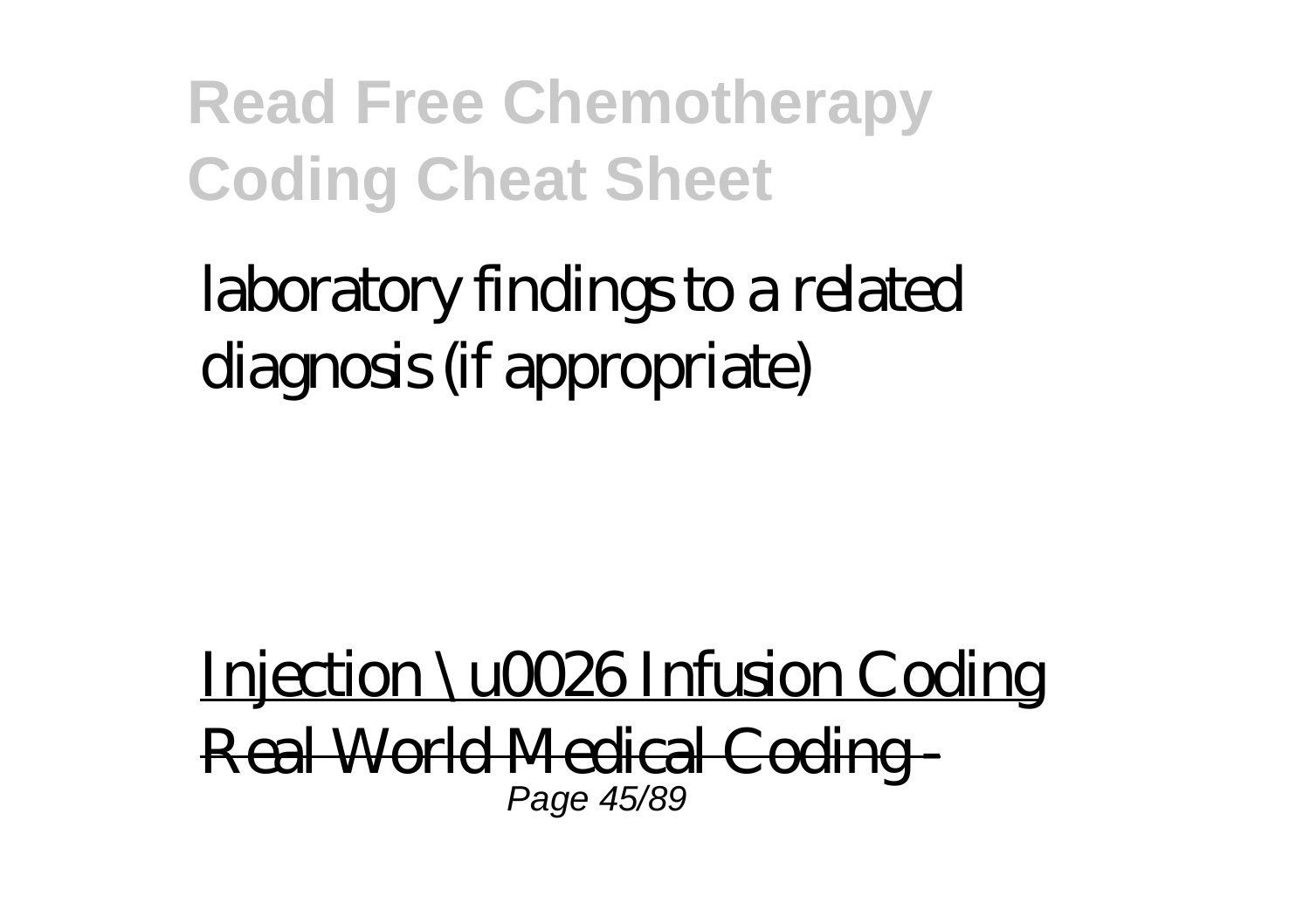laboratory findings to a related diagnosis (if appropriate)

Injection \u0026 Infusion Coding

Real World Medical Coding -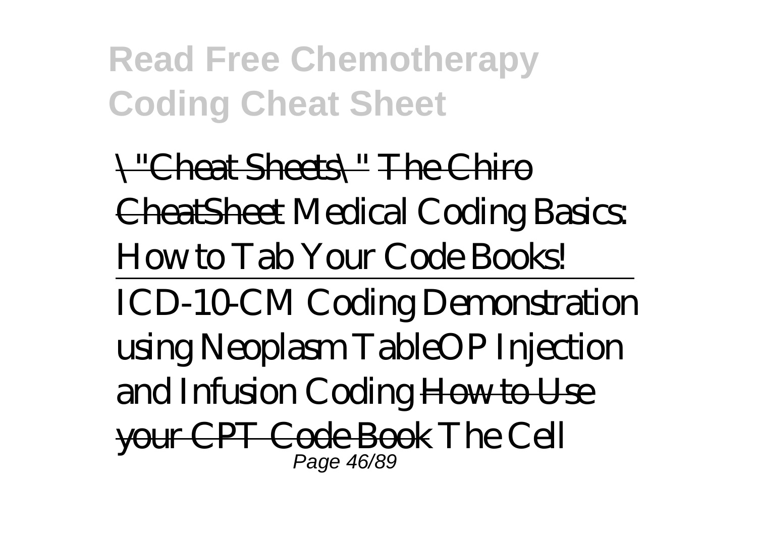\"Cheat Sheets\" The Chiro CheatSheet *Medical Coding Basics: How to Tab Your Code Books!*

*ICD-10-CM Coding Demonstration using Neoplasm TableOP Injection and Infusion Coding* How to Use your CPT Code Book *The Cell*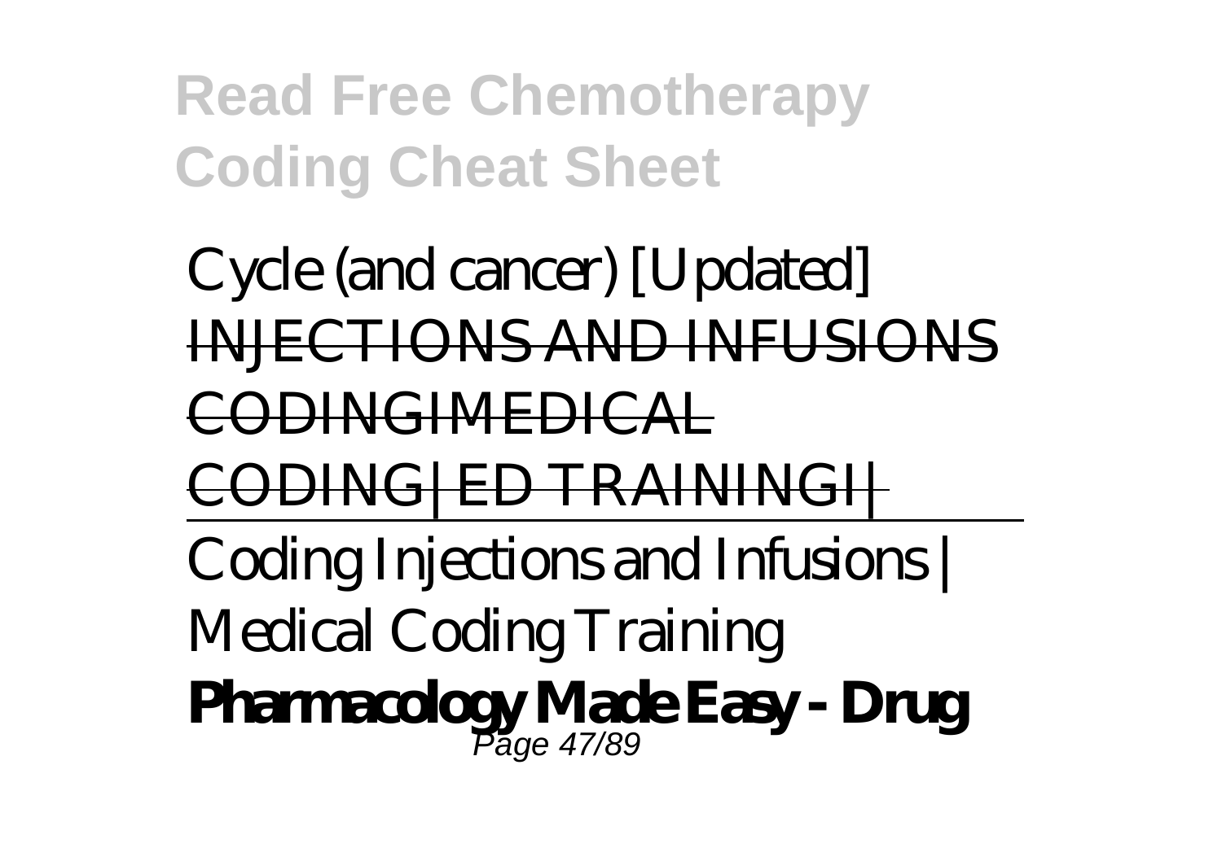Cycle (and cancer) [Updated]

INJECTIONS AND INFUSIONS CODINGIMEDICAL CODING|ED TRAININGI|

---

Coding Injections and Infusions | Medical Coding Training

**Pharmacology Made Easy - Drug**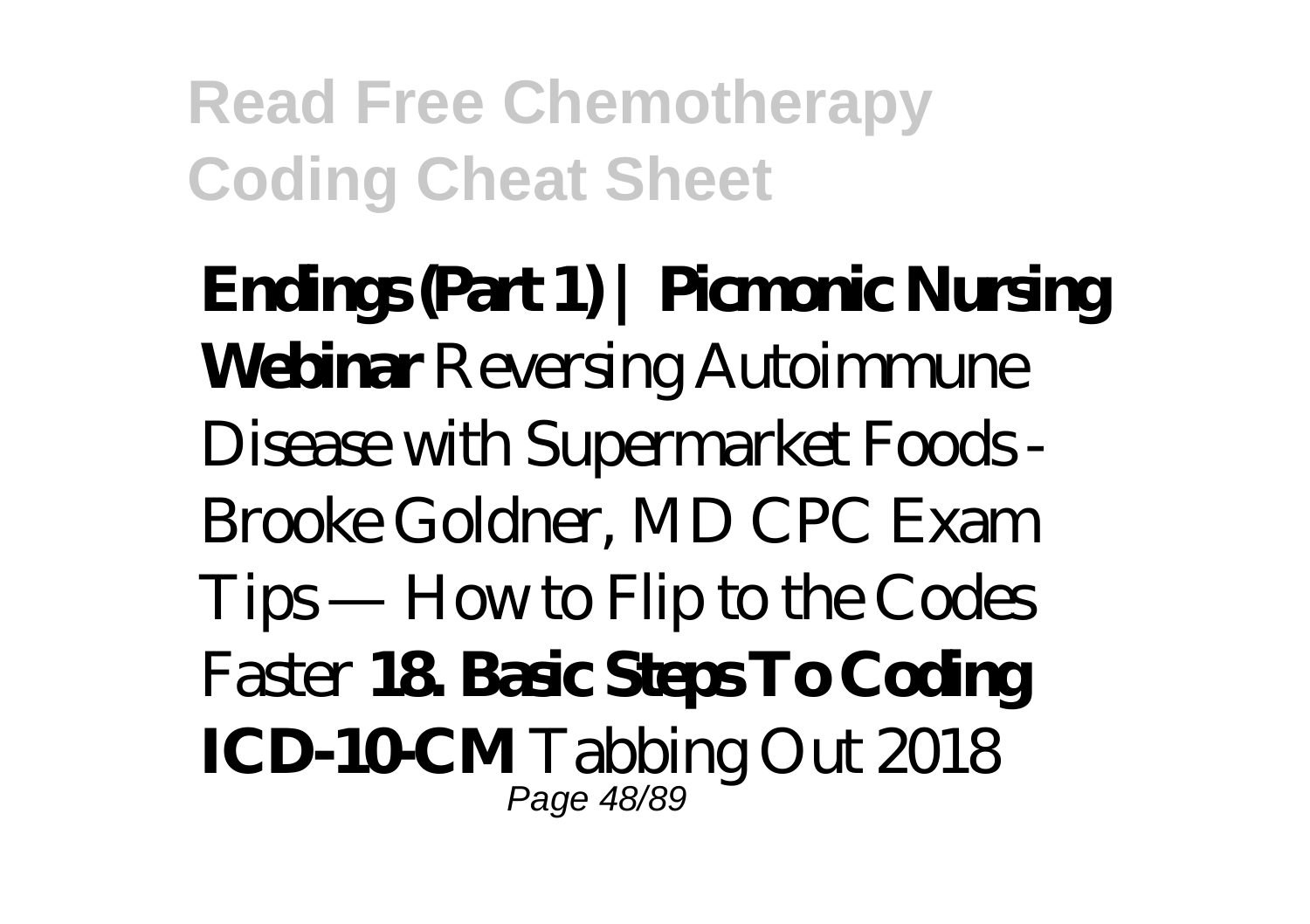**Endings (Part 1) | Picmonic Nursing Webinar** Reversing Autoimmune Disease with Supermarket Foods - Brooke Goldner, MD CPC Exam Tips — How to Flip to the Codes Faster **18. Basic Steps To Coding ICD-10-CM** Tabbing Out 2018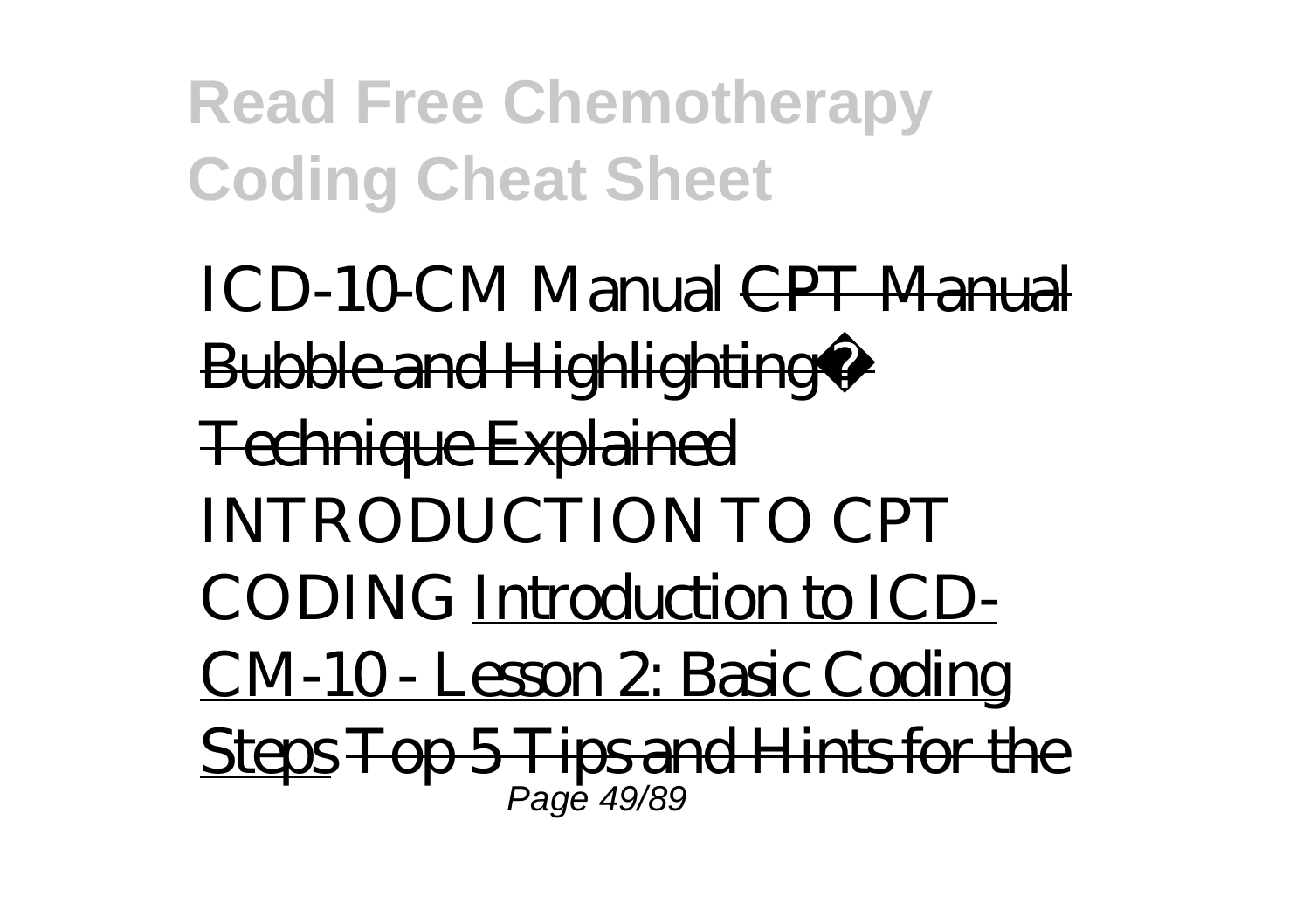ICD-10-CM Manual ~~CPT Manual Bubble and Highlighting� Technique Explained~~ INTRODUCTION TO CPT CODING Introduction to ICD-CM-10 - Lesson 2: Basic Coding Steps ~~Top 5 Tips and Hints for the~~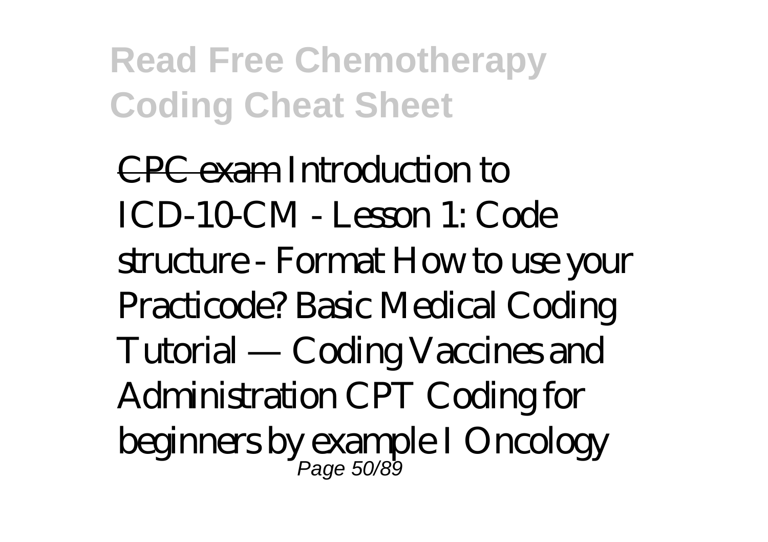~~CPC exam~~ Introduction to ICD-10-CM - Lesson 1: Code structure - Format How to use your Practicode? Basic Medical Coding Tutorial — Coding Vaccines and Administration CPT Coding for beginners by example I Oncology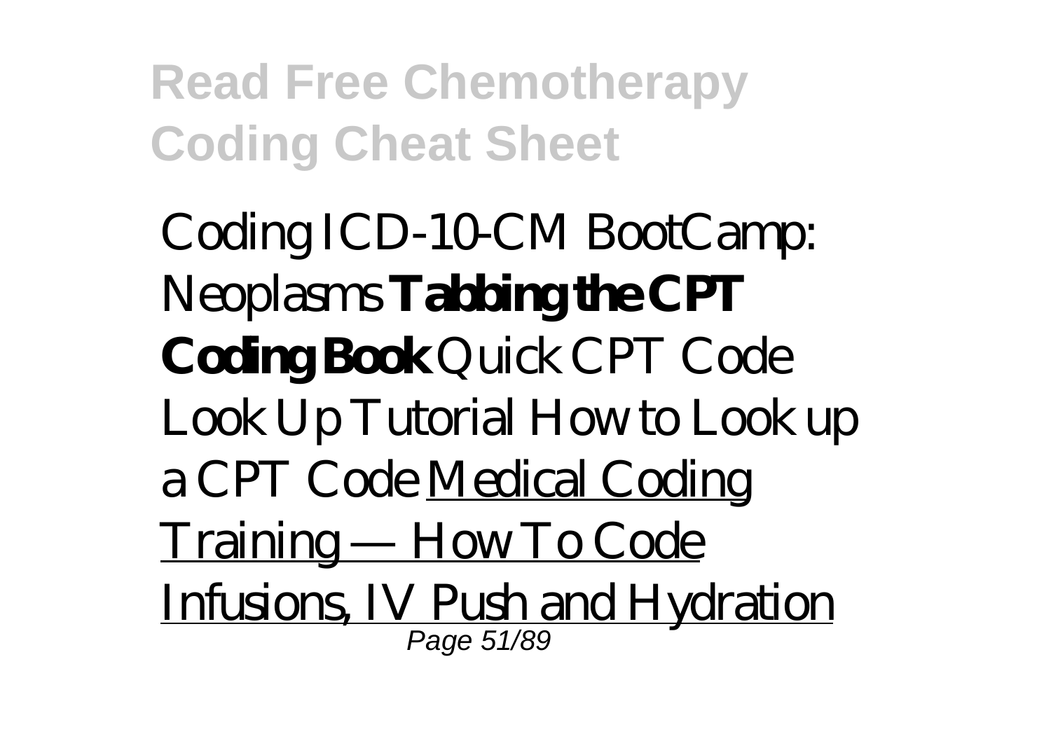Coding ICD-10-CM BootCamp: Neoplasms **Tabbing the CPT Coding Book** Quick CPT Code Look Up Tutorial How to Look up a CPT Code Medical Coding Training — How To Code Infusions, IV Push and Hydration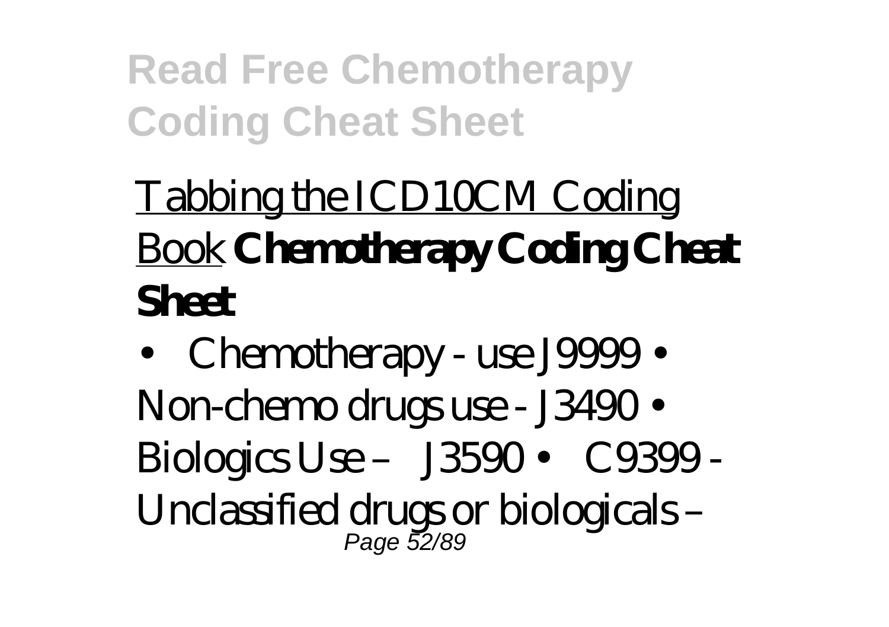Tabbing the ICD10CM Coding Book **Chemotherapy Coding Cheat Sheet**

• Chemotherapy - use J9999 • Non-chemo drugs use - J3490 • Biologics Use – J3590 • C9399 - Unclassified drugs or biologicals –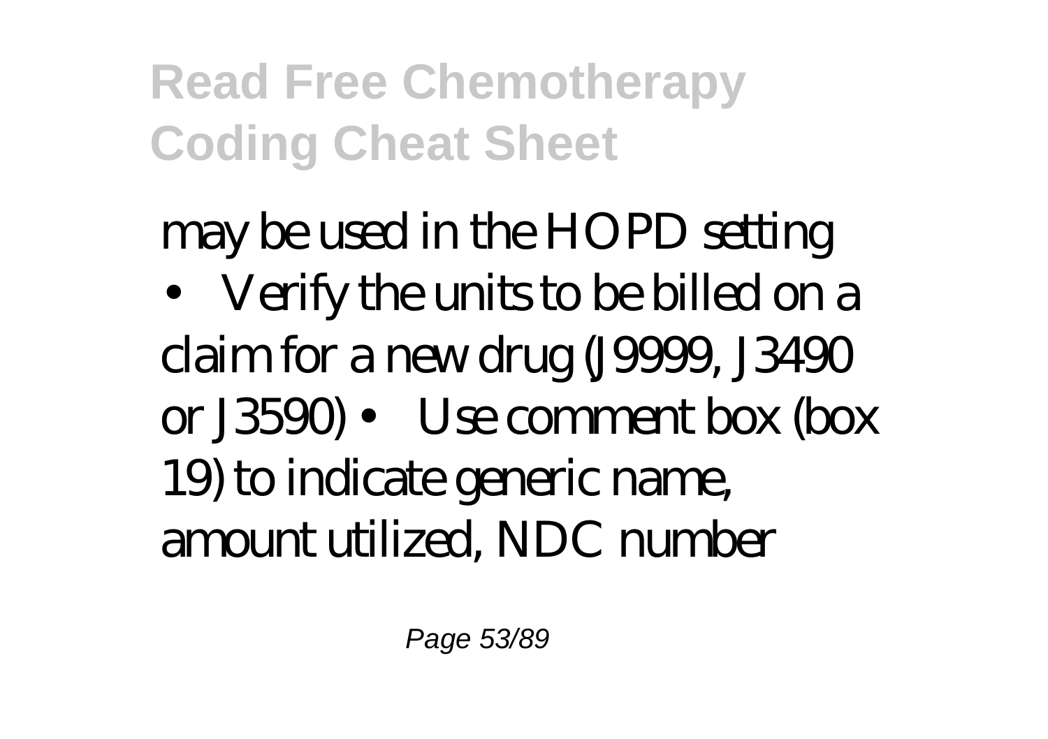may be used in the HOPD setting

• Verify the units to be billed on a claim for a new drug (J9999, J3490 or J3590) • Use comment box (box 19) to indicate generic name, amount utilized, NDC number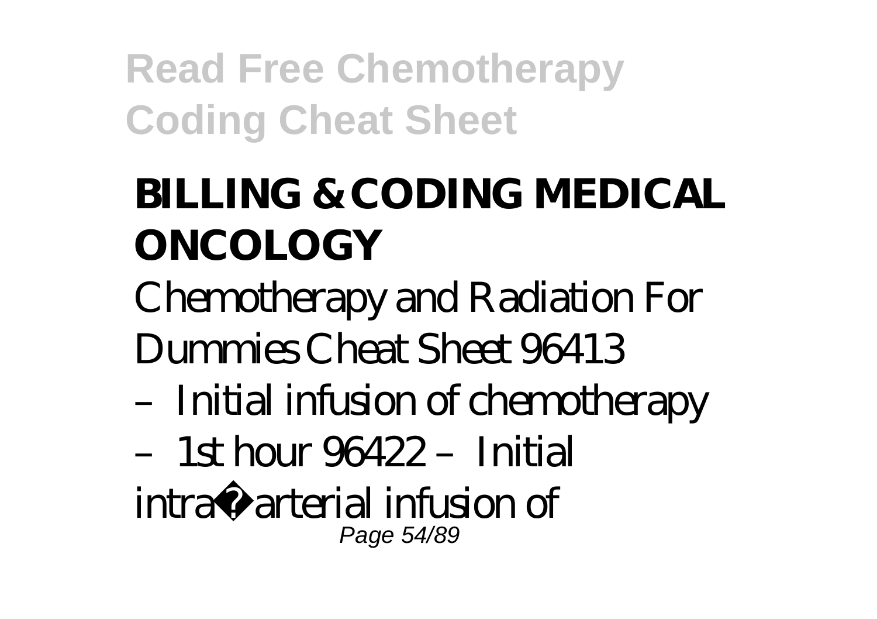## BILLING & CODING MEDICAL ONCOLOGY

Chemotherapy and Radiation For Dummies Cheat Sheet 96413 – Initial infusion of chemotherapy – 1st hour 96422 – Initial intra�arterial infusion of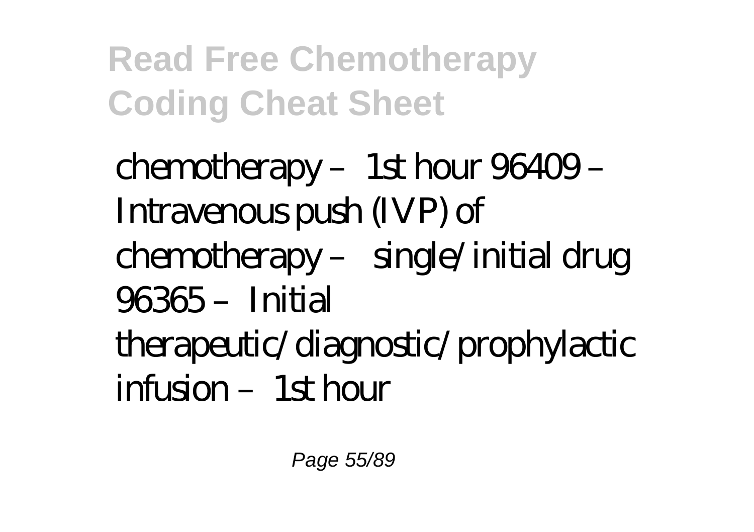chemotherapy – 1st hour 96409 – Intravenous push (IVP) of chemotherapy – single/initial drug 96365 – Initial therapeutic/diagnostic/prophylactic infusion – 1st hour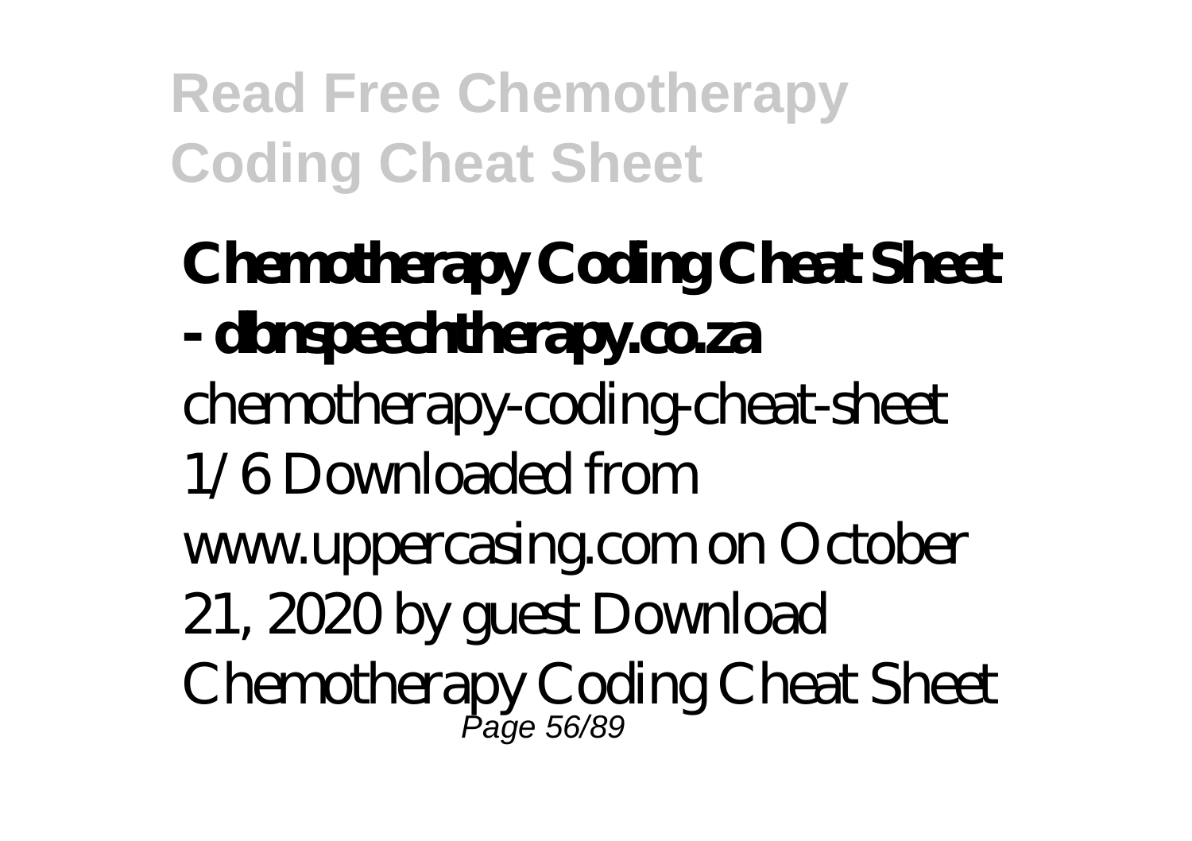**Chemotherapy Coding Cheat Sheet - dbnspeechtherapy.co.za**

chemotherapy-coding-cheat-sheet 1/6 Downloaded from www.uppercasing.com on October 21, 2020 by guest Download Chemotherapy Coding Cheat Sheet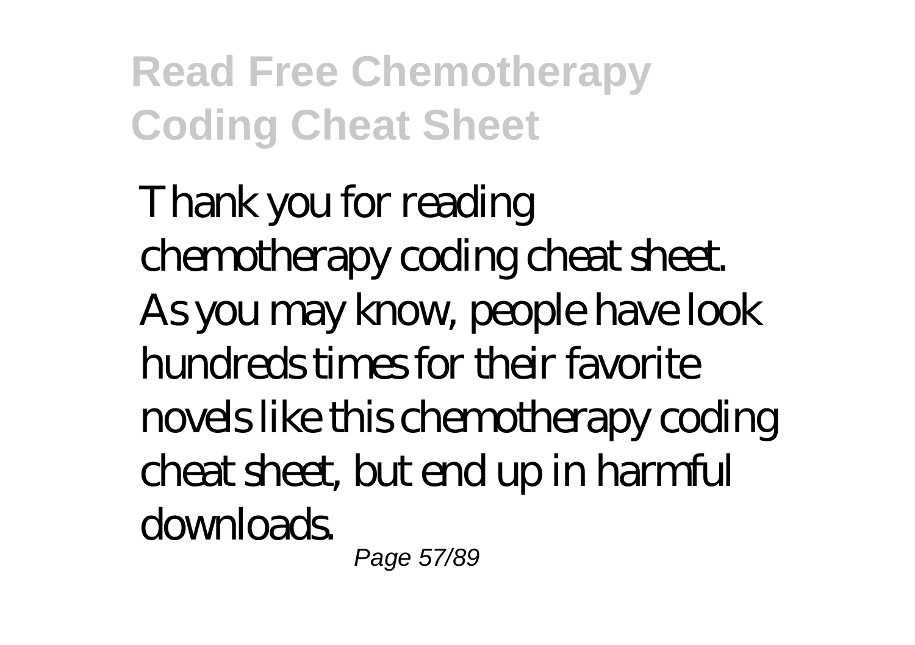Thank you for reading chemotherapy coding cheat sheet. As you may know, people have look hundreds times for their favorite novels like this chemotherapy coding cheat sheet, but end up in harmful downloads.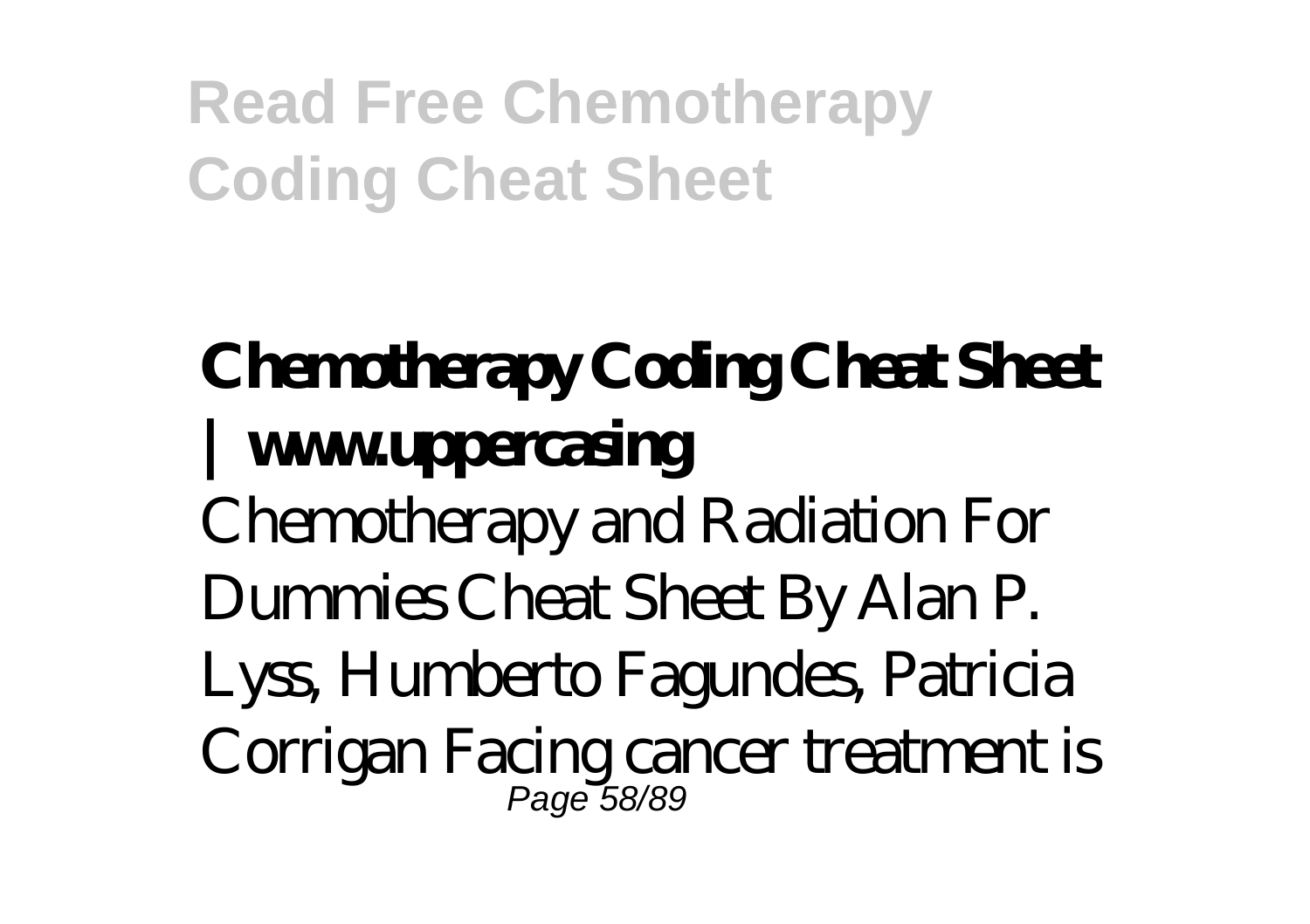**Chemotherapy Coding Cheat Sheet | www.uppercasing**

Chemotherapy and Radiation For Dummies Cheat Sheet By Alan P. Lyss, Humberto Fagundes, Patricia Corrigan Facing cancer treatment is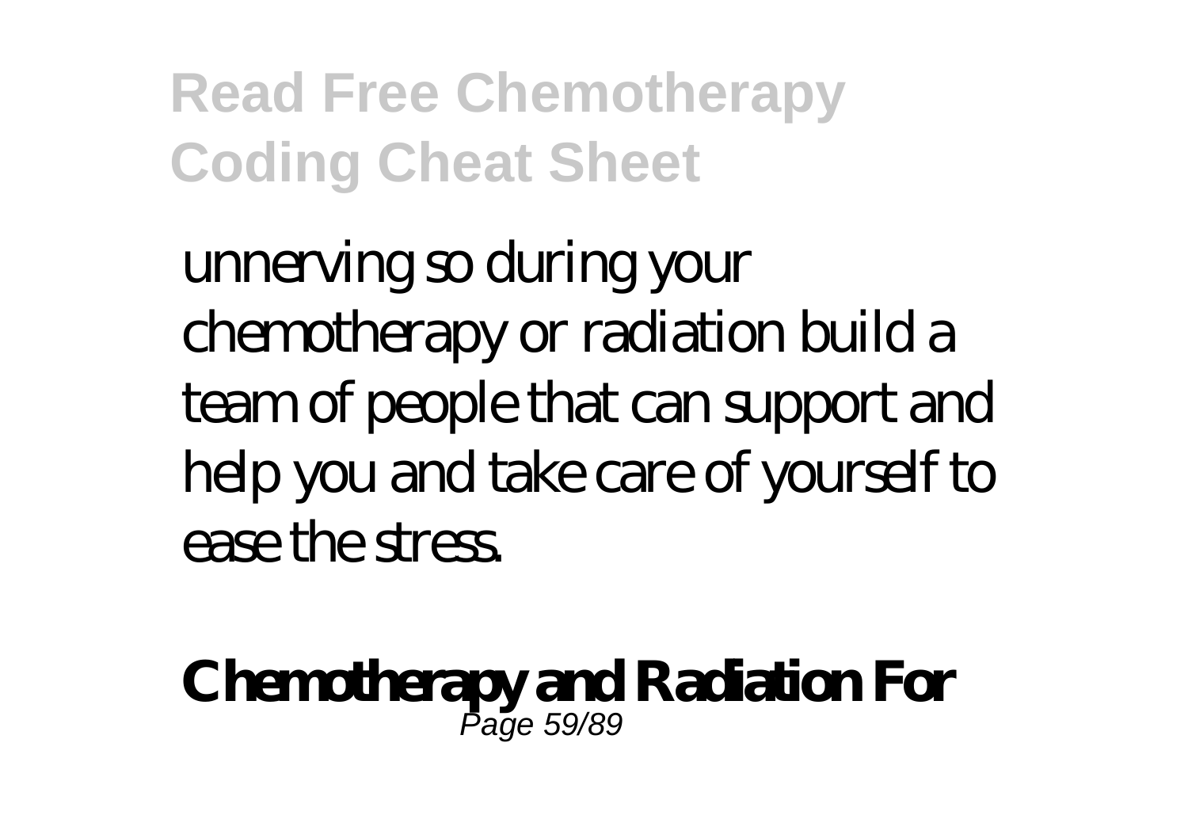unnerving so during your chemotherapy or radiation build a team of people that can support and help you and take care of yourself to ease the stress.

**Chemotherapy and Radiation For**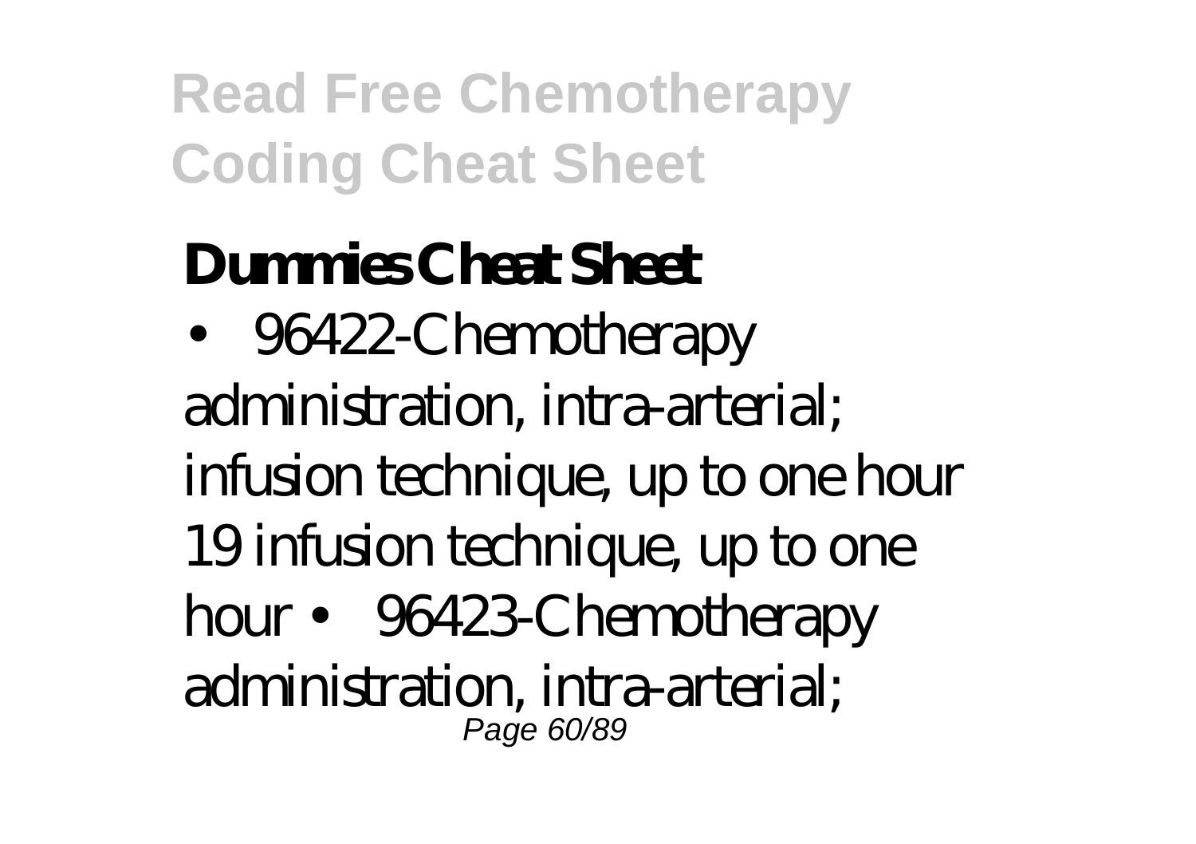**Dummies Cheat Sheet**

• 96422-Chemotherapy administration, intra-arterial; infusion technique, up to one hour 19 infusion technique, up to one hour • 96423-Chemotherapy administration, intra-arterial;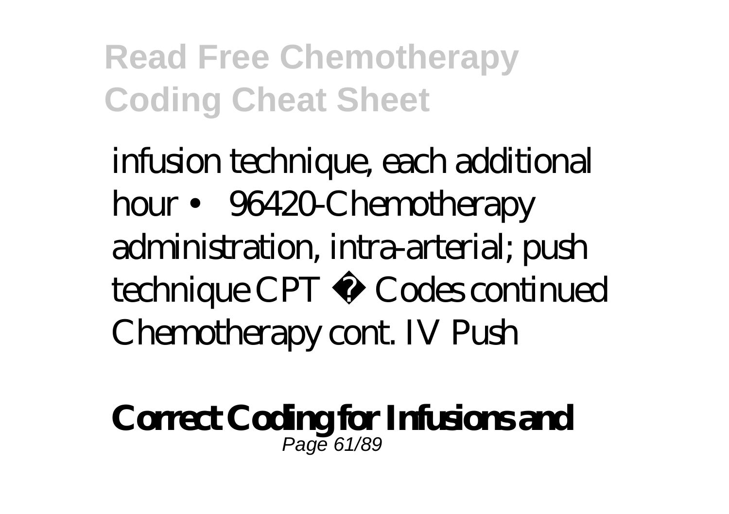infusion technique, each additional hour • 96420-Chemotherapy administration, intra-arterial; push technique CPT ® Codes continued Chemotherapy cont. IV Push

**Correct Coding for Infusions and**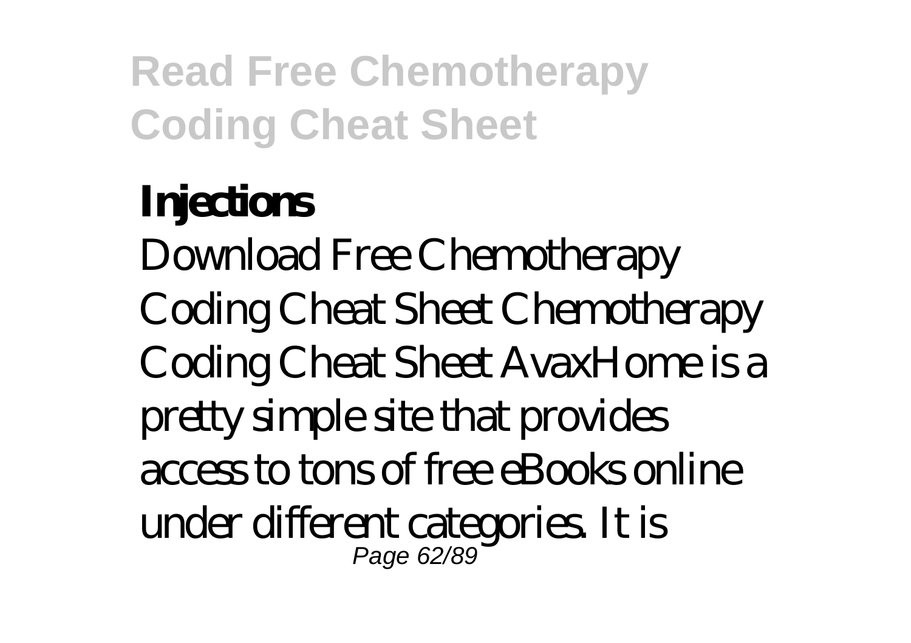**Injections**

Download Free Chemotherapy Coding Cheat Sheet Chemotherapy Coding Cheat Sheet AvaxHome is a pretty simple site that provides access to tons of free eBooks online under different categories. It is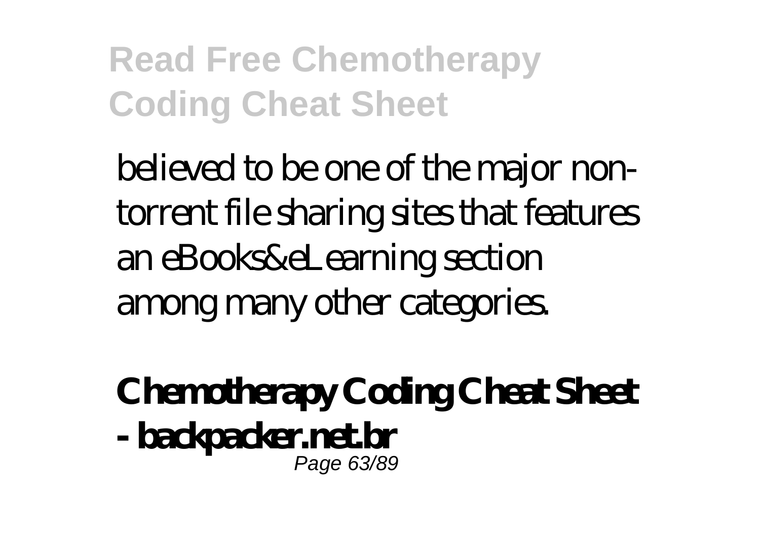believed to be one of the major non-torrent file sharing sites that features an eBooks&eLearning section among many other categories.

**Chemotherapy Coding Cheat Sheet - backpacker.net.br**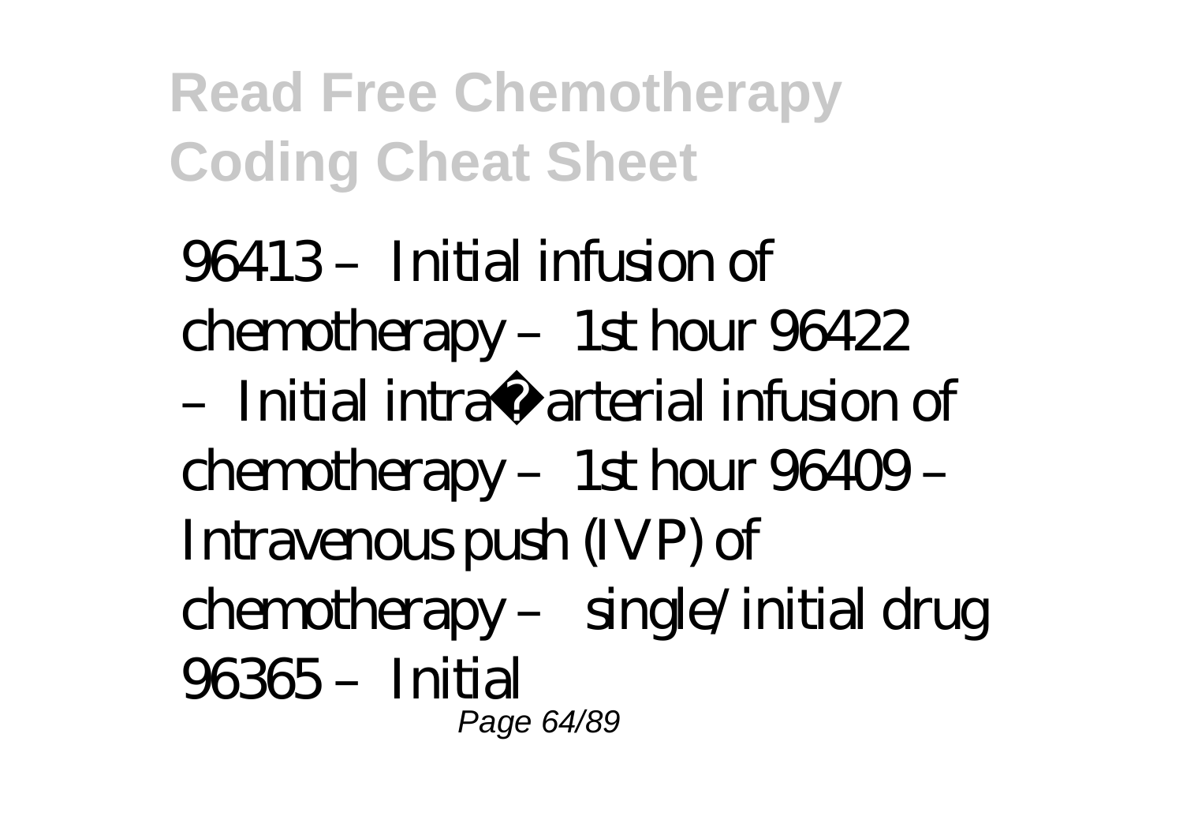96413 – Initial infusion of chemotherapy – 1st hour 96422 – Initial intra‐arterial infusion of chemotherapy – 1st hour 96409 – Intravenous push (IVP) of chemotherapy – single/initial drug 96365 – Initial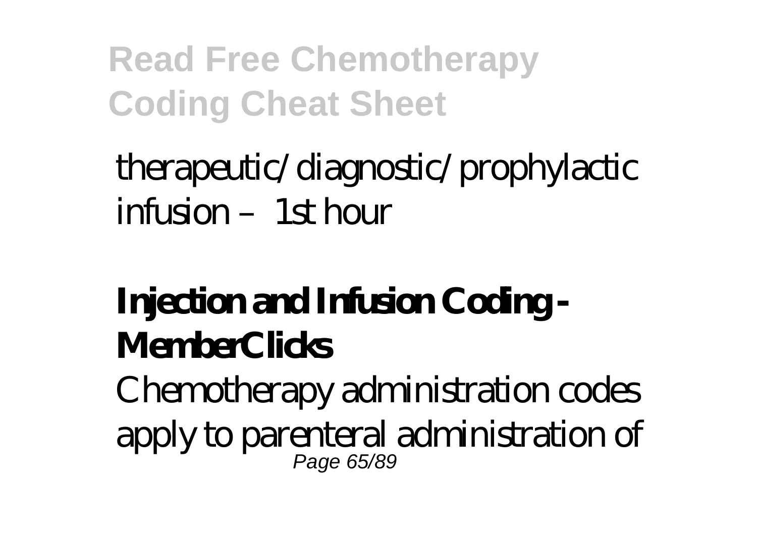therapeutic/diagnostic/prophylactic infusion – 1st hour

## Injection and Infusion Coding - MemberClicks

Chemotherapy administration codes apply to parenteral administration of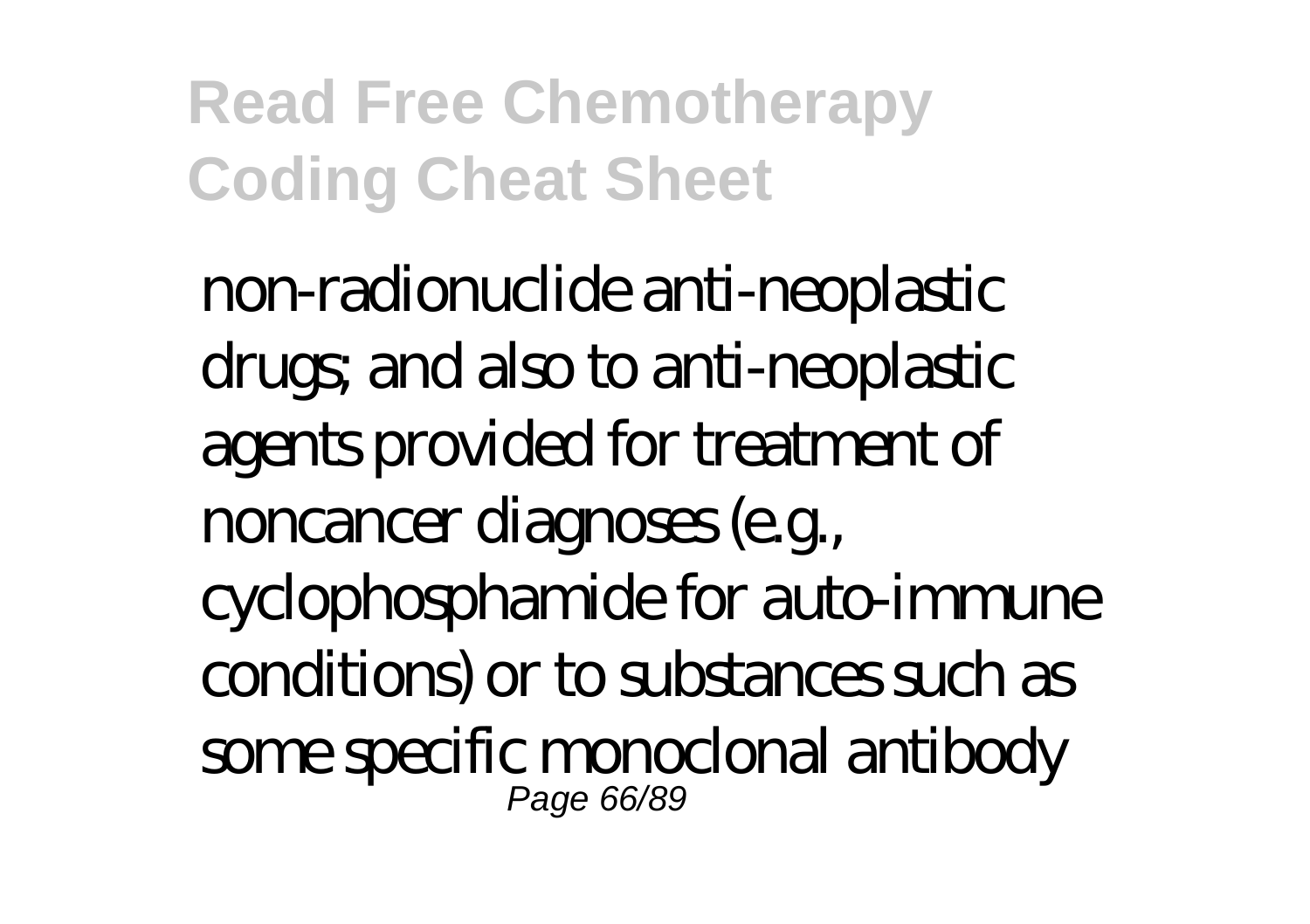non-radionuclide anti-neoplastic drugs; and also to anti-neoplastic agents provided for treatment of noncancer diagnoses (e.g., cyclophosphamide for auto-immune conditions) or to substances such as some specific monoclonal antibody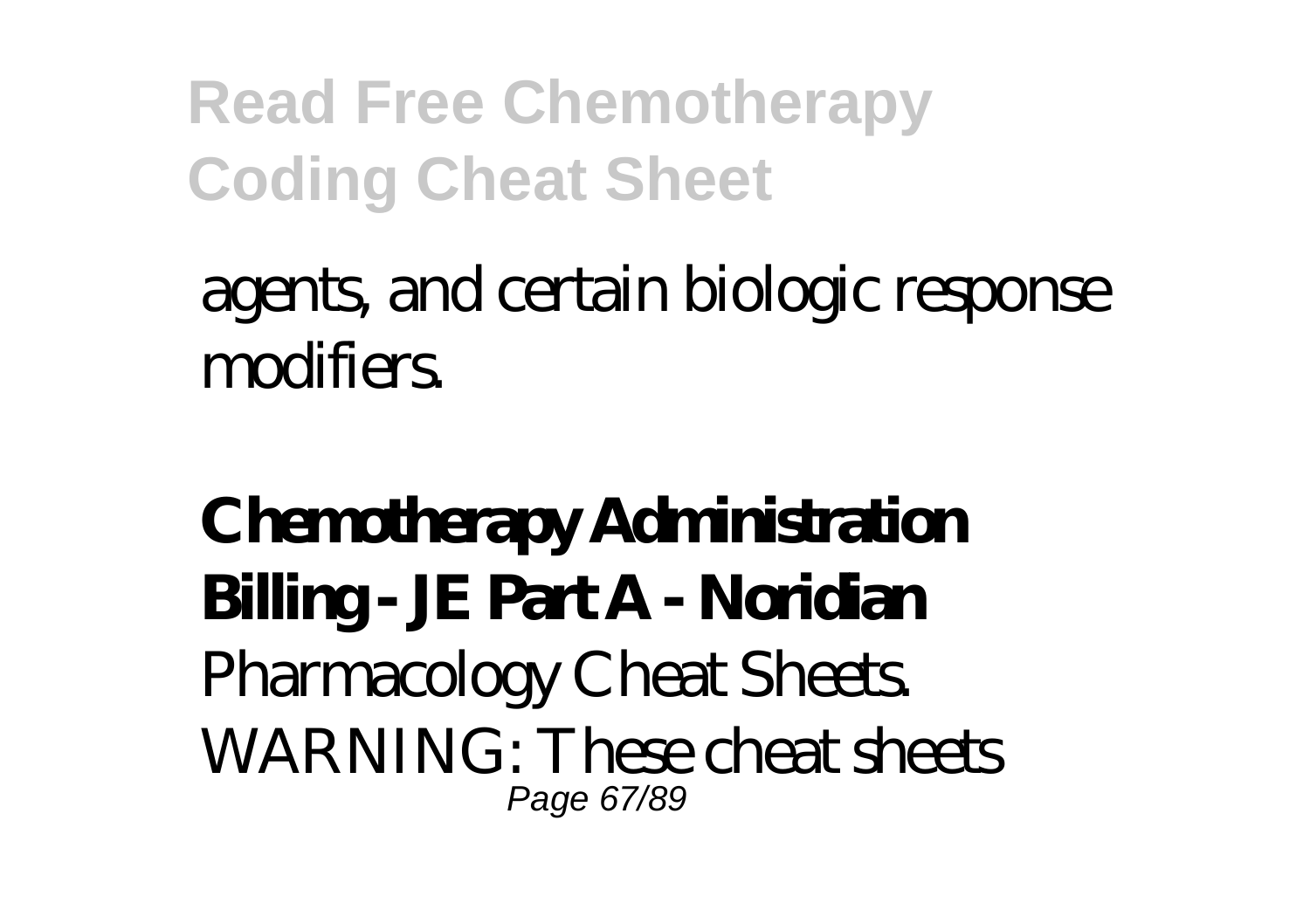agents, and certain biologic response modifiers.

**Chemotherapy Administration Billing - JE Part A - Noridian**

Pharmacology Cheat Sheets. WARNING: These cheat sheets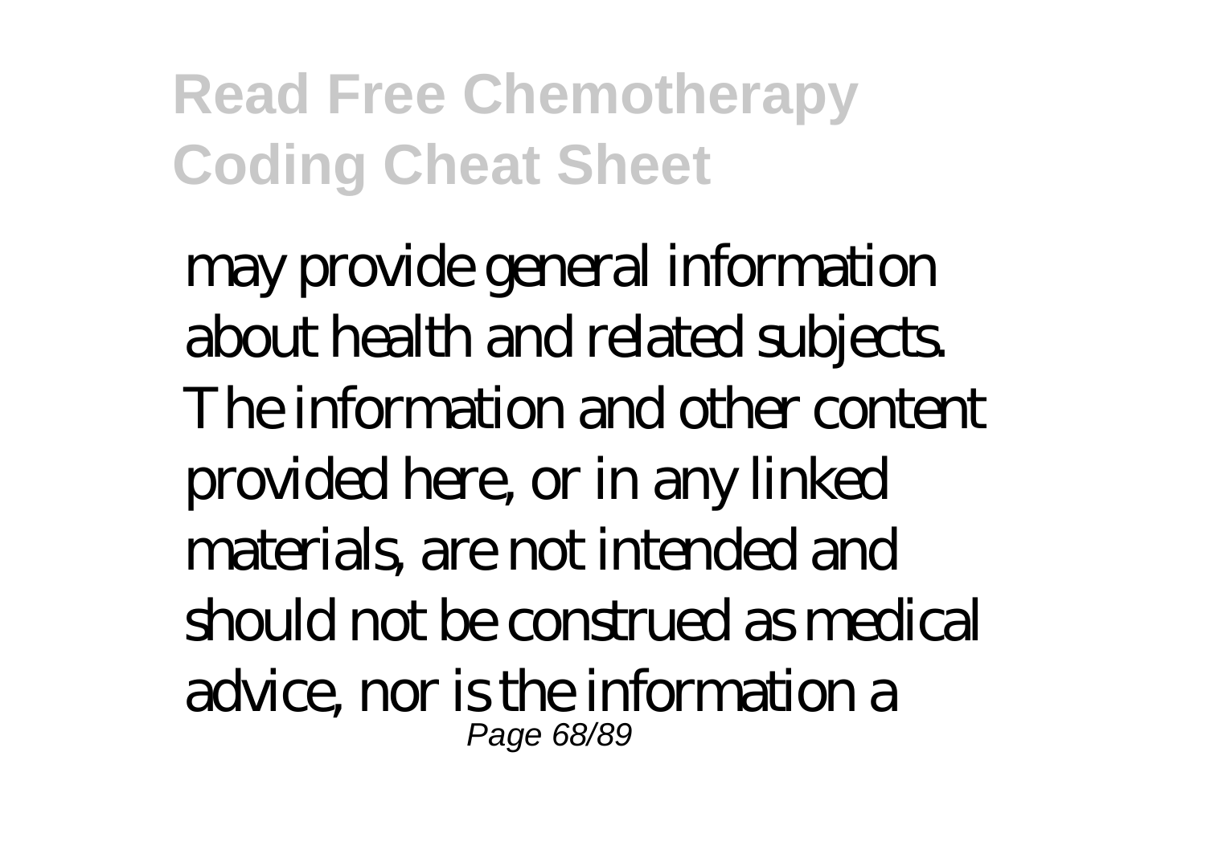may provide general information about health and related subjects. The information and other content provided here, or in any linked materials, are not intended and should not be construed as medical advice, nor is the information a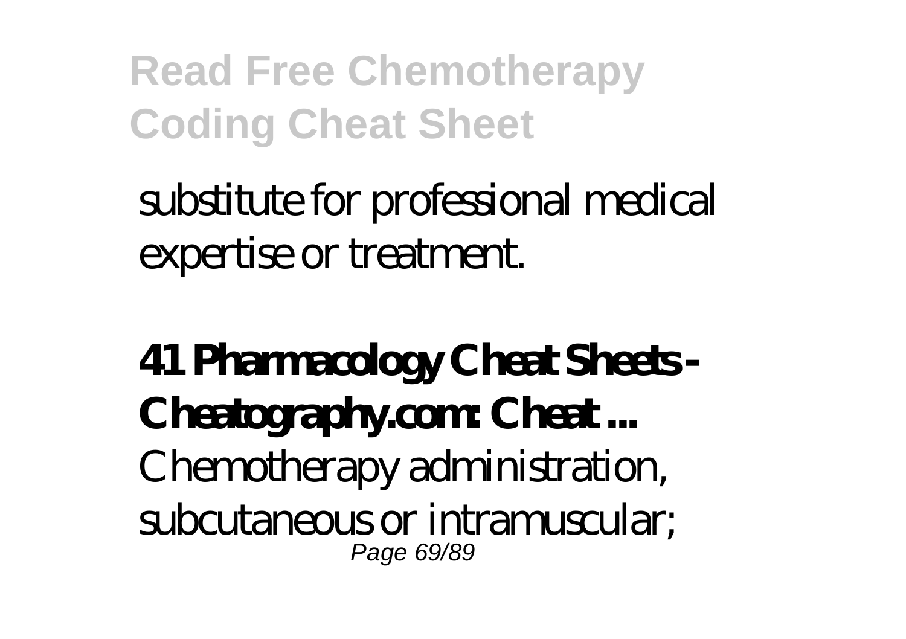substitute for professional medical expertise or treatment.

**41 Pharmacology Cheat Sheets - Cheatography.com: Cheat ...**

Chemotherapy administration, subcutaneous or intramuscular;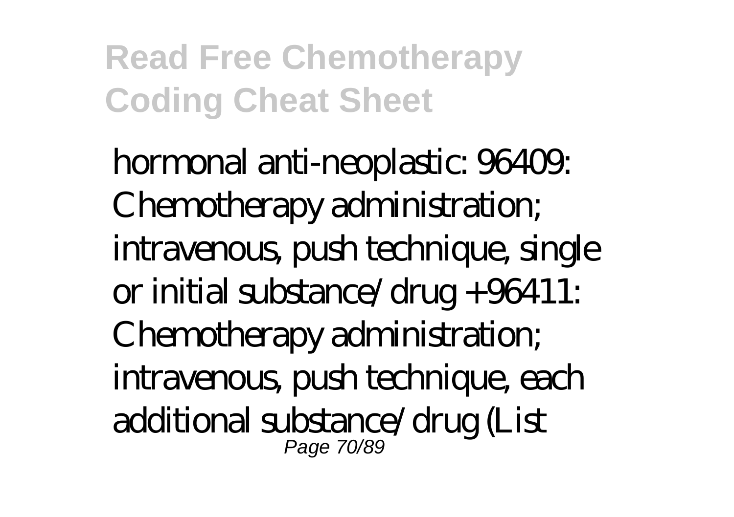hormonal anti-neoplastic: 96409: Chemotherapy administration; intravenous, push technique, single or initial substance/drug +96411: Chemotherapy administration; intravenous, push technique, each additional substance/drug (List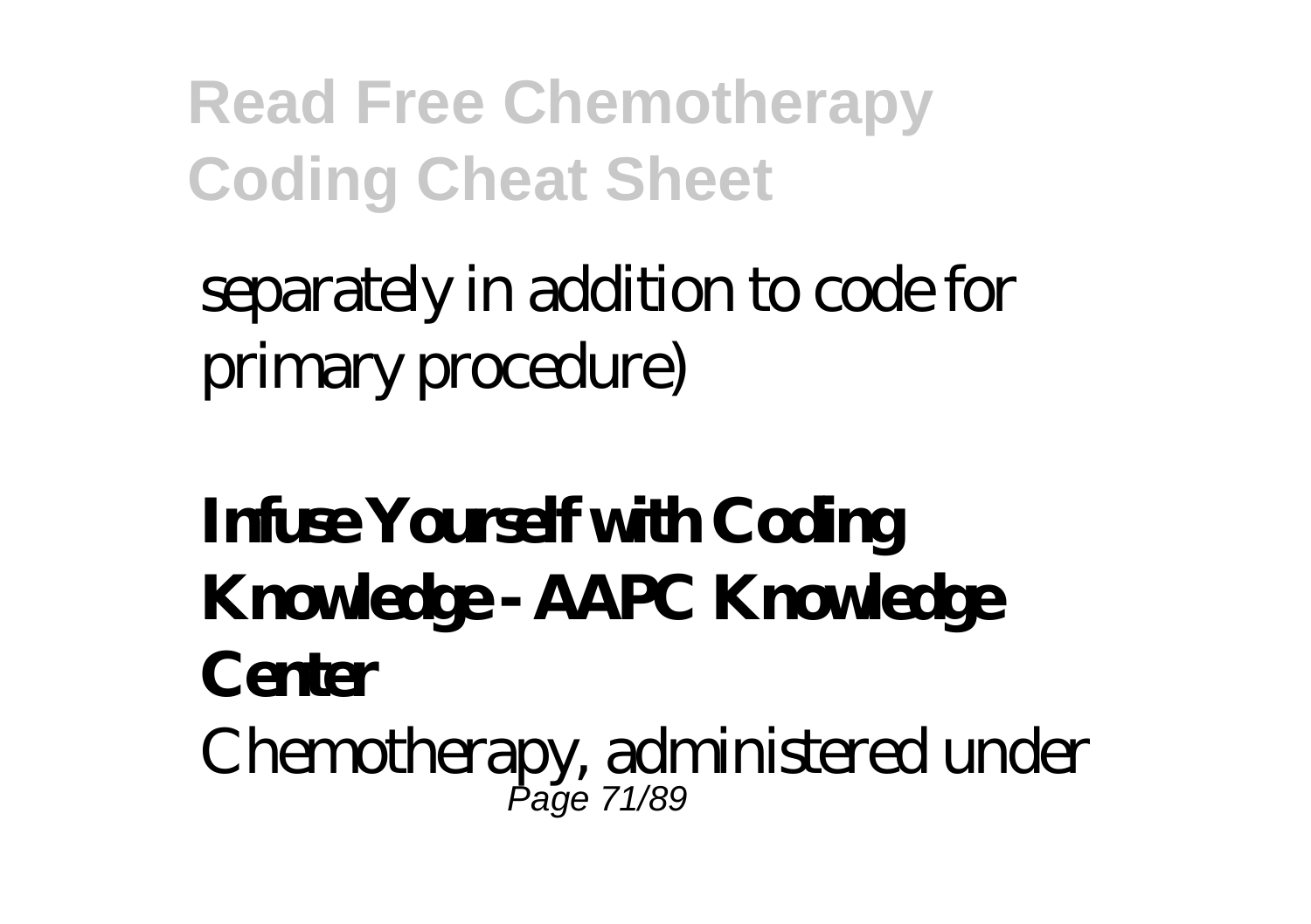separately in addition to code for primary procedure)

**Infuse Yourself with Coding Knowledge - AAPC Knowledge Center**

Chemotherapy, administered under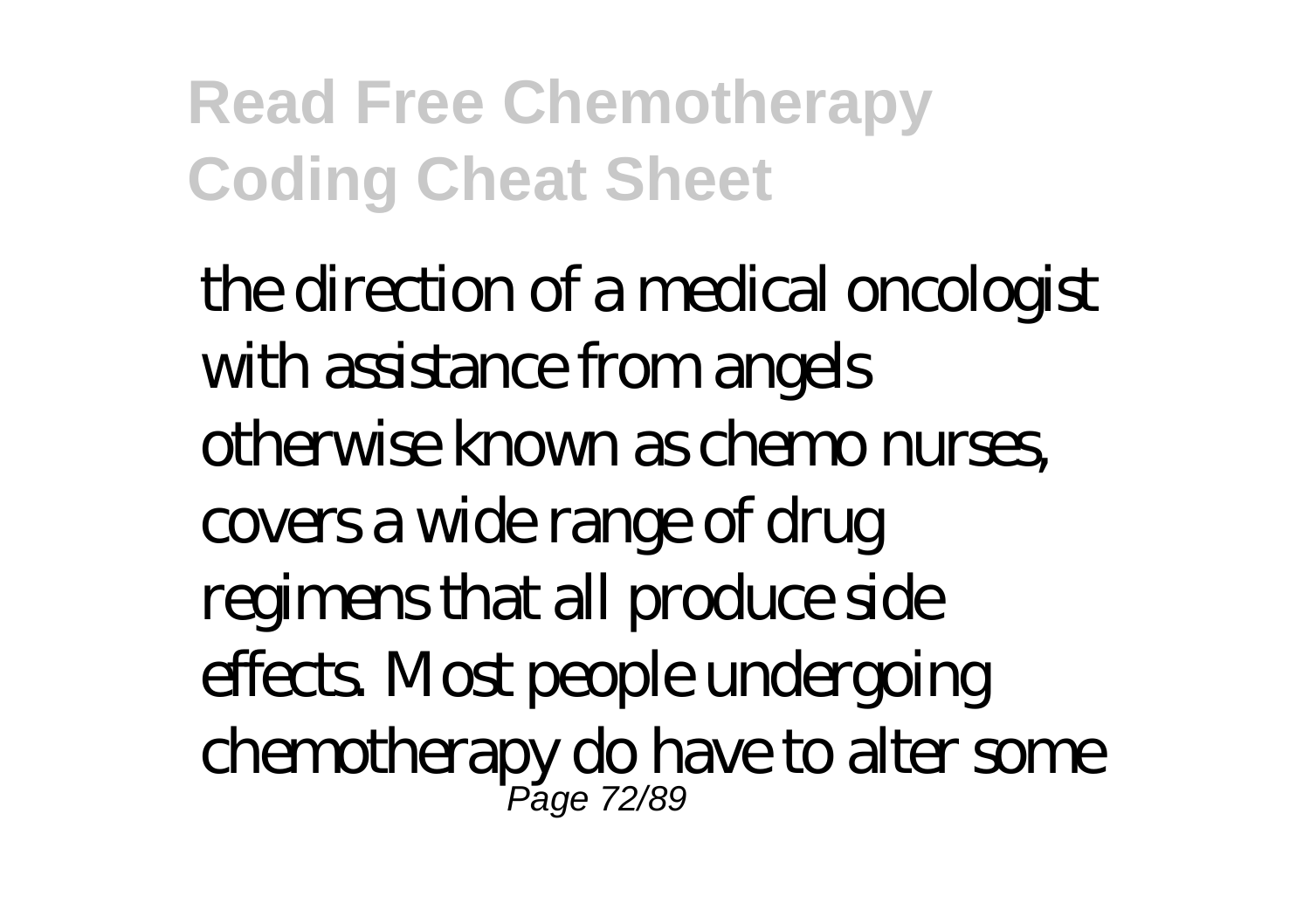the direction of a medical oncologist with assistance from angels otherwise known as chemo nurses, covers a wide range of drug regimens that all produce side effects. Most people undergoing chemotherapy do have to alter some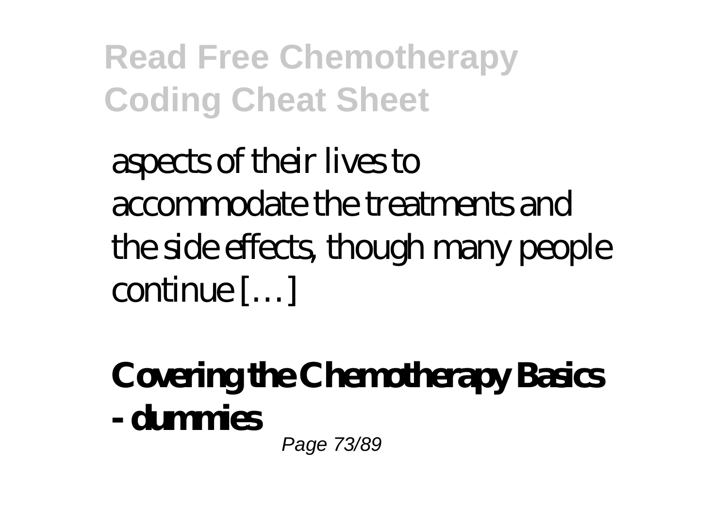aspects of their lives to accommodate the treatments and the side effects, though many people continue […]

**Covering the Chemotherapy Basics - dummies**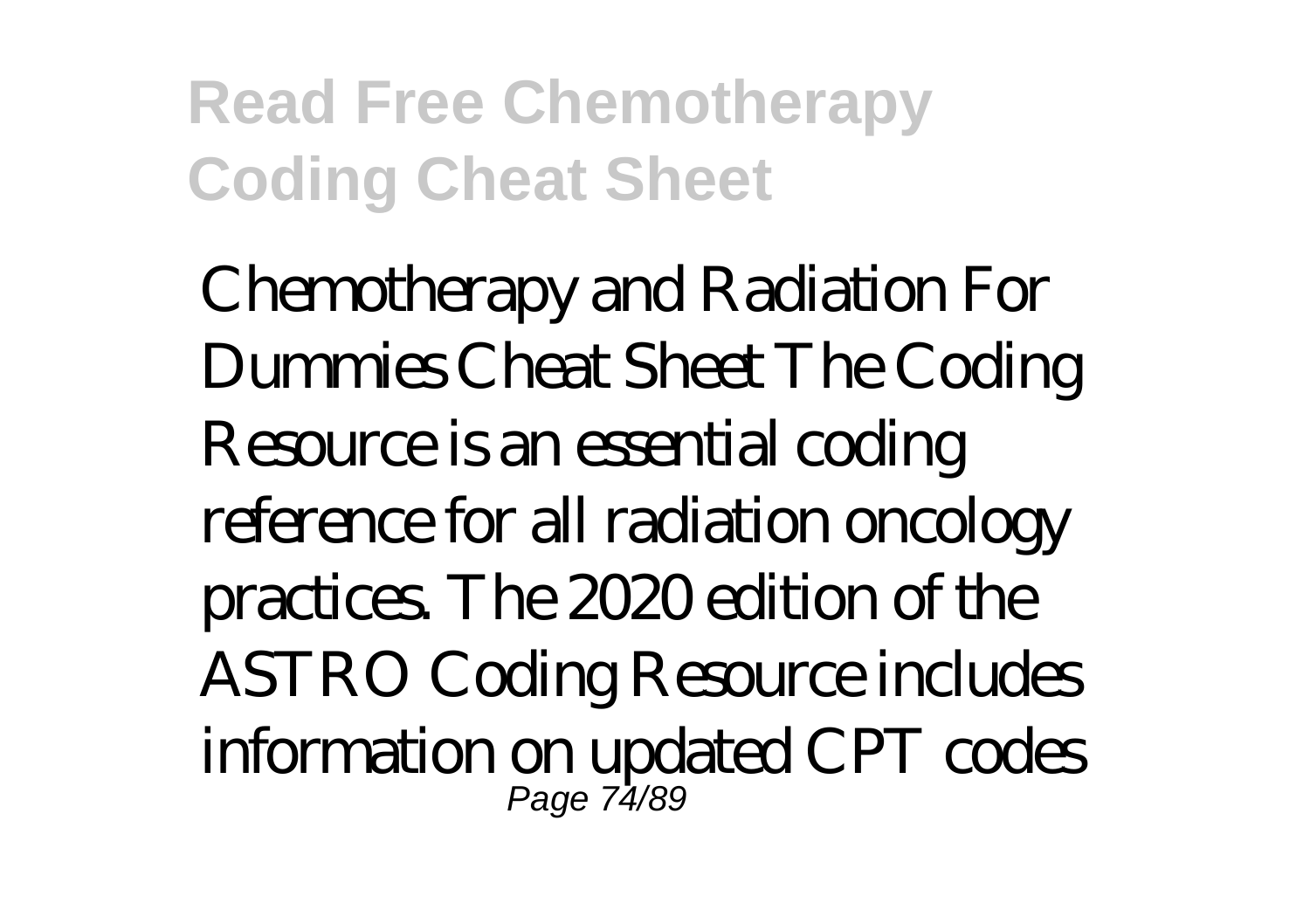Chemotherapy and Radiation For Dummies Cheat Sheet The Coding Resource is an essential coding reference for all radiation oncology practices. The 2020 edition of the ASTRO Coding Resource includes information on updated CPT codes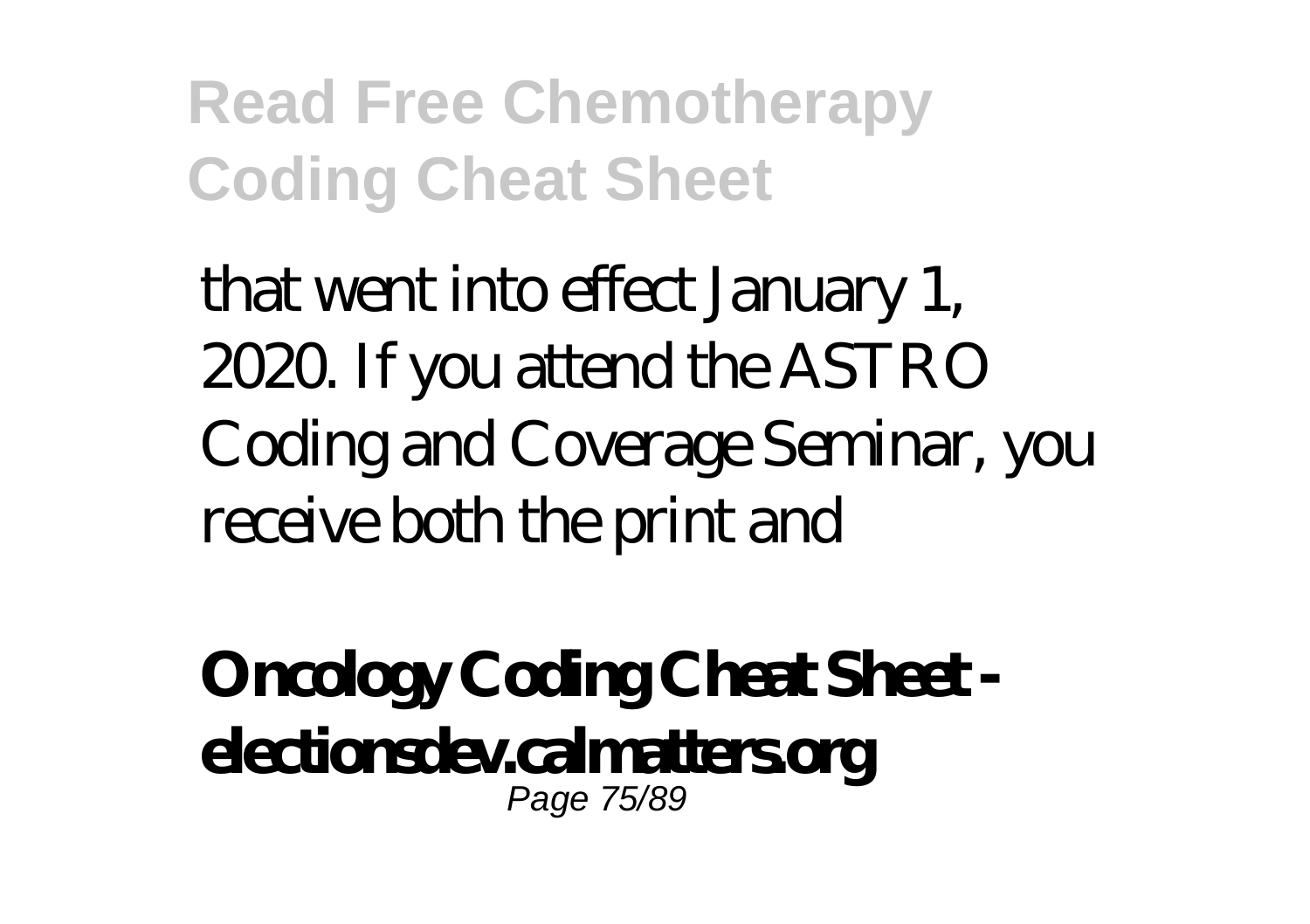that went into effect January 1, 2020. If you attend the ASTRO Coding and Coverage Seminar, you receive both the print and

**Oncology Coding Cheat Sheet - electionsdev.calmatters.org**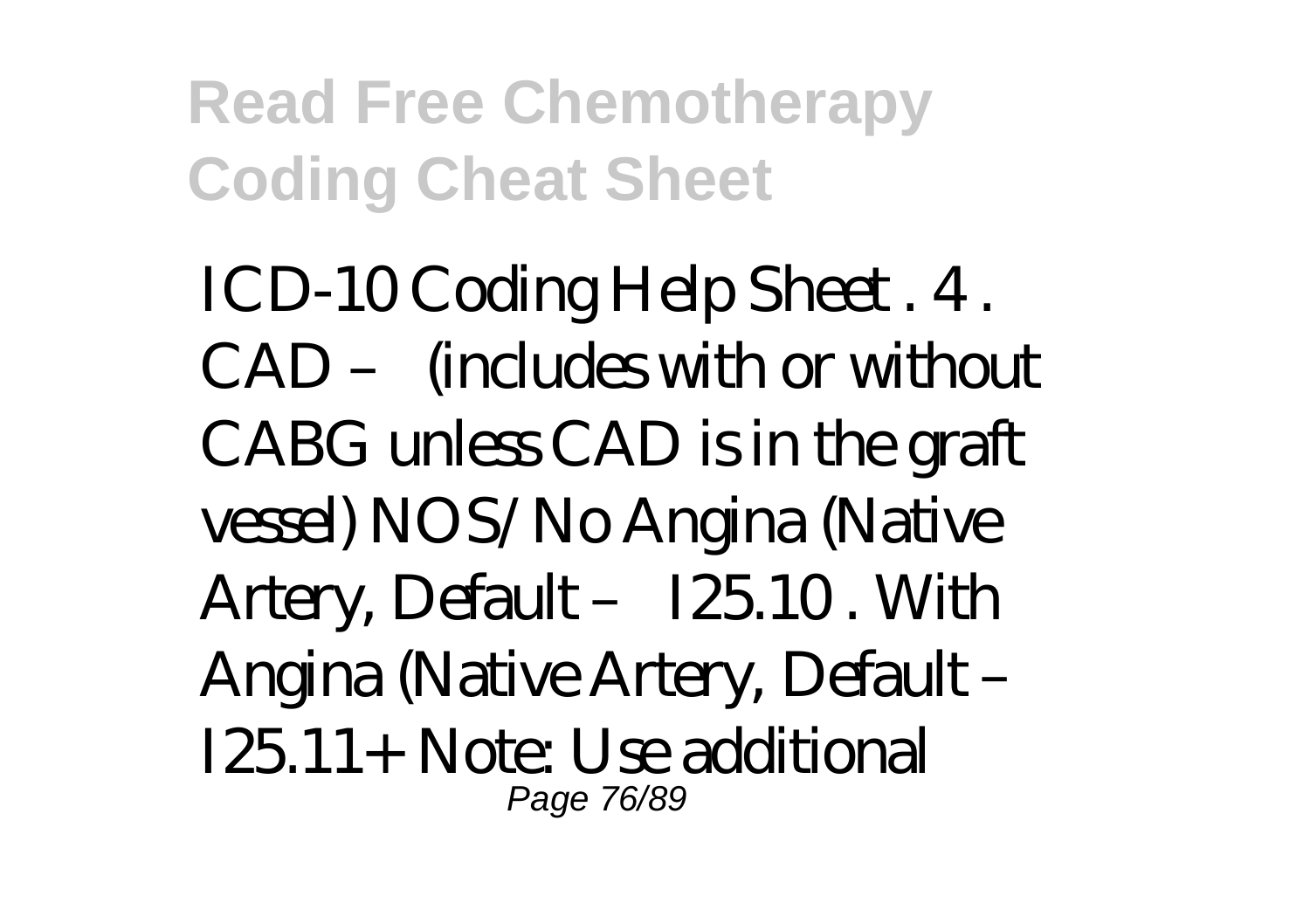ICD-10 Coding Help Sheet . 4 . CAD – (includes with or without CABG unless CAD is in the graft vessel) NOS/ No Angina (Native Artery, Default – I25.10 . With Angina (Native Artery, Default – I25.11+ Note: Use additional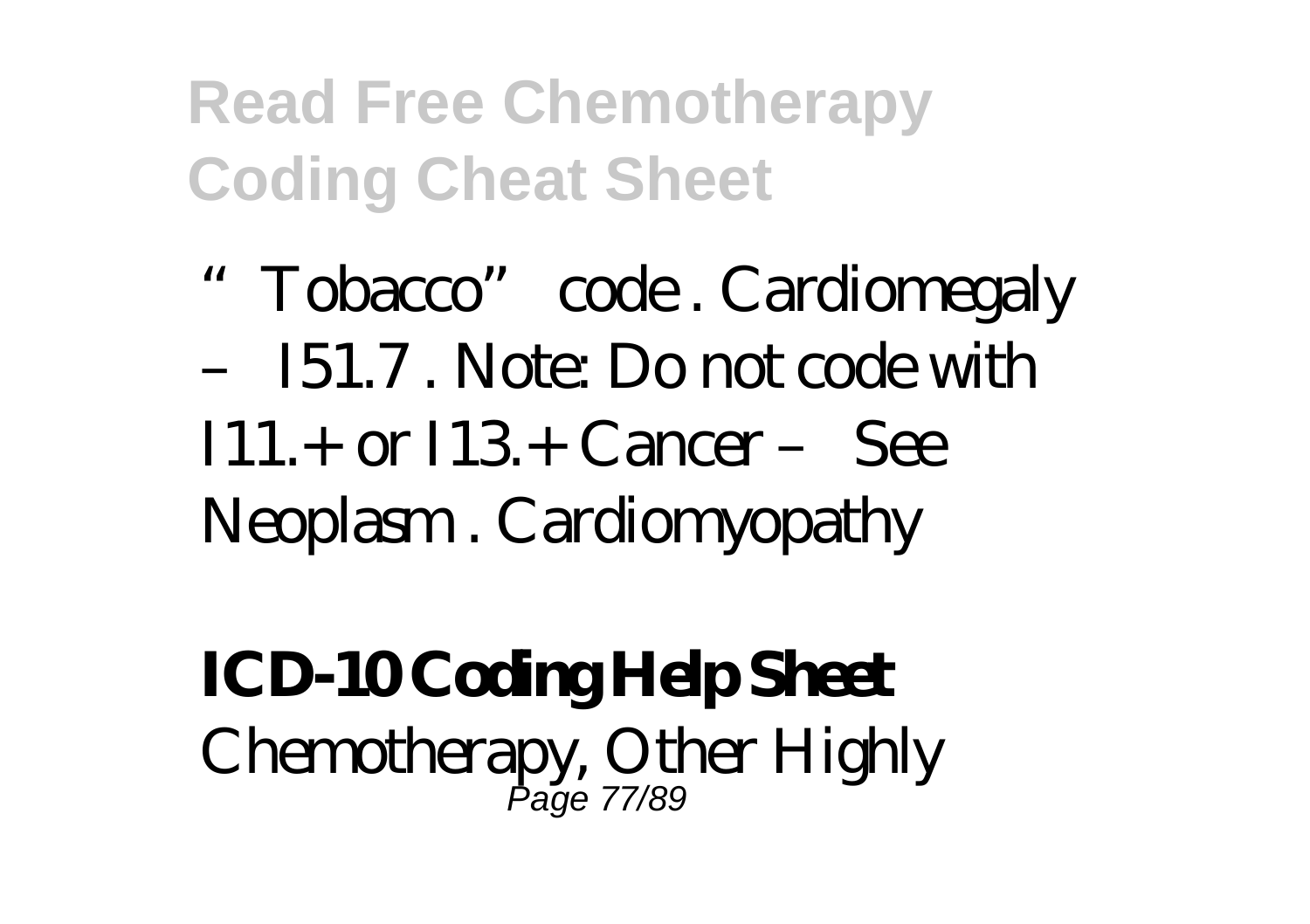"Tobacco" code . Cardiomegaly – I51.7 . Note: Do not code with I11.+ or I13.+ Cancer – See Neoplasm . Cardiomyopathy

**ICD-10 Coding Help Sheet**

Chemotherapy, Other Highly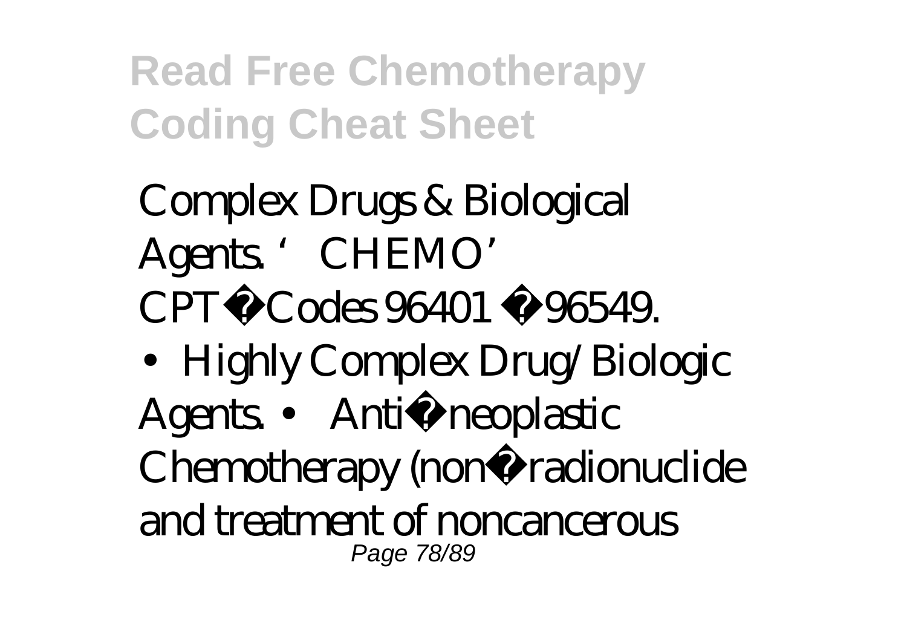Complex Drugs & Biological Agents. 'CHEMO' CPT� Codes 96401 � 96549.

- Highly Complex Drug/Biologic Agents. • Anti� neoplastic Chemotherapy (non� radionuclide and treatment of noncancerous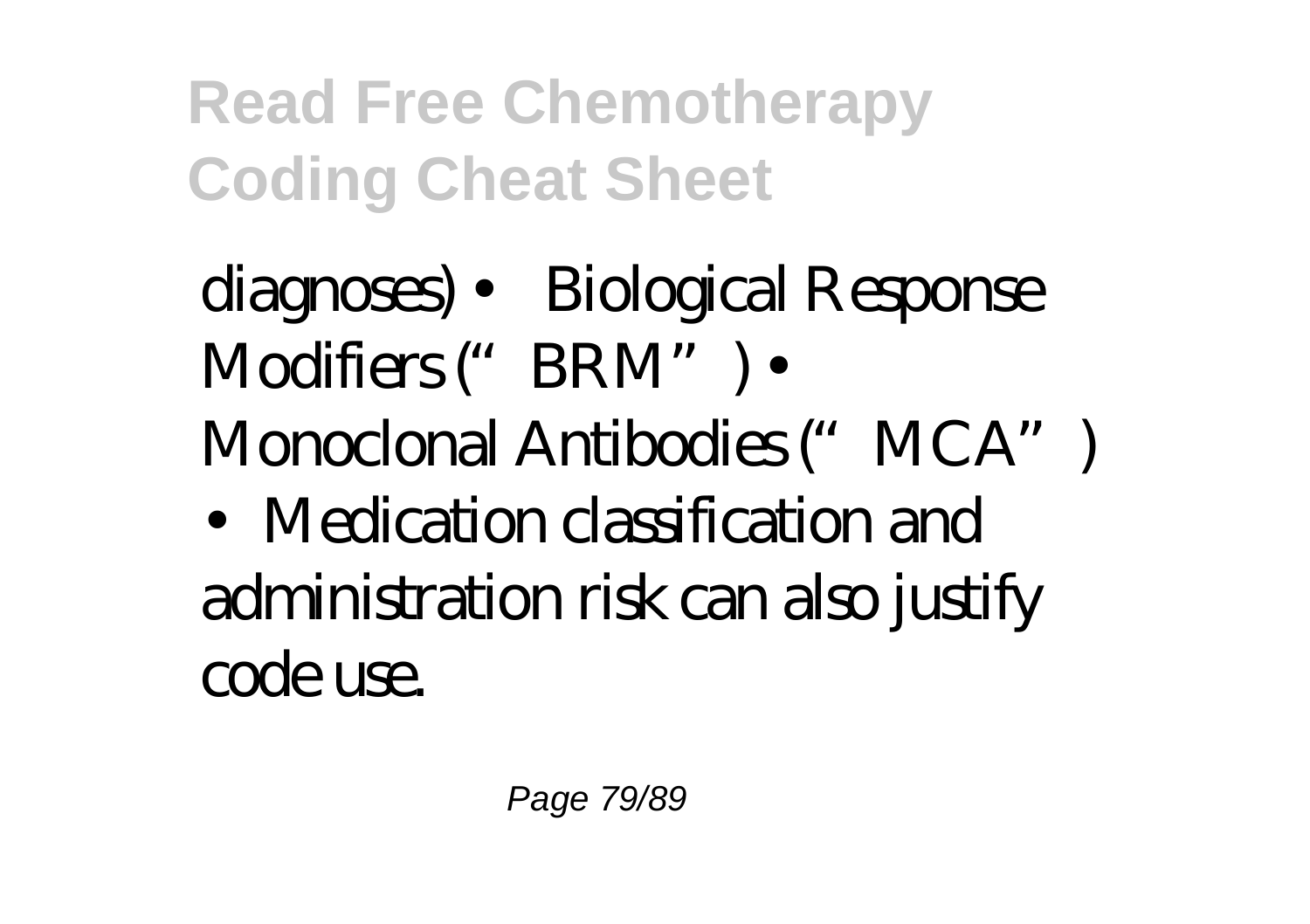diagnoses) • Biological Response Modifiers ("BRM") • Monoclonal Antibodies ("MCA")

• Medication classification and administration risk can also justify code use.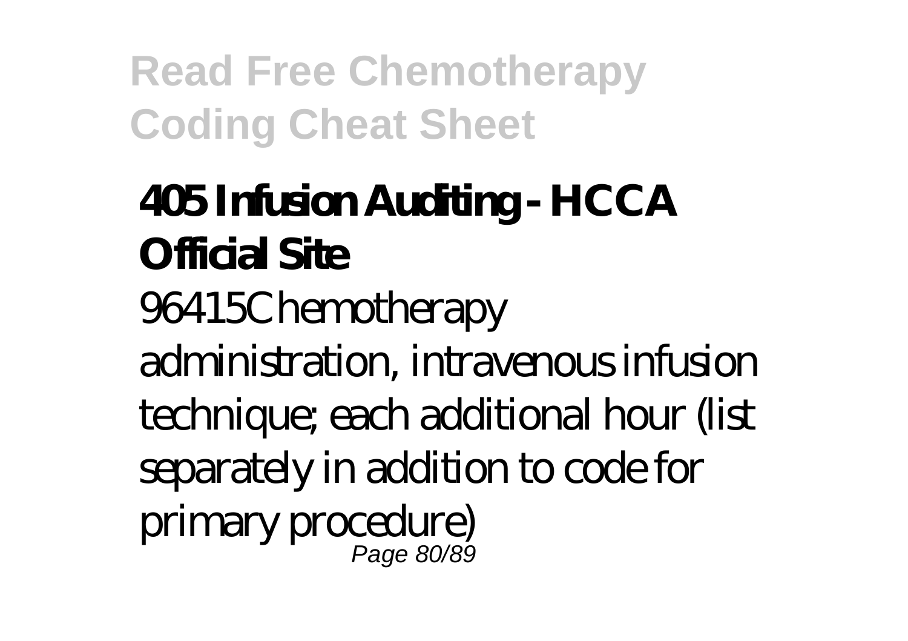## 405 Infusion Auditing - HCCA Official Site

96415Chemotherapy administration, intravenous infusion technique; each additional hour (list separately in addition to code for primary procedure)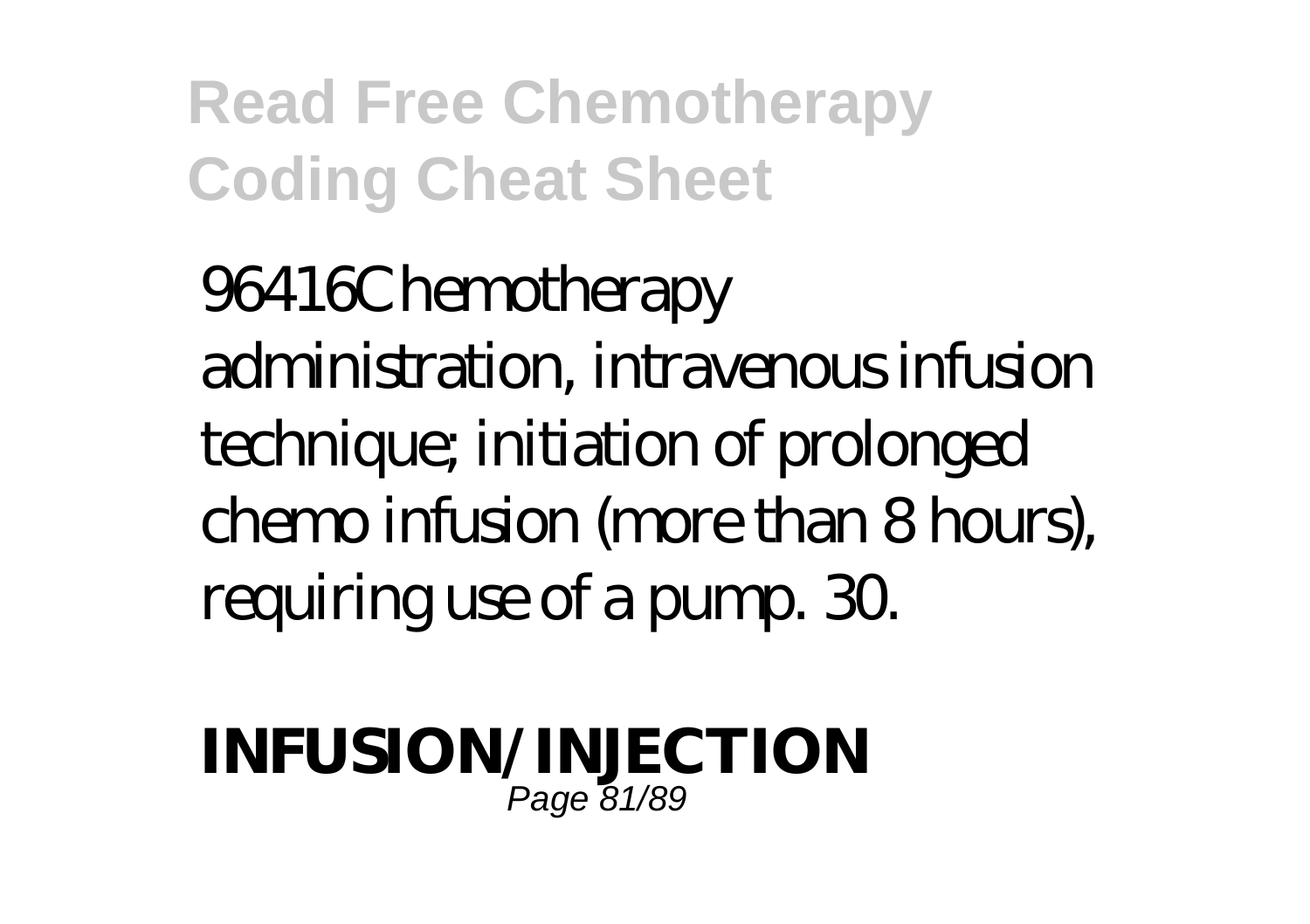96416Chemotherapy administration, intravenous infusion technique; initiation of prolonged chemo infusion (more than 8 hours), requiring use of a pump. 30.

**INFUSION/INJECTION**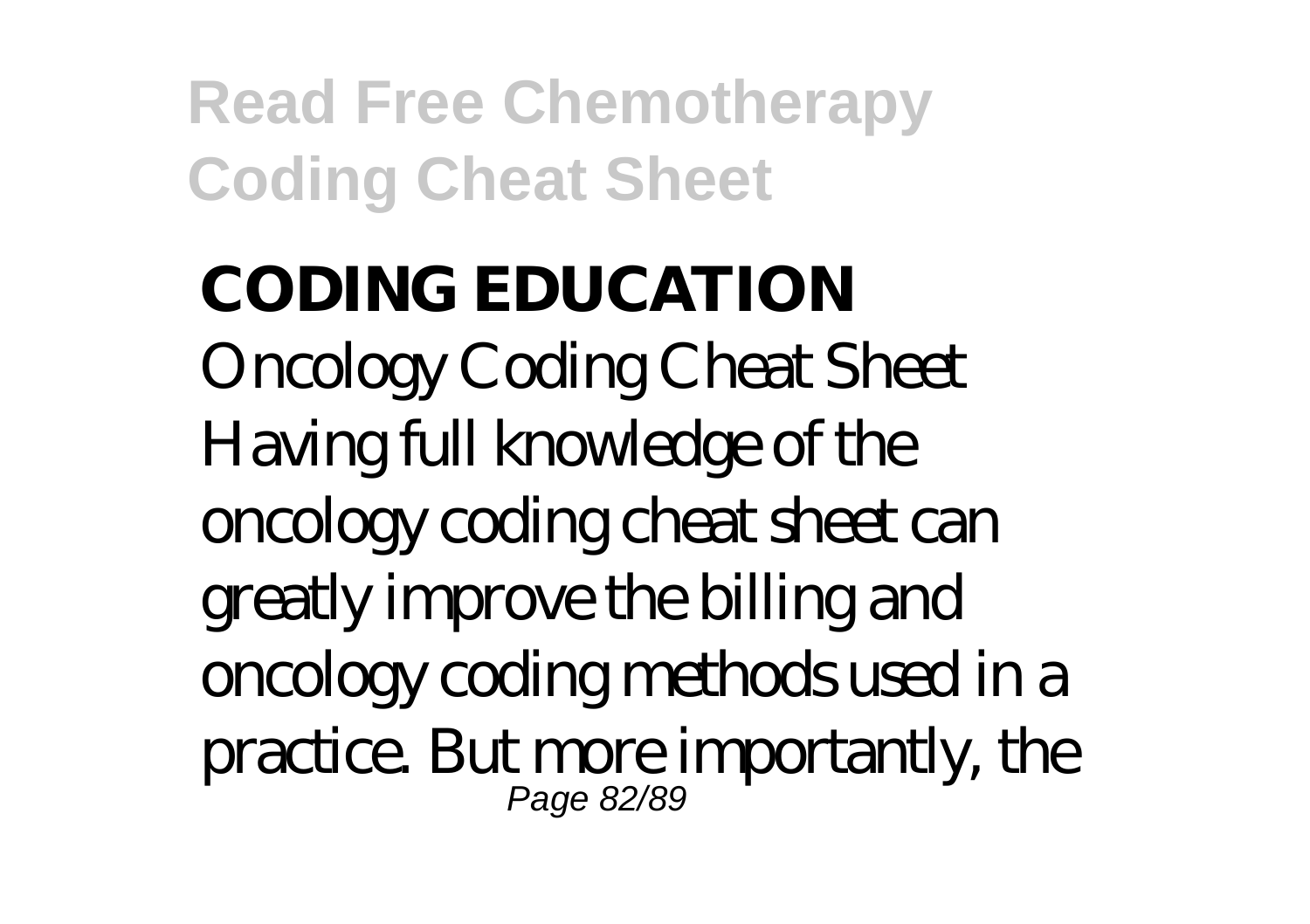**CODING EDUCATION**

Oncology Coding Cheat Sheet Having full knowledge of the oncology coding cheat sheet can greatly improve the billing and oncology coding methods used in a practice. But more importantly, the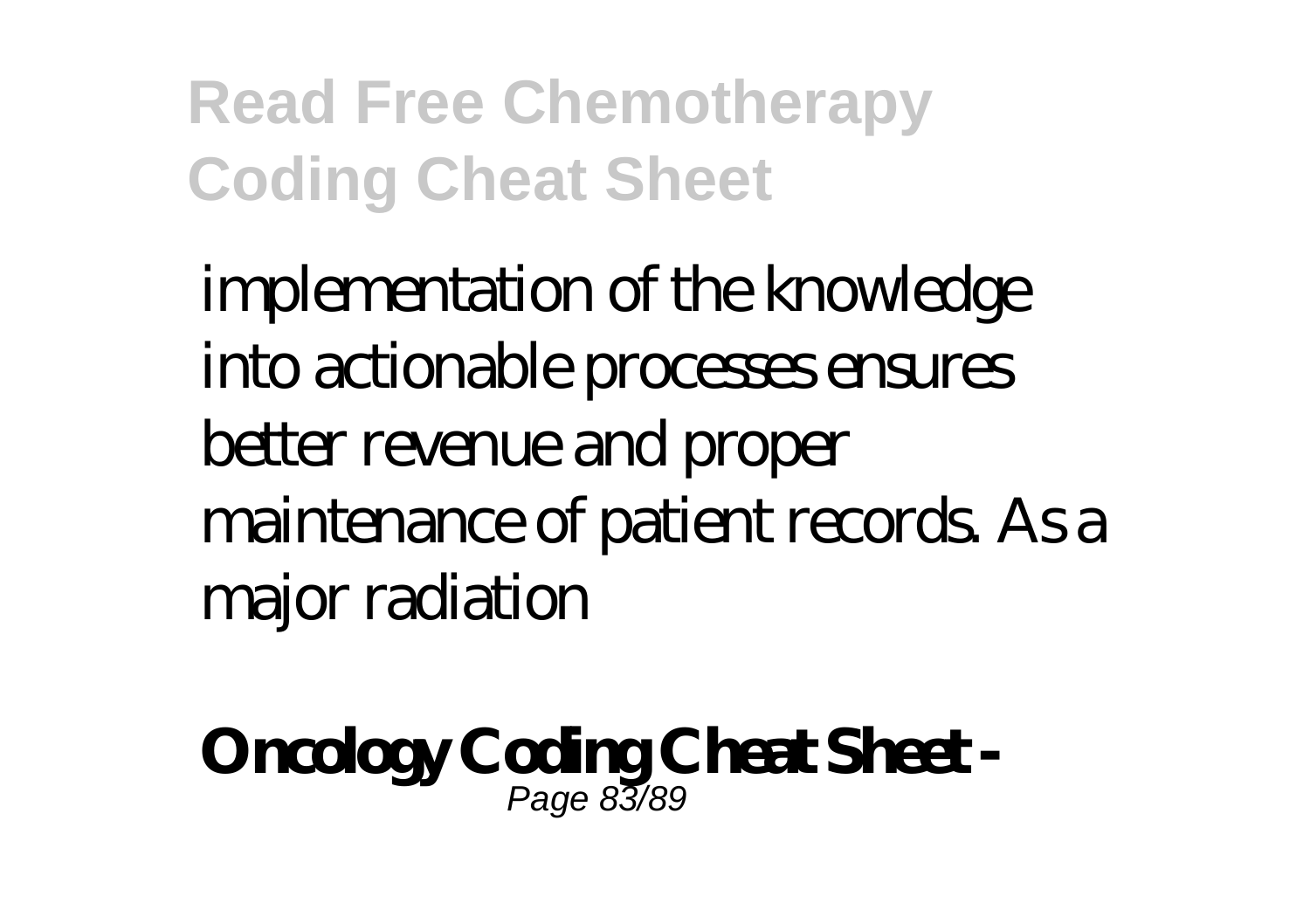implementation of the knowledge into actionable processes ensures better revenue and proper maintenance of patient records. As a major radiation

**Oncology Coding Cheat Sheet -**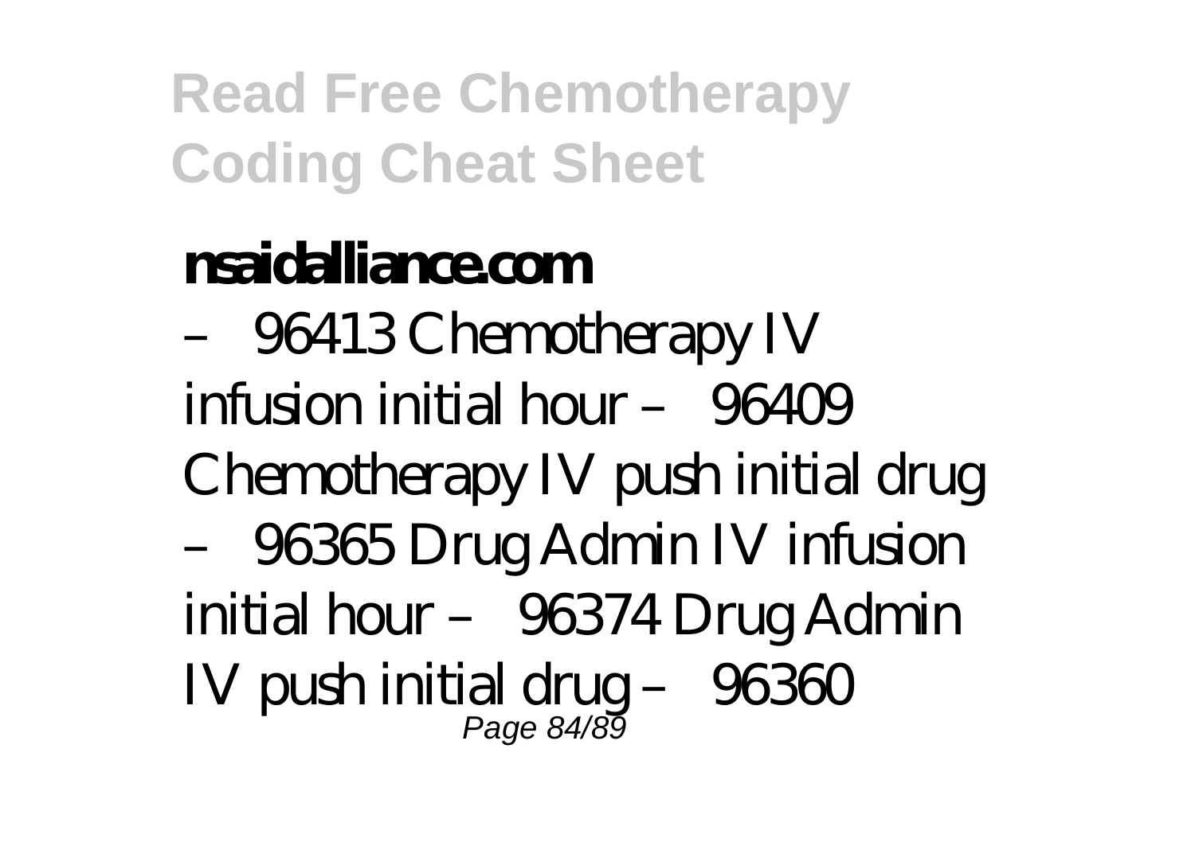**nsaidalliance.com**

– 96413 Chemotherapy IV infusion initial hour – 96409 Chemotherapy IV push initial drug – 96365 Drug Admin IV infusion initial hour – 96374 Drug Admin IV push initial drug – 96360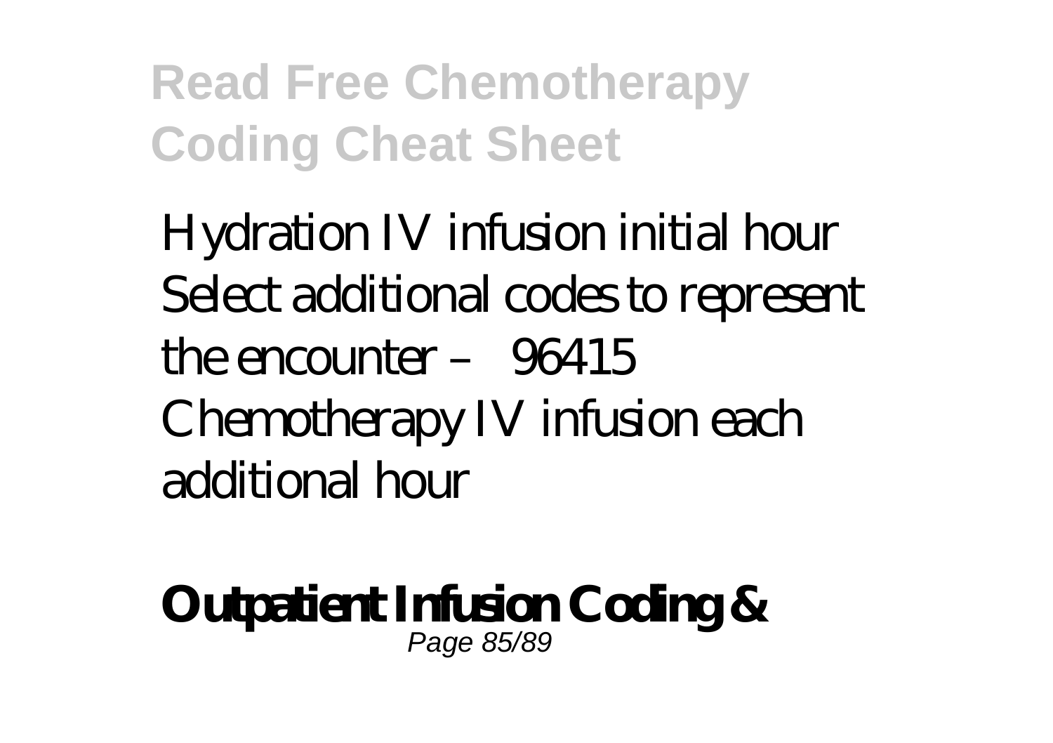Hydration IV infusion initial hour Select additional codes to represent the encounter – 96415 Chemotherapy IV infusion each additional hour

**Outpatient Infusion Coding &**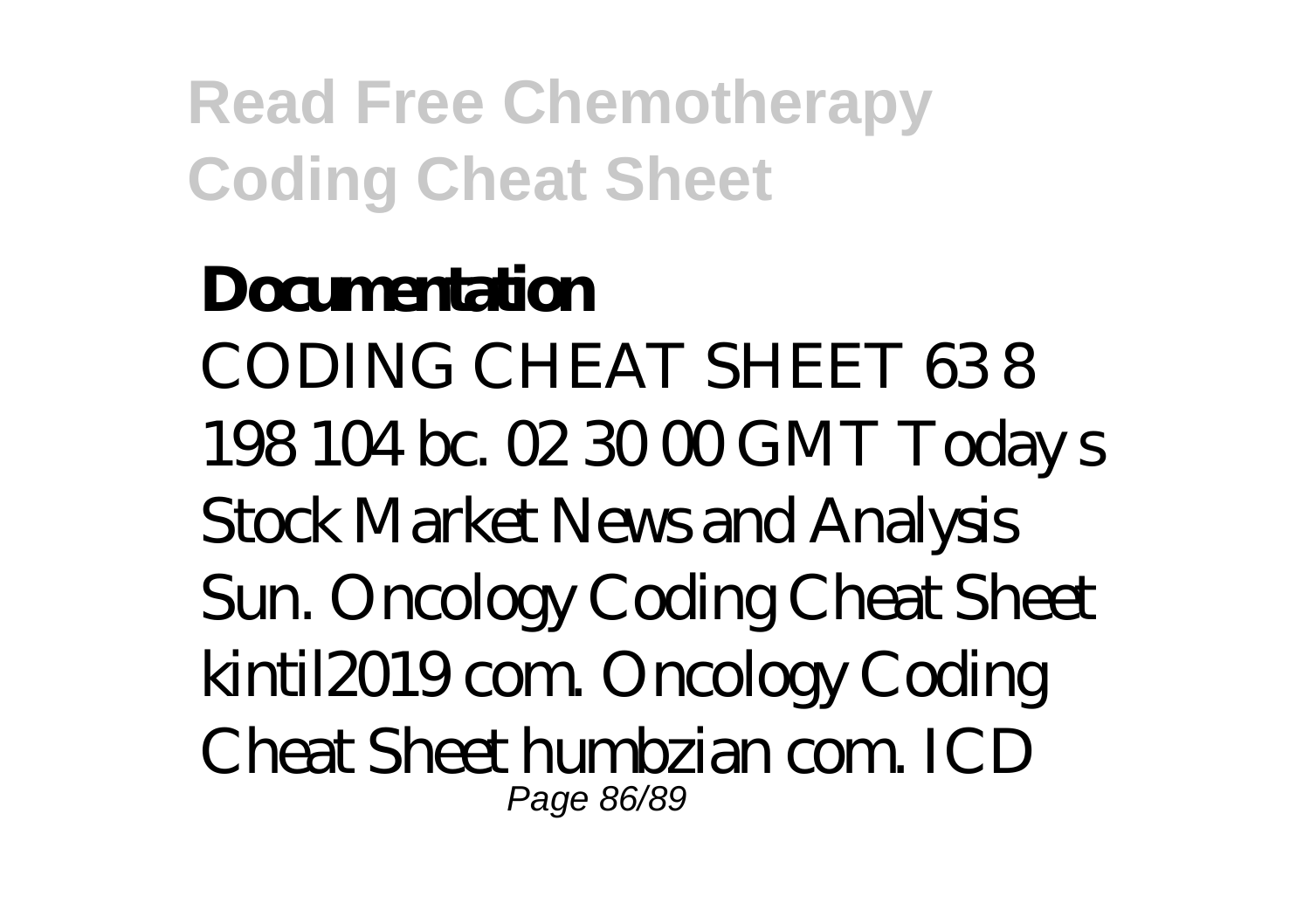**Documentation**

CODING CHEAT SHEET 63 8 198 104 bc. 02 30 00 GMT Today s Stock Market News and Analysis Sun. Oncology Coding Cheat Sheet kintil2019 com. Oncology Coding Cheat Sheet humbzian com. ICD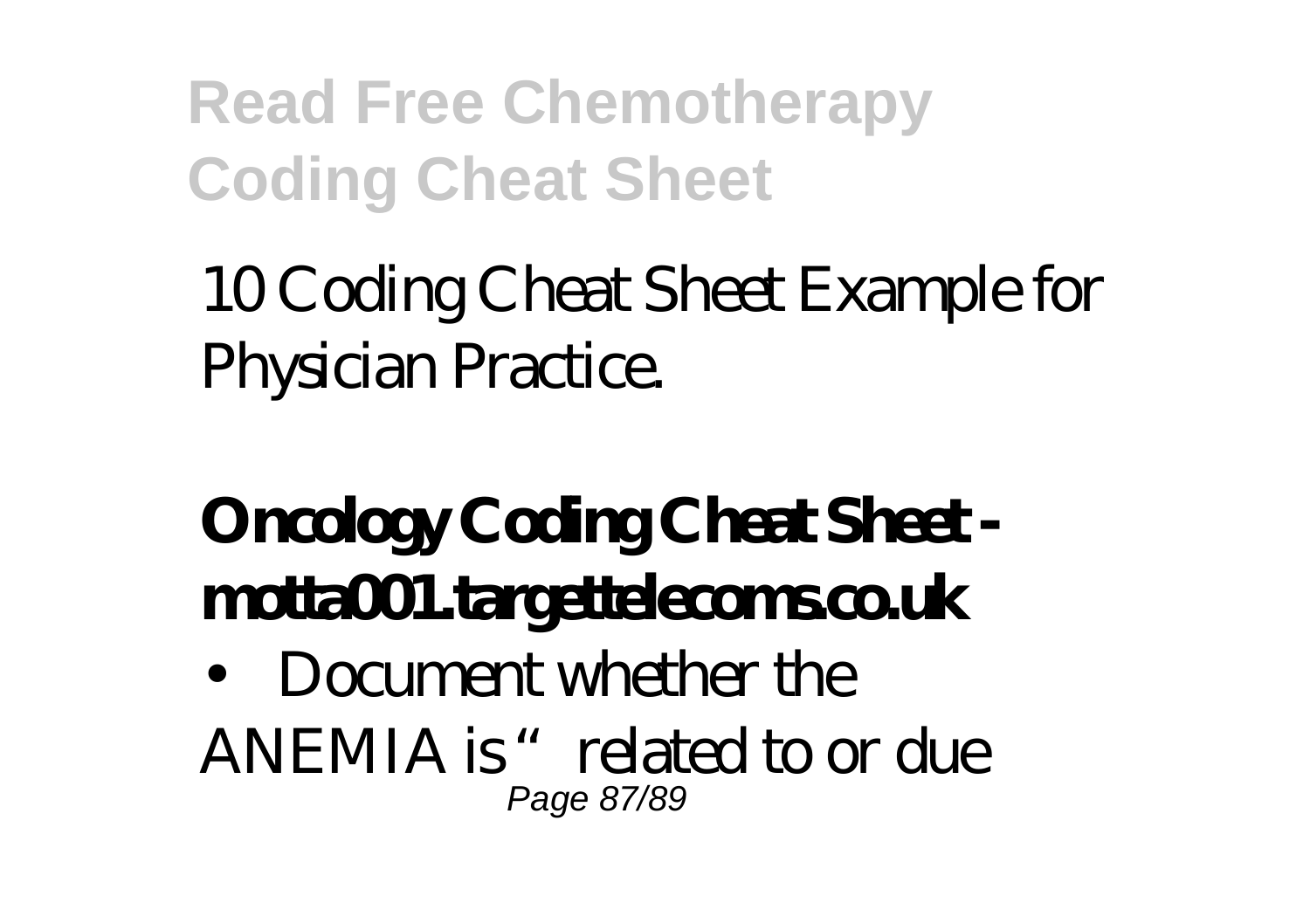10 Coding Cheat Sheet Example for Physician Practice.

**Oncology Coding Cheat Sheet - motta001.targettelecoms.co.uk**

- Document whether the ANEMIA is "related to or due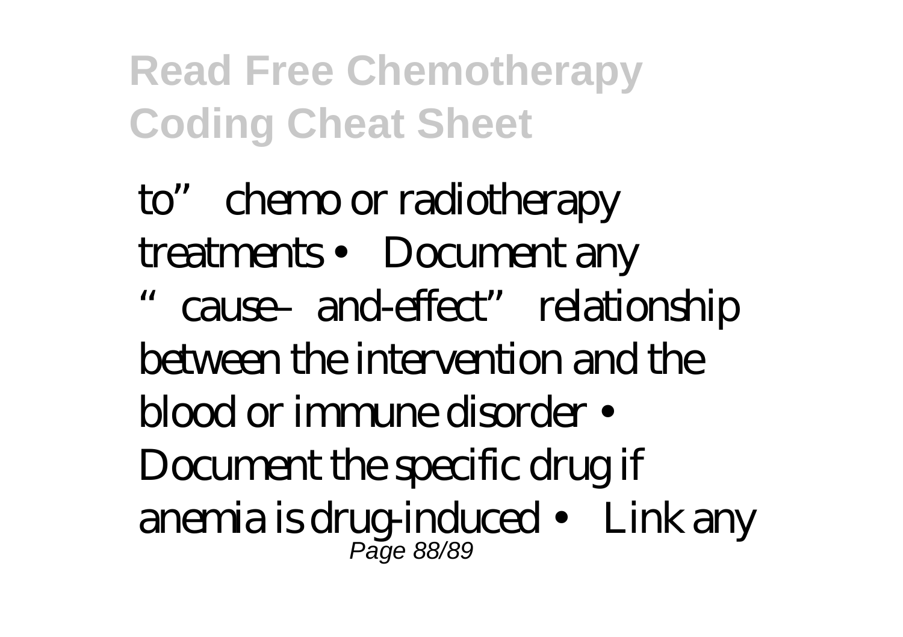to" chemo or radiotherapy treatments • Document any "cause–and-effect" relationship between the intervention and the blood or immune disorder • Document the specific drug if anemia is drug-induced • Link any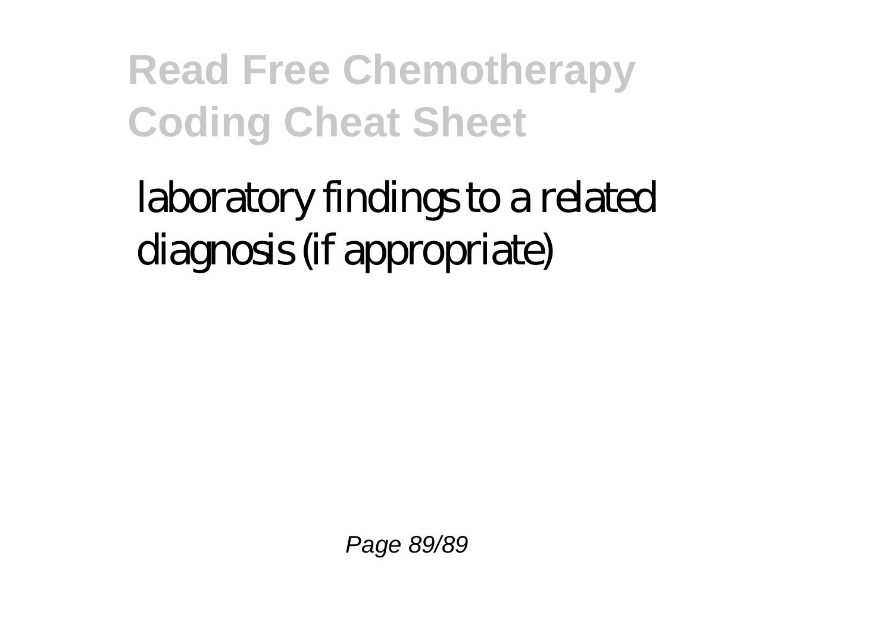laboratory findings to a related diagnosis (if appropriate)